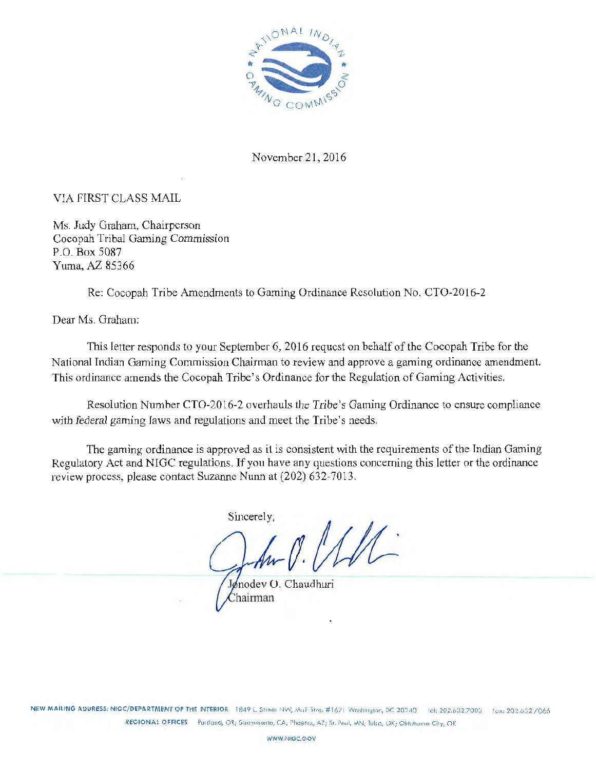November 21, 2016

VIA FIRST CLASS MAIL

Ms. Judy Graham, Chairperson
Cocopah Tribal Gaming Commission
P.O. Box 5087
Yuma, AZ 85366

Re: Cocopah Tribe Amendments to Gaming Ordinance Resolution No. CTO-2016-2

Dear Ms. Graham:

This letter responds to your September 6, 2016 request on behalf of the Cocopah Tribe for the National Indian Gaming Commission Chairman to review and approve a gaming ordinance amendment. This ordinance amends the Cocopah Tribe's Ordinance for the Regulation of Gaming Activities.

Resolution Number CTO-2016-2 overhauls the Tribe's Gaming Ordinance to ensure compliance with federal gaming laws and regulations and meet the Tribe's needs.

The gaming ordinance is approved as it is consistent with the requirements of the Indian Gaming Regulatory Act and NIGC regulations. If you have any questions concerning this letter or the ordinance review process, please contact Suzanne Nunn at (202) 632-7013.

Sincerely,

Jonodev O. Chaudhuri
Chairman

NEW MAILING ADDRESS: NIGC/DEPARTMENT OF THE INTERIOR 1849 C Street NW, Mail Stop #1621 Washington, DC 20240 Tel: 202.632.7003 Fax: 202.632.7066
REGIONAL OFFICES Portland, OR; Sacramento, CA; Phoenix, AZ; St. Paul, MN; Tulsa, OK; Oklahoma City, OK
WWW.NIGC.GOV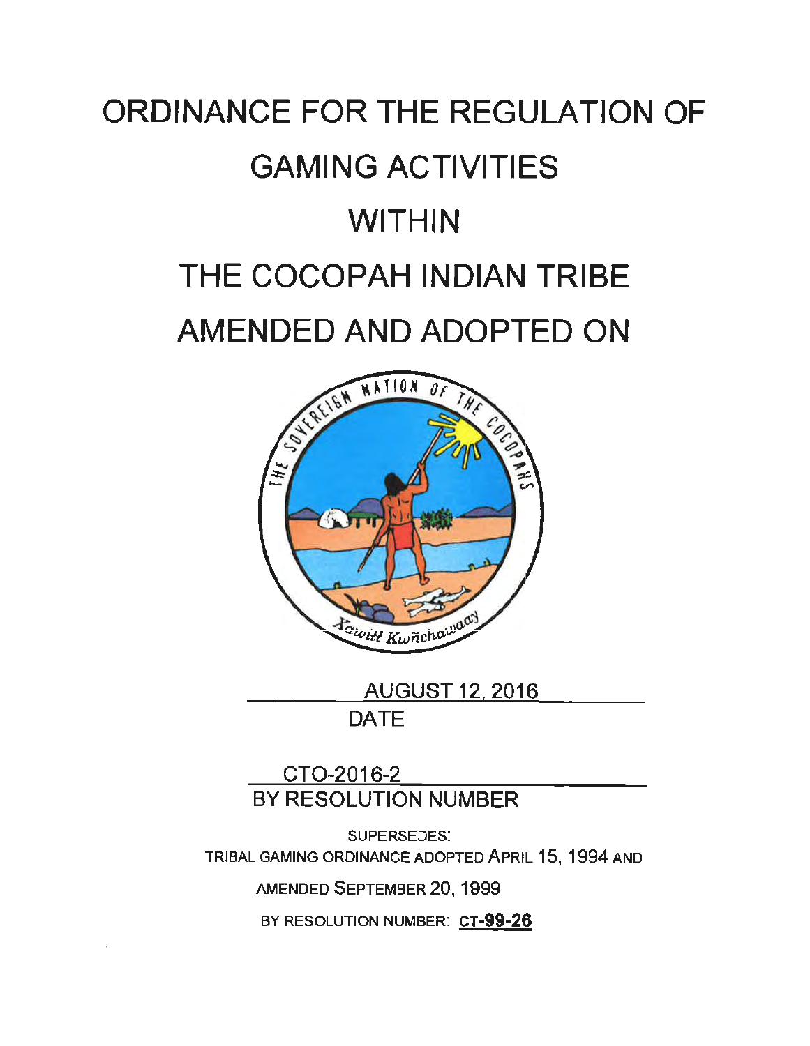# ORDINANCE FOR THE REGULATION OF GAMING ACTIVITIES WITHIN THE COCOPAH INDIAN TRIBE AMENDED AND ADOPTED ON

AUGUST 12, 2016

DATE

CTO-2016-2

BY RESOLUTION NUMBER

SUPERSEDES:

TRIBAL GAMING ORDINANCE ADOPTED APRIL 15, 1994 AND

AMENDED SEPTEMBER 20, 1999

BY RESOLUTION NUMBER: **CT-99-26**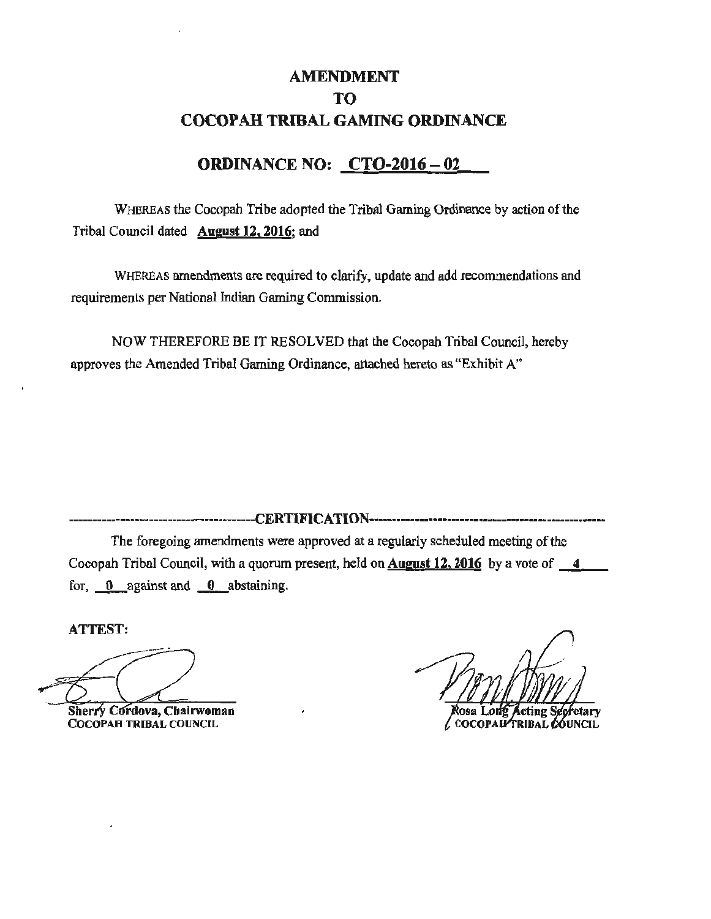# AMENDMENT
# TO
# COCOPAH TRIBAL GAMING ORDINANCE

## ORDINANCE NO: CTO-2016 – 02

WHEREAS the Cocopah Tribe adopted the Tribal Gaming Ordinance by action of the Tribal Council dated **August 12, 2016**; and

WHEREAS amendments are required to clarify, update and add recommendations and requirements per National Indian Gaming Commission.

NOW THEREFORE BE IT RESOLVED that the Cocopah Tribal Council, hereby approves the Amended Tribal Gaming Ordinance, attached hereto as "Exhibit A"

---------------------------------------CERTIFICATION---------------------------------------

The foregoing amendments were approved at a regularly scheduled meeting of the Cocopah Tribal Council, with a quorum present, held on **August 12, 2016** by a vote of 4 for, 0 against and 0 abstaining.

**ATTEST:**

Sherry Cordova, Chairwoman
COCOPAH TRIBAL COUNCIL

Rosa Long Acting Secretary
COCOPAH TRIBAL COUNCIL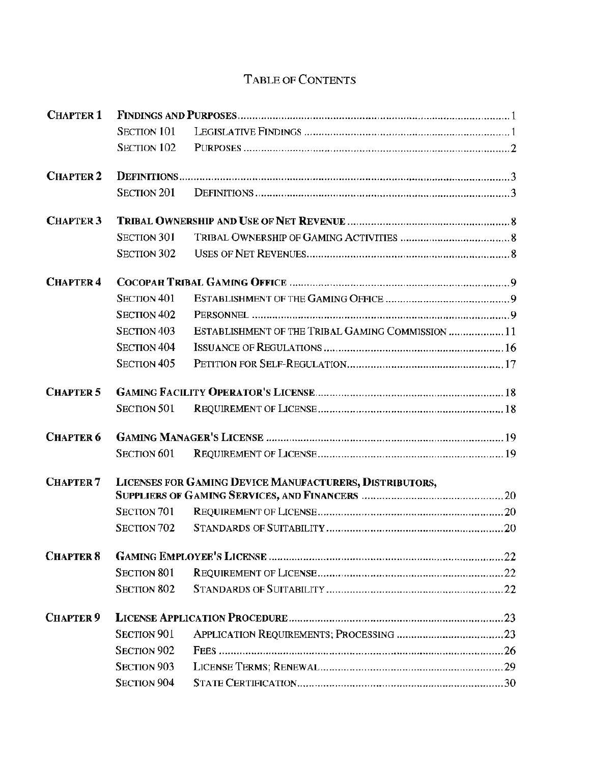# TABLE OF CONTENTS

| | | | |
|---|---|---|---|
| **CHAPTER 1** | **FINDINGS AND PURPOSES** | | 1 |
| | SECTION 101 | LEGISLATIVE FINDINGS | 1 |
| | SECTION 102 | PURPOSES | 2 |
| **CHAPTER 2** | **DEFINITIONS** | | 3 |
| | SECTION 201 | DEFINITIONS | 3 |
| **CHAPTER 3** | **TRIBAL OWNERSHIP AND USE OF NET REVENUE** | | 8 |
| | SECTION 301 | TRIBAL OWNERSHIP OF GAMING ACTIVITIES | 8 |
| | SECTION 302 | USES OF NET REVENUES | 8 |
| **CHAPTER 4** | **COCOPAH TRIBAL GAMING OFFICE** | | 9 |
| | SECTION 401 | ESTABLISHMENT OF THE GAMING OFFICE | 9 |
| | SECTION 402 | PERSONNEL | 9 |
| | SECTION 403 | ESTABLISHMENT OF THE TRIBAL GAMING COMMISSION | 11 |
| | SECTION 404 | ISSUANCE OF REGULATIONS | 16 |
| | SECTION 405 | PETITION FOR SELF-REGULATION | 17 |
| **CHAPTER 5** | **GAMING FACILITY OPERATOR'S LICENSE** | | 18 |
| | SECTION 501 | REQUIREMENT OF LICENSE | 18 |
| **CHAPTER 6** | **GAMING MANAGER'S LICENSE** | | 19 |
| | SECTION 601 | REQUIREMENT OF LICENSE | 19 |
| **CHAPTER 7** | **LICENSES FOR GAMING DEVICE MANUFACTURERS, DISTRIBUTORS, SUPPLIERS OF GAMING SERVICES, AND FINANCERS** | | 20 |
| | SECTION 701 | REQUIREMENT OF LICENSE | 20 |
| | SECTION 702 | STANDARDS OF SUITABILITY | 20 |
| **CHAPTER 8** | **GAMING EMPLOYEE'S LICENSE** | | 22 |
| | SECTION 801 | REQUIREMENT OF LICENSE | 22 |
| | SECTION 802 | STANDARDS OF SUITABILITY | 22 |
| **CHAPTER 9** | **LICENSE APPLICATION PROCEDURE** | | 23 |
| | SECTION 901 | APPLICATION REQUIREMENTS; PROCESSING | 23 |
| | SECTION 902 | FEES | 26 |
| | SECTION 903 | LICENSE TERMS; RENEWAL | 29 |
| | SECTION 904 | STATE CERTIFICATION | 30 |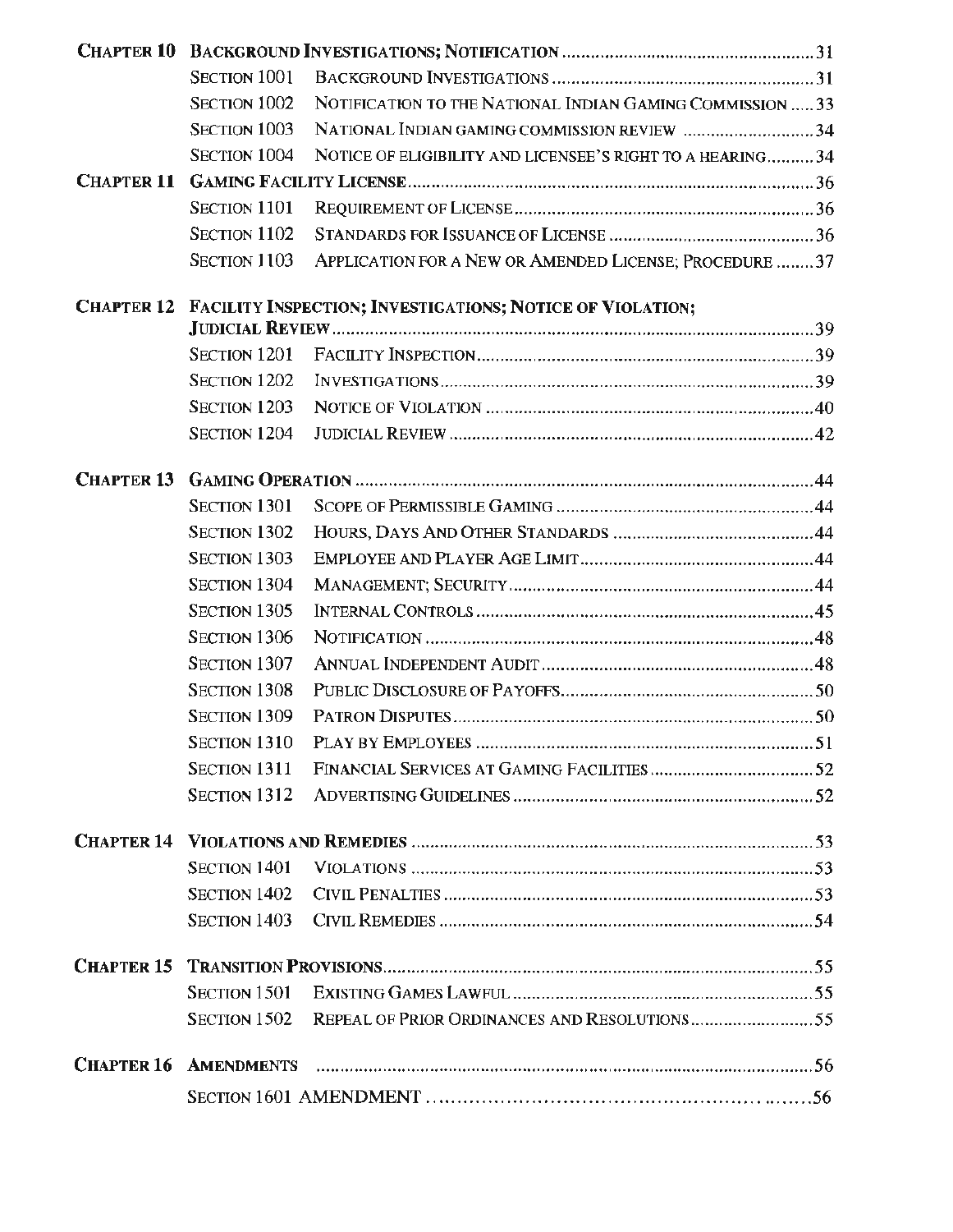**CHAPTER 10 BACKGROUND INVESTIGATIONS; NOTIFICATION** ........................................................ 31

- SECTION 1001 BACKGROUND INVESTIGATIONS ........................................................ 31
- SECTION 1002 NOTIFICATION TO THE NATIONAL INDIAN GAMING COMMISSION ..... 33
- SECTION 1003 NATIONAL INDIAN GAMING COMMISSION REVIEW ........................... 34
- SECTION 1004 NOTICE OF ELIGIBILITY AND LICENSEE'S RIGHT TO A HEARING.......... 34

**CHAPTER 11 GAMING FACILITY LICENSE** ........................................................ 36

- SECTION 1101 REQUIREMENT OF LICENSE ........................................................ 36
- SECTION 1102 STANDARDS FOR ISSUANCE OF LICENSE ........................................... 36
- SECTION 1103 APPLICATION FOR A NEW OR AMENDED LICENSE; PROCEDURE ........ 37

**CHAPTER 12 FACILITY INSPECTION; INVESTIGATIONS; NOTICE OF VIOLATION; JUDICIAL REVIEW** ........................................................ 39

- SECTION 1201 FACILITY INSPECTION ........................................................ 39
- SECTION 1202 INVESTIGATIONS ........................................................ 39
- SECTION 1203 NOTICE OF VIOLATION ........................................................ 40
- SECTION 1204 JUDICIAL REVIEW ........................................................ 42

**CHAPTER 13 GAMING OPERATION** ........................................................ 44

- SECTION 1301 SCOPE OF PERMISSIBLE GAMING ........................................................ 44
- SECTION 1302 HOURS, DAYS AND OTHER STANDARDS ........................................... 44
- SECTION 1303 EMPLOYEE AND PLAYER AGE LIMIT ........................................................ 44
- SECTION 1304 MANAGEMENT; SECURITY ........................................................ 44
- SECTION 1305 INTERNAL CONTROLS ........................................................ 45
- SECTION 1306 NOTIFICATION ........................................................ 48
- SECTION 1307 ANNUAL INDEPENDENT AUDIT ........................................................ 48
- SECTION 1308 PUBLIC DISCLOSURE OF PAYOFFS ........................................................ 50
- SECTION 1309 PATRON DISPUTES ........................................................ 50
- SECTION 1310 PLAY BY EMPLOYEES ........................................................ 51
- SECTION 1311 FINANCIAL SERVICES AT GAMING FACILITIES ................................... 52
- SECTION 1312 ADVERTISING GUIDELINES ........................................................ 52

**CHAPTER 14 VIOLATIONS AND REMEDIES** ........................................................ 53

- SECTION 1401 VIOLATIONS ........................................................ 53
- SECTION 1402 CIVIL PENALTIES ........................................................ 53
- SECTION 1403 CIVIL REMEDIES ........................................................ 54

**CHAPTER 15 TRANSITION PROVISIONS** ........................................................ 55

- SECTION 1501 EXISTING GAMES LAWFUL ........................................................ 55
- SECTION 1502 REPEAL OF PRIOR ORDINANCES AND RESOLUTIONS .......................... 55

**CHAPTER 16 AMENDMENTS** ........................................................ 56

- SECTION 1601 AMENDMENT ........................................................ 56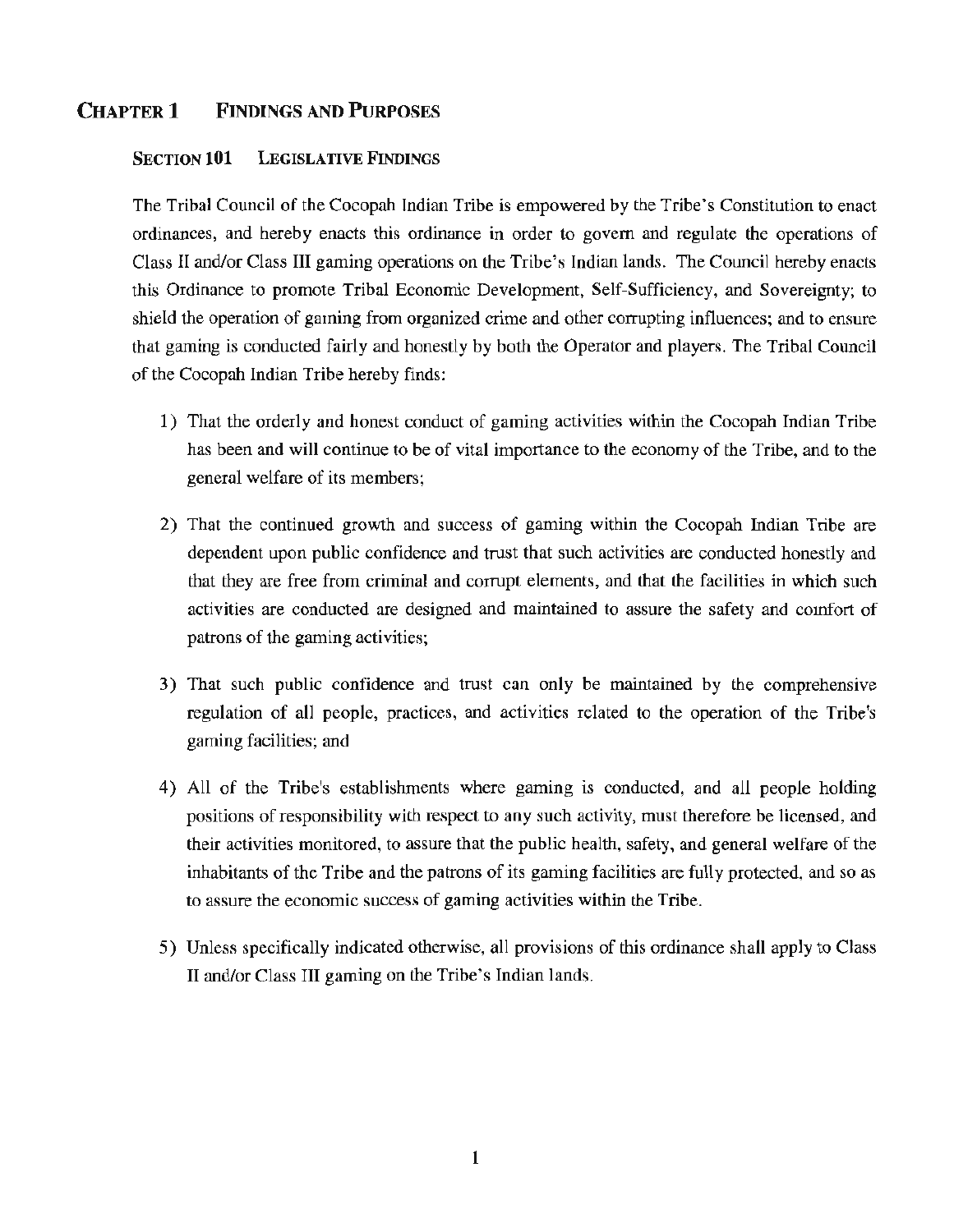# Chapter 1 Findings and Purposes

## Section 101 Legislative Findings

The Tribal Council of the Cocopah Indian Tribe is empowered by the Tribe's Constitution to enact ordinances, and hereby enacts this ordinance in order to govern and regulate the operations of Class II and/or Class III gaming operations on the Tribe's Indian lands. The Council hereby enacts this Ordinance to promote Tribal Economic Development, Self-Sufficiency, and Sovereignty; to shield the operation of gaming from organized crime and other corrupting influences; and to ensure that gaming is conducted fairly and honestly by both the Operator and players. The Tribal Council of the Cocopah Indian Tribe hereby finds:

1) That the orderly and honest conduct of gaming activities within the Cocopah Indian Tribe has been and will continue to be of vital importance to the economy of the Tribe, and to the general welfare of its members;

2) That the continued growth and success of gaming within the Cocopah Indian Tribe are dependent upon public confidence and trust that such activities are conducted honestly and that they are free from criminal and corrupt elements, and that the facilities in which such activities are conducted are designed and maintained to assure the safety and comfort of patrons of the gaming activities;

3) That such public confidence and trust can only be maintained by the comprehensive regulation of all people, practices, and activities related to the operation of the Tribe's gaming facilities; and

4) All of the Tribe's establishments where gaming is conducted, and all people holding positions of responsibility with respect to any such activity, must therefore be licensed, and their activities monitored, to assure that the public health, safety, and general welfare of the inhabitants of the Tribe and the patrons of its gaming facilities are fully protected, and so as to assure the economic success of gaming activities within the Tribe.

5) Unless specifically indicated otherwise, all provisions of this ordinance shall apply to Class II and/or Class III gaming on the Tribe's Indian lands.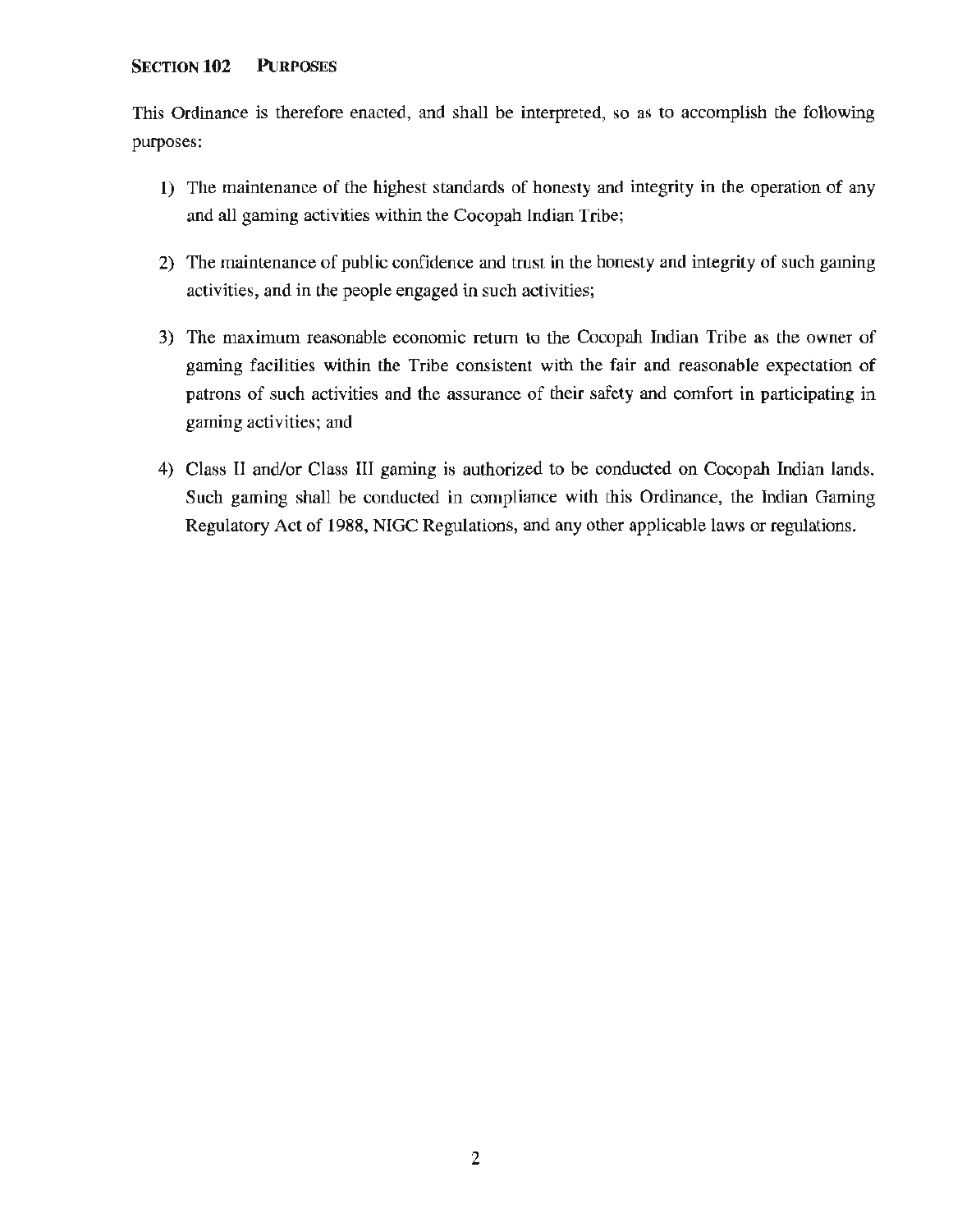## SECTION 102 PURPOSES

This Ordinance is therefore enacted, and shall be interpreted, so as to accomplish the following purposes:

1) The maintenance of the highest standards of honesty and integrity in the operation of any and all gaming activities within the Cocopah Indian Tribe;

2) The maintenance of public confidence and trust in the honesty and integrity of such gaming activities, and in the people engaged in such activities;

3) The maximum reasonable economic return to the Cocopah Indian Tribe as the owner of gaming facilities within the Tribe consistent with the fair and reasonable expectation of patrons of such activities and the assurance of their safety and comfort in participating in gaming activities; and

4) Class II and/or Class III gaming is authorized to be conducted on Cocopah Indian lands. Such gaming shall be conducted in compliance with this Ordinance, the Indian Gaming Regulatory Act of 1988, NIGC Regulations, and any other applicable laws or regulations.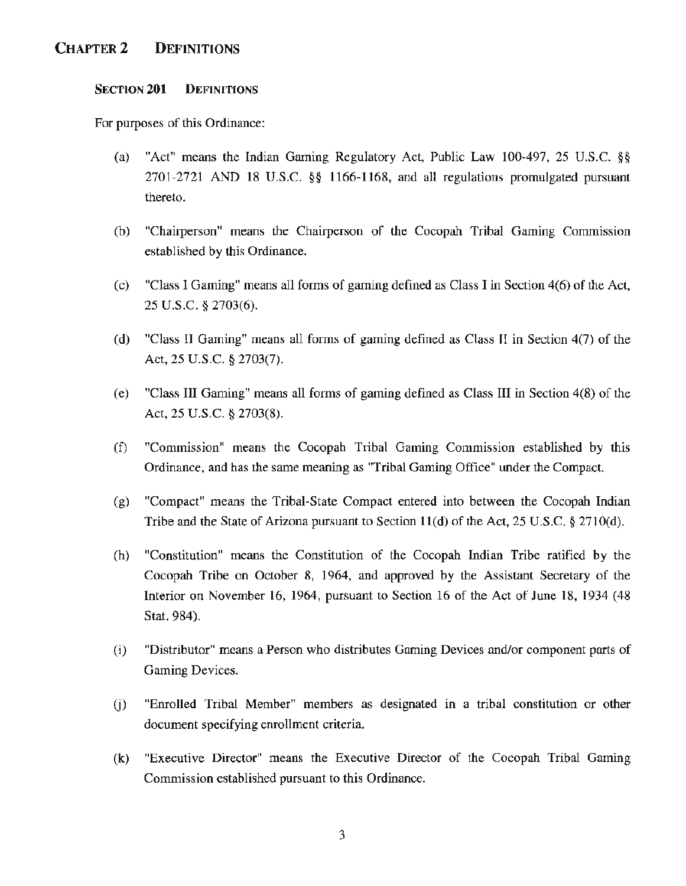# CHAPTER 2 DEFINITIONS

## SECTION 201 DEFINITIONS

For purposes of this Ordinance:

(a) "Act" means the Indian Gaming Regulatory Act, Public Law 100-497, 25 U.S.C. §§ 2701-2721 AND 18 U.S.C. §§ 1166-1168, and all regulations promulgated pursuant thereto.

(b) "Chairperson" means the Chairperson of the Cocopah Tribal Gaming Commission established by this Ordinance.

(c) "Class I Gaming" means all forms of gaming defined as Class I in Section 4(6) of the Act, 25 U.S.C. § 2703(6).

(d) "Class II Gaming" means all forms of gaming defined as Class II in Section 4(7) of the Act, 25 U.S.C. § 2703(7).

(e) "Class III Gaming" means all forms of gaming defined as Class III in Section 4(8) of the Act, 25 U.S.C. § 2703(8).

(f) "Commission" means the Cocopah Tribal Gaming Commission established by this Ordinance, and has the same meaning as "Tribal Gaming Office" under the Compact.

(g) "Compact" means the Tribal-State Compact entered into between the Cocopah Indian Tribe and the State of Arizona pursuant to Section 11(d) of the Act, 25 U.S.C. § 2710(d).

(h) "Constitution" means the Constitution of the Cocopah Indian Tribe ratified by the Cocopah Tribe on October 8, 1964, and approved by the Assistant Secretary of the Interior on November 16, 1964, pursuant to Section 16 of the Act of June 18, 1934 (48 Stat. 984).

(i) "Distributor" means a Person who distributes Gaming Devices and/or component parts of Gaming Devices.

(j) "Enrolled Tribal Member" members as designated in a tribal constitution or other document specifying enrollment criteria.

(k) "Executive Director" means the Executive Director of the Cocopah Tribal Gaming Commission established pursuant to this Ordinance.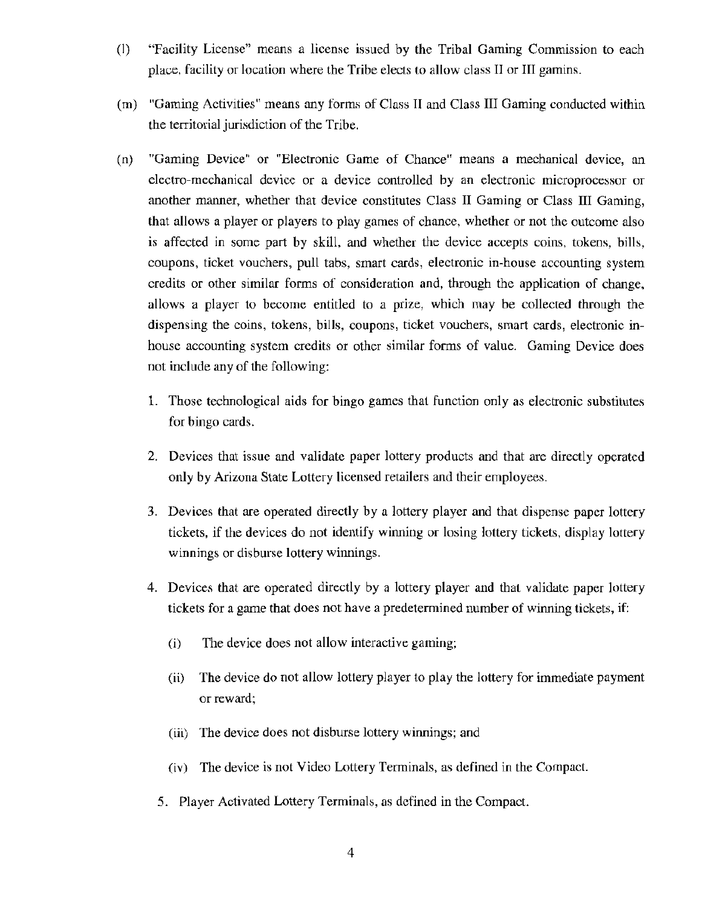(l) "Facility License" means a license issued by the Tribal Gaming Commission to each place, facility or location where the Tribe elects to allow class II or III gamins.

(m) "Gaming Activities" means any forms of Class II and Class III Gaming conducted within the territorial jurisdiction of the Tribe.

(n) "Gaming Device" or "Electronic Game of Chance" means a mechanical device, an electro-mechanical device or a device controlled by an electronic microprocessor or another manner, whether that device constitutes Class II Gaming or Class III Gaming, that allows a player or players to play games of chance, whether or not the outcome also is affected in some part by skill, and whether the device accepts coins, tokens, bills, coupons, ticket vouchers, pull tabs, smart cards, electronic in-house accounting system credits or other similar forms of consideration and, through the application of change, allows a player to become entitled to a prize, which may be collected through the dispensing the coins, tokens, bills, coupons, ticket vouchers, smart cards, electronic in-house accounting system credits or other similar forms of value. Gaming Device does not include any of the following:

1. Those technological aids for bingo games that function only as electronic substitutes for bingo cards.

2. Devices that issue and validate paper lottery products and that are directly operated only by Arizona State Lottery licensed retailers and their employees.

3. Devices that are operated directly by a lottery player and that dispense paper lottery tickets, if the devices do not identify winning or losing lottery tickets, display lottery winnings or disburse lottery winnings.

4. Devices that are operated directly by a lottery player and that validate paper lottery tickets for a game that does not have a predetermined number of winning tickets, if:

   (i) The device does not allow interactive gaming;

   (ii) The device do not allow lottery player to play the lottery for immediate payment or reward;

   (iii) The device does not disburse lottery winnings; and

   (iv) The device is not Video Lottery Terminals, as defined in the Compact.

5. Player Activated Lottery Terminals, as defined in the Compact.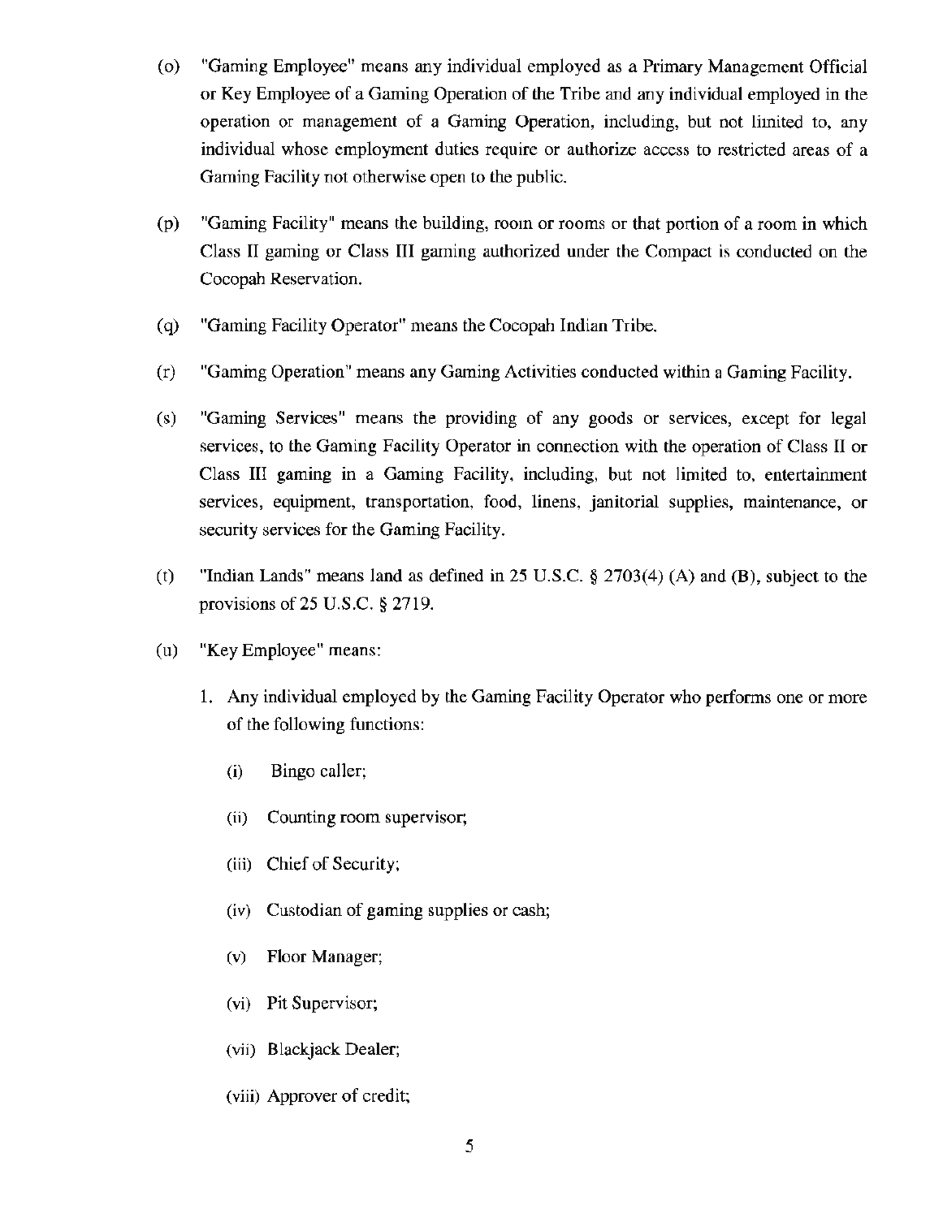(o) "Gaming Employee" means any individual employed as a Primary Management Official or Key Employee of a Gaming Operation of the Tribe and any individual employed in the operation or management of a Gaming Operation, including, but not limited to, any individual whose employment duties require or authorize access to restricted areas of a Gaming Facility not otherwise open to the public.

(p) "Gaming Facility" means the building, room or rooms or that portion of a room in which Class II gaming or Class III gaming authorized under the Compact is conducted on the Cocopah Reservation.

(q) "Gaming Facility Operator" means the Cocopah Indian Tribe.

(r) "Gaming Operation" means any Gaming Activities conducted within a Gaming Facility.

(s) "Gaming Services" means the providing of any goods or services, except for legal services, to the Gaming Facility Operator in connection with the operation of Class II or Class III gaming in a Gaming Facility, including, but not limited to, entertainment services, equipment, transportation, food, linens, janitorial supplies, maintenance, or security services for the Gaming Facility.

(t) "Indian Lands" means land as defined in 25 U.S.C. § 2703(4) (A) and (B), subject to the provisions of 25 U.S.C. § 2719.

(u) "Key Employee" means:

1. Any individual employed by the Gaming Facility Operator who performs one or more of the following functions:

    (i) Bingo caller;

    (ii) Counting room supervisor;

    (iii) Chief of Security;

    (iv) Custodian of gaming supplies or cash;

    (v) Floor Manager;

    (vi) Pit Supervisor;

    (vii) Blackjack Dealer;

    (viii) Approver of credit;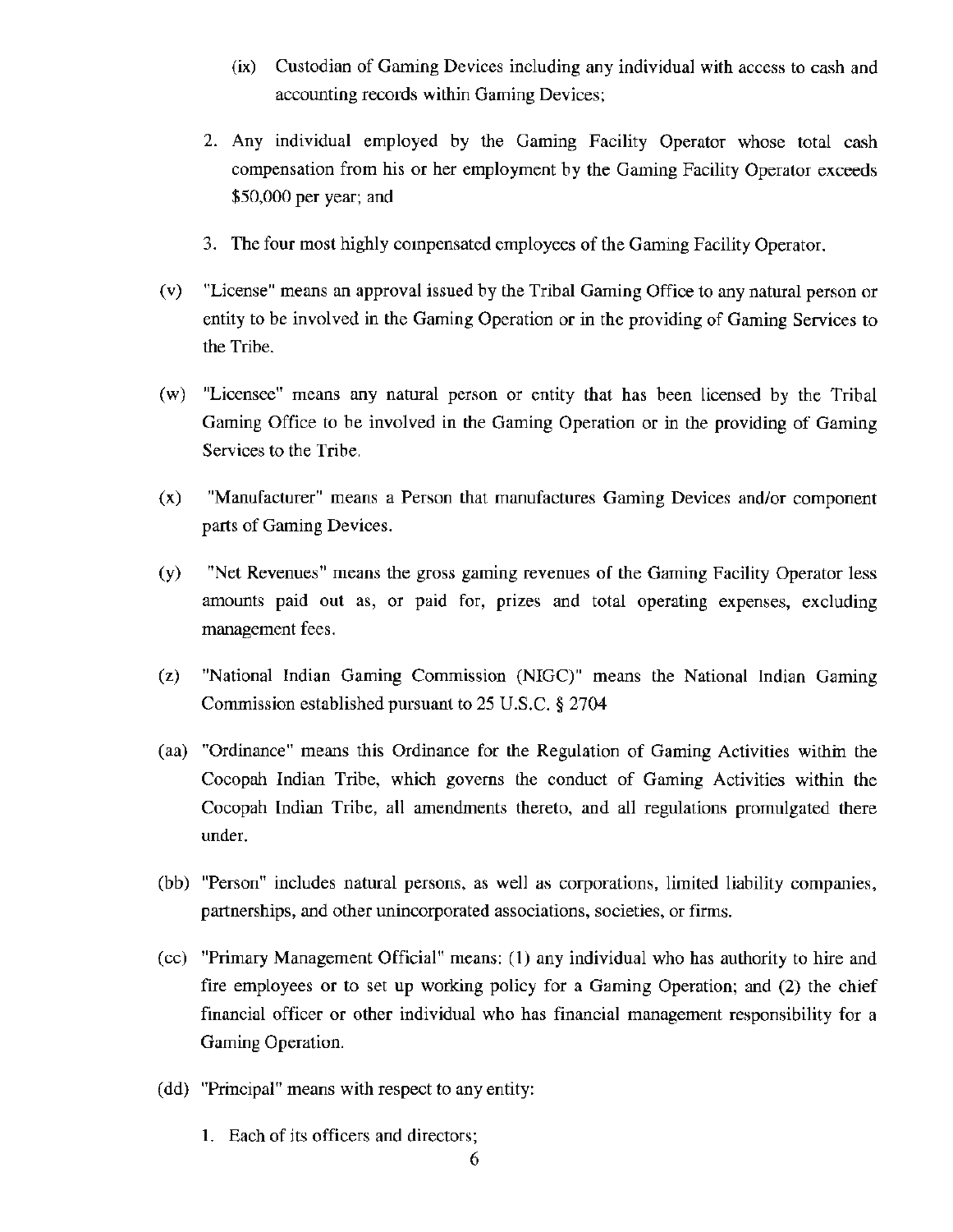(ix) Custodian of Gaming Devices including any individual with access to cash and accounting records within Gaming Devices;

2. Any individual employed by the Gaming Facility Operator whose total cash compensation from his or her employment by the Gaming Facility Operator exceeds $50,000 per year; and

3. The four most highly compensated employees of the Gaming Facility Operator.

(v) "License" means an approval issued by the Tribal Gaming Office to any natural person or entity to be involved in the Gaming Operation or in the providing of Gaming Services to the Tribe.

(w) "Licensee" means any natural person or entity that has been licensed by the Tribal Gaming Office to be involved in the Gaming Operation or in the providing of Gaming Services to the Tribe.

(x) "Manufacturer" means a Person that manufactures Gaming Devices and/or component parts of Gaming Devices.

(y) "Net Revenues" means the gross gaming revenues of the Gaming Facility Operator less amounts paid out as, or paid for, prizes and total operating expenses, excluding management fees.

(z) "National Indian Gaming Commission (NIGC)" means the National Indian Gaming Commission established pursuant to 25 U.S.C. § 2704

(aa) "Ordinance" means this Ordinance for the Regulation of Gaming Activities within the Cocopah Indian Tribe, which governs the conduct of Gaming Activities within the Cocopah Indian Tribe, all amendments thereto, and all regulations promulgated there under.

(bb) "Person" includes natural persons, as well as corporations, limited liability companies, partnerships, and other unincorporated associations, societies, or firms.

(cc) "Primary Management Official" means: (1) any individual who has authority to hire and fire employees or to set up working policy for a Gaming Operation; and (2) the chief financial officer or other individual who has financial management responsibility for a Gaming Operation.

(dd) "Principal" means with respect to any entity:

1. Each of its officers and directors;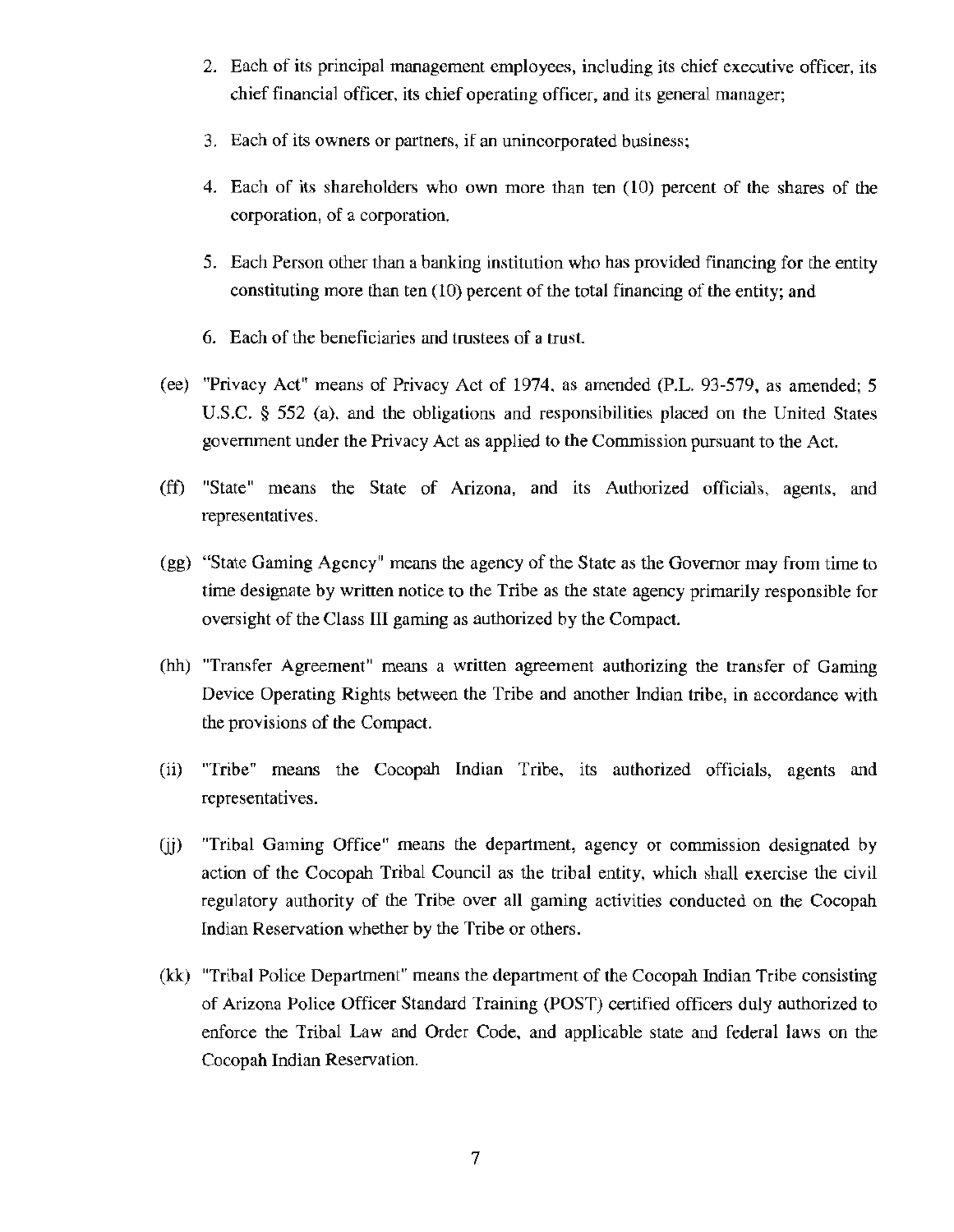2. Each of its principal management employees, including its chief executive officer, its chief financial officer, its chief operating officer, and its general manager;

3. Each of its owners or partners, if an unincorporated business;

4. Each of its shareholders who own more than ten (10) percent of the shares of the corporation, of a corporation.

5. Each Person other than a banking institution who has provided financing for the entity constituting more than ten (10) percent of the total financing of the entity; and

6. Each of the beneficiaries and trustees of a trust.

(ee) "Privacy Act" means of Privacy Act of 1974, as amended (P.L. 93-579, as amended; 5 U.S.C. § 552 (a), and the obligations and responsibilities placed on the United States government under the Privacy Act as applied to the Commission pursuant to the Act.

(ff) "State" means the State of Arizona, and its Authorized officials, agents, and representatives.

(gg) "State Gaming Agency" means the agency of the State as the Governor may from time to time designate by written notice to the Tribe as the state agency primarily responsible for oversight of the Class III gaming as authorized by the Compact.

(hh) "Transfer Agreement" means a written agreement authorizing the transfer of Gaming Device Operating Rights between the Tribe and another Indian tribe, in accordance with the provisions of the Compact.

(ii) "Tribe" means the Cocopah Indian Tribe, its authorized officials, agents and representatives.

(jj) "Tribal Gaming Office" means the department, agency or commission designated by action of the Cocopah Tribal Council as the tribal entity, which shall exercise the civil regulatory authority of the Tribe over all gaming activities conducted on the Cocopah Indian Reservation whether by the Tribe or others.

(kk) "Tribal Police Department" means the department of the Cocopah Indian Tribe consisting of Arizona Police Officer Standard Training (POST) certified officers duly authorized to enforce the Tribal Law and Order Code, and applicable state and federal laws on the Cocopah Indian Reservation.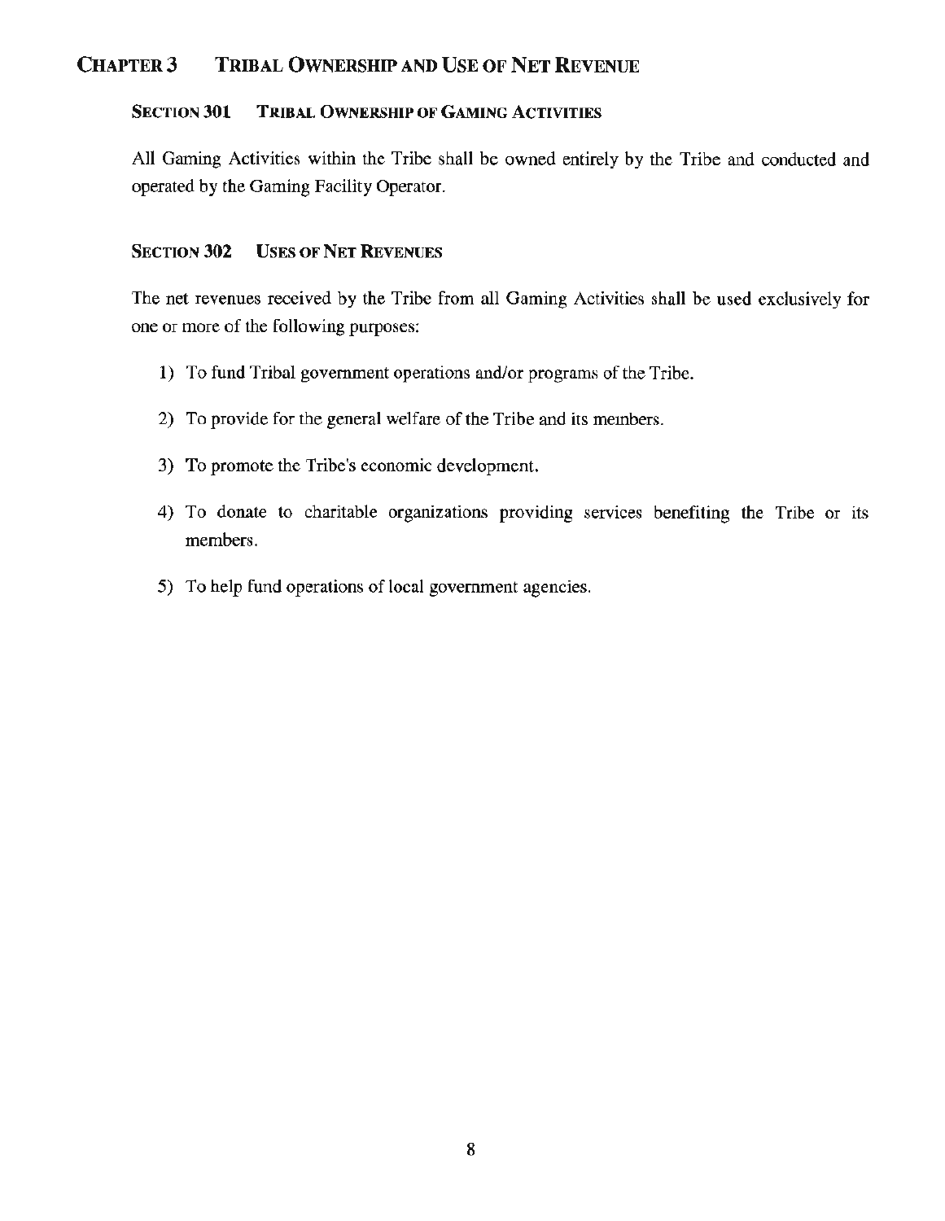# CHAPTER 3 TRIBAL OWNERSHIP AND USE OF NET REVENUE

## SECTION 301 TRIBAL OWNERSHIP OF GAMING ACTIVITIES

All Gaming Activities within the Tribe shall be owned entirely by the Tribe and conducted and operated by the Gaming Facility Operator.

## SECTION 302 USES OF NET REVENUES

The net revenues received by the Tribe from all Gaming Activities shall be used exclusively for one or more of the following purposes:

1) To fund Tribal government operations and/or programs of the Tribe.

2) To provide for the general welfare of the Tribe and its members.

3) To promote the Tribe's economic development.

4) To donate to charitable organizations providing services benefiting the Tribe or its members.

5) To help fund operations of local government agencies.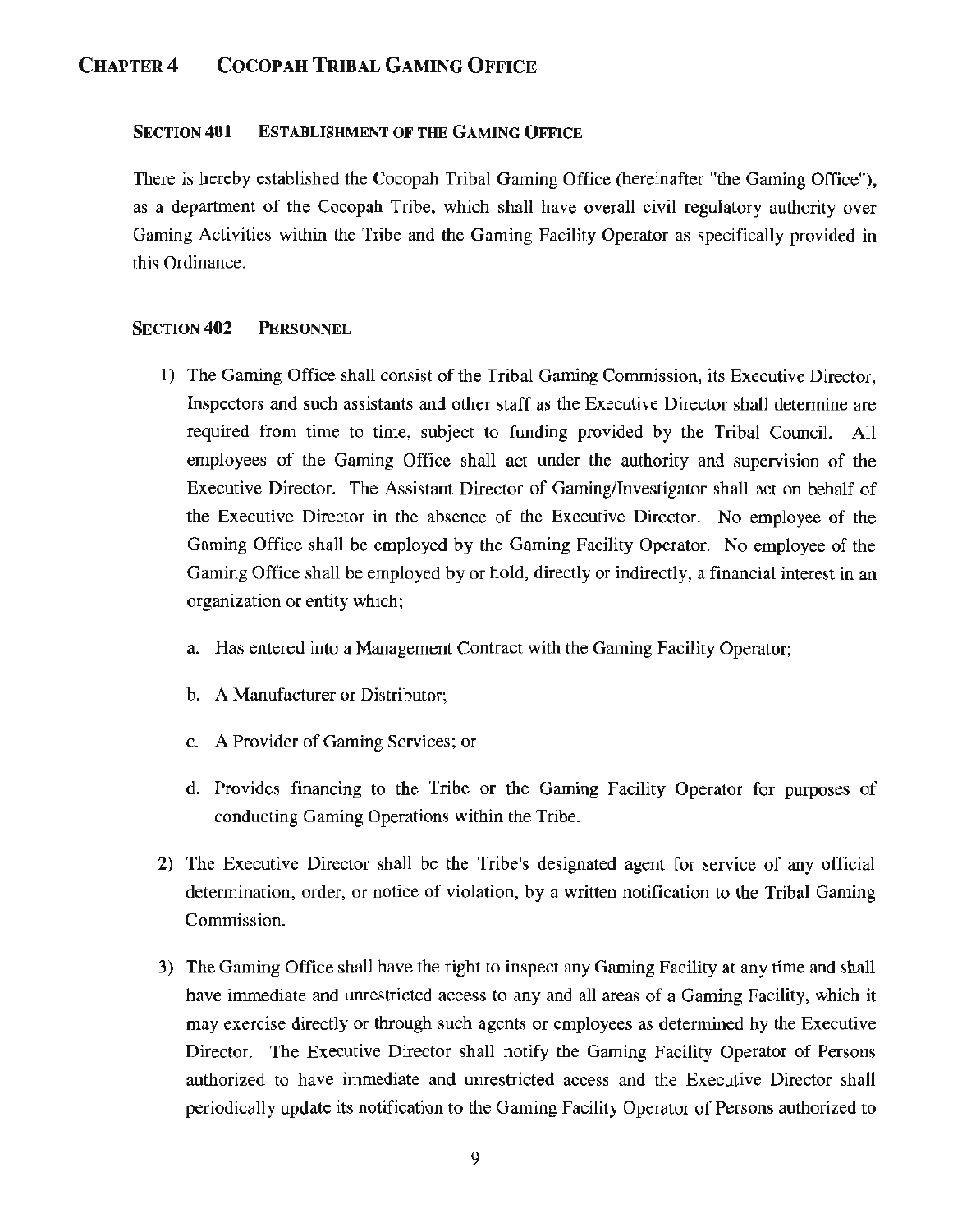# CHAPTER 4 COCOPAH TRIBAL GAMING OFFICE

## SECTION 401 ESTABLISHMENT OF THE GAMING OFFICE

There is hereby established the Cocopah Tribal Gaming Office (hereinafter "the Gaming Office"), as a department of the Cocopah Tribe, which shall have overall civil regulatory authority over Gaming Activities within the Tribe and the Gaming Facility Operator as specifically provided in this Ordinance.

## SECTION 402 PERSONNEL

1) The Gaming Office shall consist of the Tribal Gaming Commission, its Executive Director, Inspectors and such assistants and other staff as the Executive Director shall determine are required from time to time, subject to funding provided by the Tribal Council. All employees of the Gaming Office shall act under the authority and supervision of the Executive Director. The Assistant Director of Gaming/Investigator shall act on behalf of the Executive Director in the absence of the Executive Director. No employee of the Gaming Office shall be employed by the Gaming Facility Operator. No employee of the Gaming Office shall be employed by or hold, directly or indirectly, a financial interest in an organization or entity which;

   a. Has entered into a Management Contract with the Gaming Facility Operator;

   b. A Manufacturer or Distributor;

   c. A Provider of Gaming Services; or

   d. Provides financing to the Tribe or the Gaming Facility Operator for purposes of conducting Gaming Operations within the Tribe.

2) The Executive Director shall be the Tribe's designated agent for service of any official determination, order, or notice of violation, by a written notification to the Tribal Gaming Commission.

3) The Gaming Office shall have the right to inspect any Gaming Facility at any time and shall have immediate and unrestricted access to any and all areas of a Gaming Facility, which it may exercise directly or through such agents or employees as determined by the Executive Director. The Executive Director shall notify the Gaming Facility Operator of Persons authorized to have immediate and unrestricted access and the Executive Director shall periodically update its notification to the Gaming Facility Operator of Persons authorized to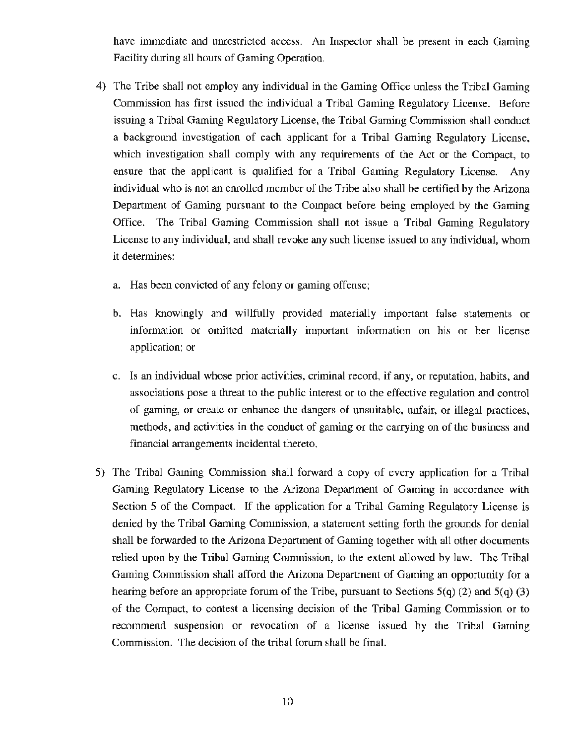have immediate and unrestricted access. An Inspector shall be present in each Gaming Facility during all hours of Gaming Operation.

4) The Tribe shall not employ any individual in the Gaming Office unless the Tribal Gaming Commission has first issued the individual a Tribal Gaming Regulatory License. Before issuing a Tribal Gaming Regulatory License, the Tribal Gaming Commission shall conduct a background investigation of each applicant for a Tribal Gaming Regulatory License, which investigation shall comply with any requirements of the Act or the Compact, to ensure that the applicant is qualified for a Tribal Gaming Regulatory License. Any individual who is not an enrolled member of the Tribe also shall be certified by the Arizona Department of Gaming pursuant to the Compact before being employed by the Gaming Office. The Tribal Gaming Commission shall not issue a Tribal Gaming Regulatory License to any individual, and shall revoke any such license issued to any individual, whom it determines:

   a. Has been convicted of any felony or gaming offense;

   b. Has knowingly and willfully provided materially important false statements or information or omitted materially important information on his or her license application; or

   c. Is an individual whose prior activities, criminal record, if any, or reputation, habits, and associations pose a threat to the public interest or to the effective regulation and control of gaming, or create or enhance the dangers of unsuitable, unfair, or illegal practices, methods, and activities in the conduct of gaming or the carrying on of the business and financial arrangements incidental thereto.

5) The Tribal Gaming Commission shall forward a copy of every application for a Tribal Gaming Regulatory License to the Arizona Department of Gaming in accordance with Section 5 of the Compact. If the application for a Tribal Gaming Regulatory License is denied by the Tribal Gaming Commission, a statement setting forth the grounds for denial shall be forwarded to the Arizona Department of Gaming together with all other documents relied upon by the Tribal Gaming Commission, to the extent allowed by law. The Tribal Gaming Commission shall afford the Arizona Department of Gaming an opportunity for a hearing before an appropriate forum of the Tribe, pursuant to Sections 5(q) (2) and 5(q) (3) of the Compact, to contest a licensing decision of the Tribal Gaming Commission or to recommend suspension or revocation of a license issued by the Tribal Gaming Commission. The decision of the tribal forum shall be final.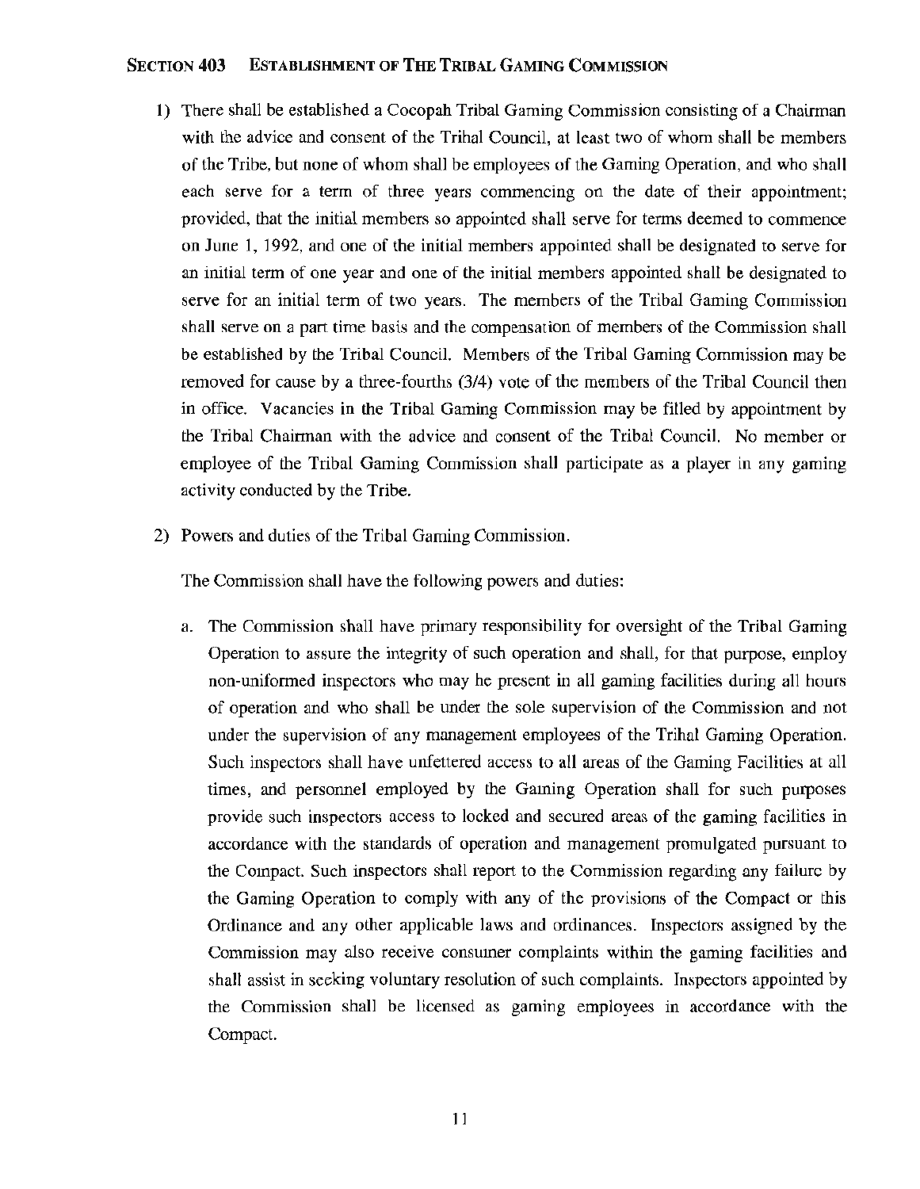### SECTION 403 ESTABLISHMENT OF THE TRIBAL GAMING COMMISSION

1) There shall be established a Cocopah Tribal Gaming Commission consisting of a Chairman with the advice and consent of the Tribal Council, at least two of whom shall be members of the Tribe, but none of whom shall be employees of the Gaming Operation, and who shall each serve for a term of three years commencing on the date of their appointment; provided, that the initial members so appointed shall serve for terms deemed to commence on June 1, 1992, and one of the initial members appointed shall be designated to serve for an initial term of one year and one of the initial members appointed shall be designated to serve for an initial term of two years. The members of the Tribal Gaming Commission shall serve on a part time basis and the compensation of members of the Commission shall be established by the Tribal Council. Members of the Tribal Gaming Commission may be removed for cause by a three-fourths (3/4) vote of the members of the Tribal Council then in office. Vacancies in the Tribal Gaming Commission may be filled by appointment by the Tribal Chairman with the advice and consent of the Tribal Council. No member or employee of the Tribal Gaming Commission shall participate as a player in any gaming activity conducted by the Tribe.

2) Powers and duties of the Tribal Gaming Commission.

   The Commission shall have the following powers and duties:

   a. The Commission shall have primary responsibility for oversight of the Tribal Gaming Operation to assure the integrity of such operation and shall, for that purpose, employ non-uniformed inspectors who may be present in all gaming facilities during all hours of operation and who shall be under the sole supervision of the Commission and not under the supervision of any management employees of the Tribal Gaming Operation. Such inspectors shall have unfettered access to all areas of the Gaming Facilities at all times, and personnel employed by the Gaming Operation shall for such purposes provide such inspectors access to locked and secured areas of the gaming facilities in accordance with the standards of operation and management promulgated pursuant to the Compact. Such inspectors shall report to the Commission regarding any failure by the Gaming Operation to comply with any of the provisions of the Compact or this Ordinance and any other applicable laws and ordinances. Inspectors assigned by the Commission may also receive consumer complaints within the gaming facilities and shall assist in seeking voluntary resolution of such complaints. Inspectors appointed by the Commission shall be licensed as gaming employees in accordance with the Compact.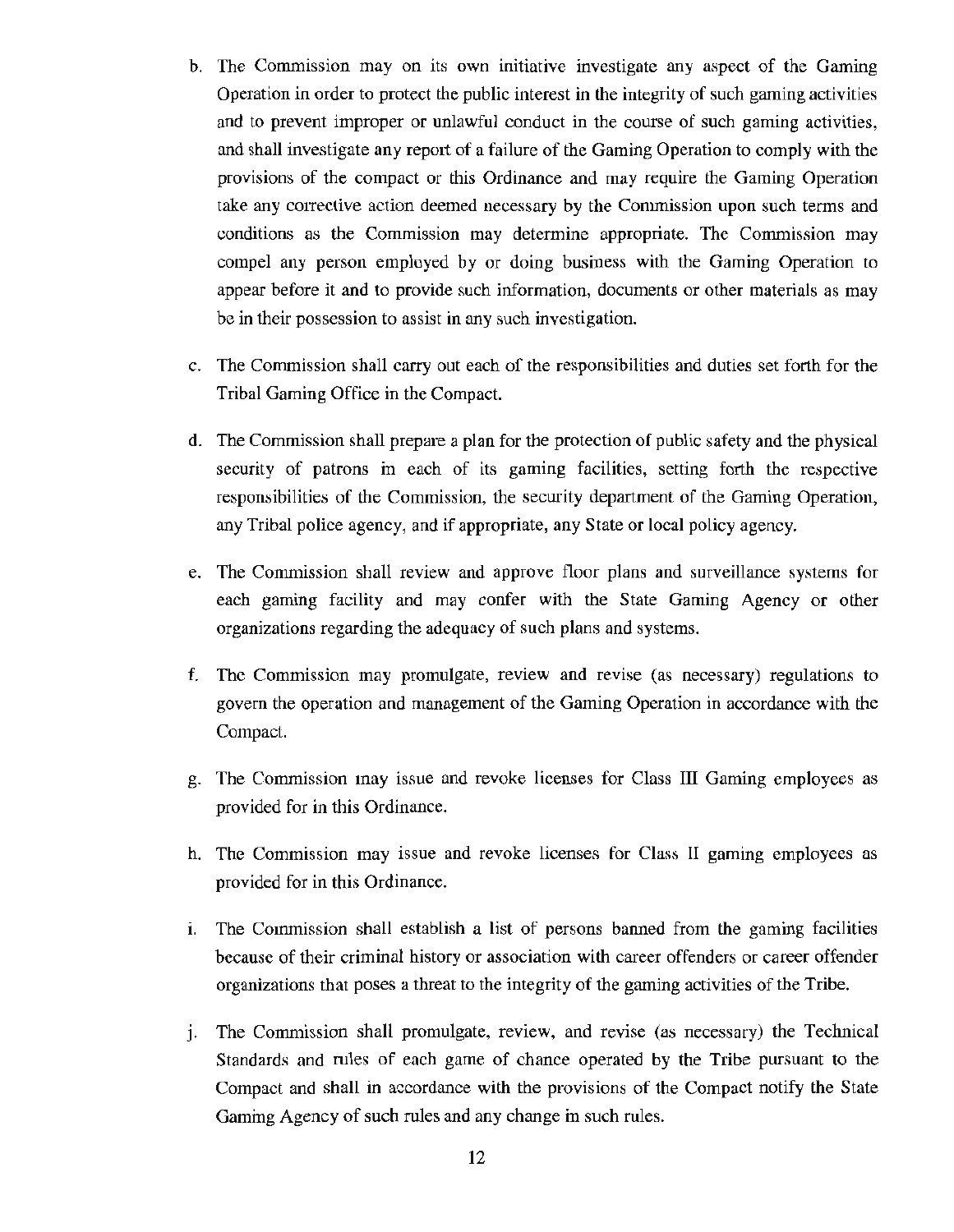b. The Commission may on its own initiative investigate any aspect of the Gaming Operation in order to protect the public interest in the integrity of such gaming activities and to prevent improper or unlawful conduct in the course of such gaming activities, and shall investigate any report of a failure of the Gaming Operation to comply with the provisions of the compact or this Ordinance and may require the Gaming Operation take any corrective action deemed necessary by the Commission upon such terms and conditions as the Commission may determine appropriate. The Commission may compel any person employed by or doing business with the Gaming Operation to appear before it and to provide such information, documents or other materials as may be in their possession to assist in any such investigation.

c. The Commission shall carry out each of the responsibilities and duties set forth for the Tribal Gaming Office in the Compact.

d. The Commission shall prepare a plan for the protection of public safety and the physical security of patrons in each of its gaming facilities, setting forth the respective responsibilities of the Commission, the security department of the Gaming Operation, any Tribal police agency, and if appropriate, any State or local policy agency.

e. The Commission shall review and approve floor plans and surveillance systems for each gaming facility and may confer with the State Gaming Agency or other organizations regarding the adequacy of such plans and systems.

f. The Commission may promulgate, review and revise (as necessary) regulations to govern the operation and management of the Gaming Operation in accordance with the Compact.

g. The Commission may issue and revoke licenses for Class III Gaming employees as provided for in this Ordinance.

h. The Commission may issue and revoke licenses for Class II gaming employees as provided for in this Ordinance.

i. The Commission shall establish a list of persons banned from the gaming facilities because of their criminal history or association with career offenders or career offender organizations that poses a threat to the integrity of the gaming activities of the Tribe.

j. The Commission shall promulgate, review, and revise (as necessary) the Technical Standards and rules of each game of chance operated by the Tribe pursuant to the Compact and shall in accordance with the provisions of the Compact notify the State Gaming Agency of such rules and any change in such rules.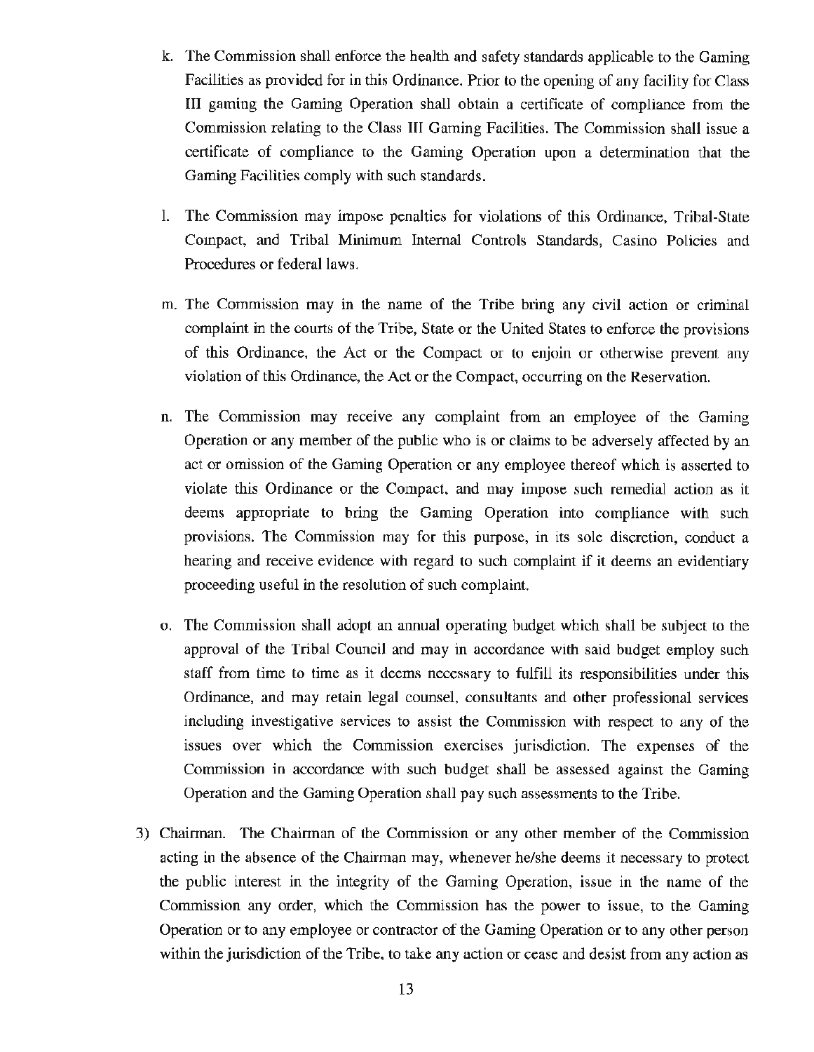k. The Commission shall enforce the health and safety standards applicable to the Gaming Facilities as provided for in this Ordinance. Prior to the opening of any facility for Class III gaming the Gaming Operation shall obtain a certificate of compliance from the Commission relating to the Class III Gaming Facilities. The Commission shall issue a certificate of compliance to the Gaming Operation upon a determination that the Gaming Facilities comply with such standards.

l. The Commission may impose penalties for violations of this Ordinance, Tribal-State Compact, and Tribal Minimum Internal Controls Standards, Casino Policies and Procedures or federal laws.

m. The Commission may in the name of the Tribe bring any civil action or criminal complaint in the courts of the Tribe, State or the United States to enforce the provisions of this Ordinance, the Act or the Compact or to enjoin or otherwise prevent any violation of this Ordinance, the Act or the Compact, occurring on the Reservation.

n. The Commission may receive any complaint from an employee of the Gaming Operation or any member of the public who is or claims to be adversely affected by an act or omission of the Gaming Operation or any employee thereof which is asserted to violate this Ordinance or the Compact, and may impose such remedial action as it deems appropriate to bring the Gaming Operation into compliance with such provisions. The Commission may for this purpose, in its sole discretion, conduct a hearing and receive evidence with regard to such complaint if it deems an evidentiary proceeding useful in the resolution of such complaint.

o. The Commission shall adopt an annual operating budget which shall be subject to the approval of the Tribal Council and may in accordance with said budget employ such staff from time to time as it deems necessary to fulfill its responsibilities under this Ordinance, and may retain legal counsel, consultants and other professional services including investigative services to assist the Commission with respect to any of the issues over which the Commission exercises jurisdiction. The expenses of the Commission in accordance with such budget shall be assessed against the Gaming Operation and the Gaming Operation shall pay such assessments to the Tribe.

3) Chairman. The Chairman of the Commission or any other member of the Commission acting in the absence of the Chairman may, whenever he/she deems it necessary to protect the public interest in the integrity of the Gaming Operation, issue in the name of the Commission any order, which the Commission has the power to issue, to the Gaming Operation or to any employee or contractor of the Gaming Operation or to any other person within the jurisdiction of the Tribe, to take any action or cease and desist from any action as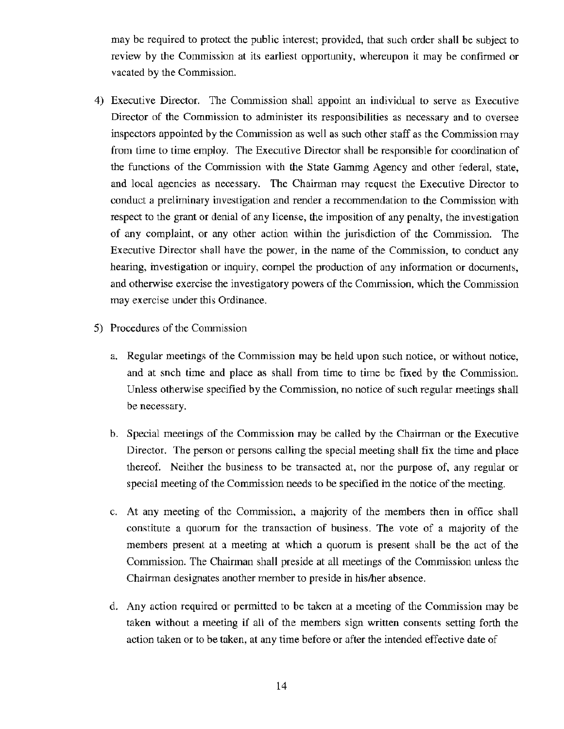may be required to protect the public interest; provided, that such order shall be subject to review by the Commission at its earliest opportunity, whereupon it may be confirmed or vacated by the Commission.

4) Executive Director. The Commission shall appoint an individual to serve as Executive Director of the Commission to administer its responsibilities as necessary and to oversee inspectors appointed by the Commission as well as such other staff as the Commission may from time to time employ. The Executive Director shall be responsible for coordination of the functions of the Commission with the State Gaming Agency and other federal, state, and local agencies as necessary. The Chairman may request the Executive Director to conduct a preliminary investigation and render a recommendation to the Commission with respect to the grant or denial of any license, the imposition of any penalty, the investigation of any complaint, or any other action within the jurisdiction of the Commission. The Executive Director shall have the power, in the name of the Commission, to conduct any hearing, investigation or inquiry, compel the production of any information or documents, and otherwise exercise the investigatory powers of the Commission, which the Commission may exercise under this Ordinance.

5) Procedures of the Commission

   a. Regular meetings of the Commission may be held upon such notice, or without notice, and at such time and place as shall from time to time be fixed by the Commission. Unless otherwise specified by the Commission, no notice of such regular meetings shall be necessary.

   b. Special meetings of the Commission may be called by the Chairman or the Executive Director. The person or persons calling the special meeting shall fix the time and place thereof. Neither the business to be transacted at, nor the purpose of, any regular or special meeting of the Commission needs to be specified in the notice of the meeting.

   c. At any meeting of the Commission, a majority of the members then in office shall constitute a quorum for the transaction of business. The vote of a majority of the members present at a meeting at which a quorum is present shall be the act of the Commission. The Chairman shall preside at all meetings of the Commission unless the Chairman designates another member to preside in his/her absence.

   d. Any action required or permitted to be taken at a meeting of the Commission may be taken without a meeting if all of the members sign written consents setting forth the action taken or to be taken, at any time before or after the intended effective date of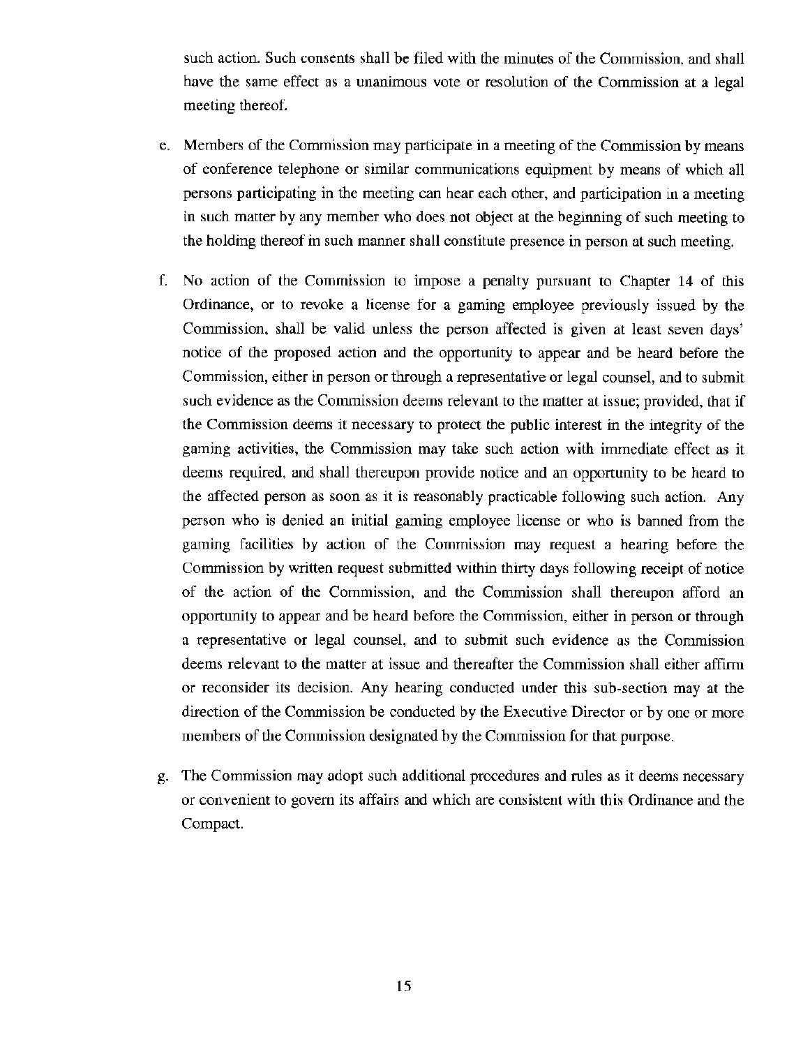such action. Such consents shall be filed with the minutes of the Commission, and shall have the same effect as a unanimous vote or resolution of the Commission at a legal meeting thereof.

e. Members of the Commission may participate in a meeting of the Commission by means of conference telephone or similar communications equipment by means of which all persons participating in the meeting can hear each other, and participation in a meeting in such matter by any member who does not object at the beginning of such meeting to the holding thereof in such manner shall constitute presence in person at such meeting.

f. No action of the Commission to impose a penalty pursuant to Chapter 14 of this Ordinance, or to revoke a license for a gaming employee previously issued by the Commission, shall be valid unless the person affected is given at least seven days' notice of the proposed action and the opportunity to appear and be heard before the Commission, either in person or through a representative or legal counsel, and to submit such evidence as the Commission deems relevant to the matter at issue; provided, that if the Commission deems it necessary to protect the public interest in the integrity of the gaming activities, the Commission may take such action with immediate effect as it deems required, and shall thereupon provide notice and an opportunity to be heard to the affected person as soon as it is reasonably practicable following such action. Any person who is denied an initial gaming employee license or who is banned from the gaming facilities by action of the Commission may request a hearing before the Commission by written request submitted within thirty days following receipt of notice of the action of the Commission, and the Commission shall thereupon afford an opportunity to appear and be heard before the Commission, either in person or through a representative or legal counsel, and to submit such evidence as the Commission deems relevant to the matter at issue and thereafter the Commission shall either affirm or reconsider its decision. Any hearing conducted under this sub-section may at the direction of the Commission be conducted by the Executive Director or by one or more members of the Commission designated by the Commission for that purpose.

g. The Commission may adopt such additional procedures and rules as it deems necessary or convenient to govern its affairs and which are consistent with this Ordinance and the Compact.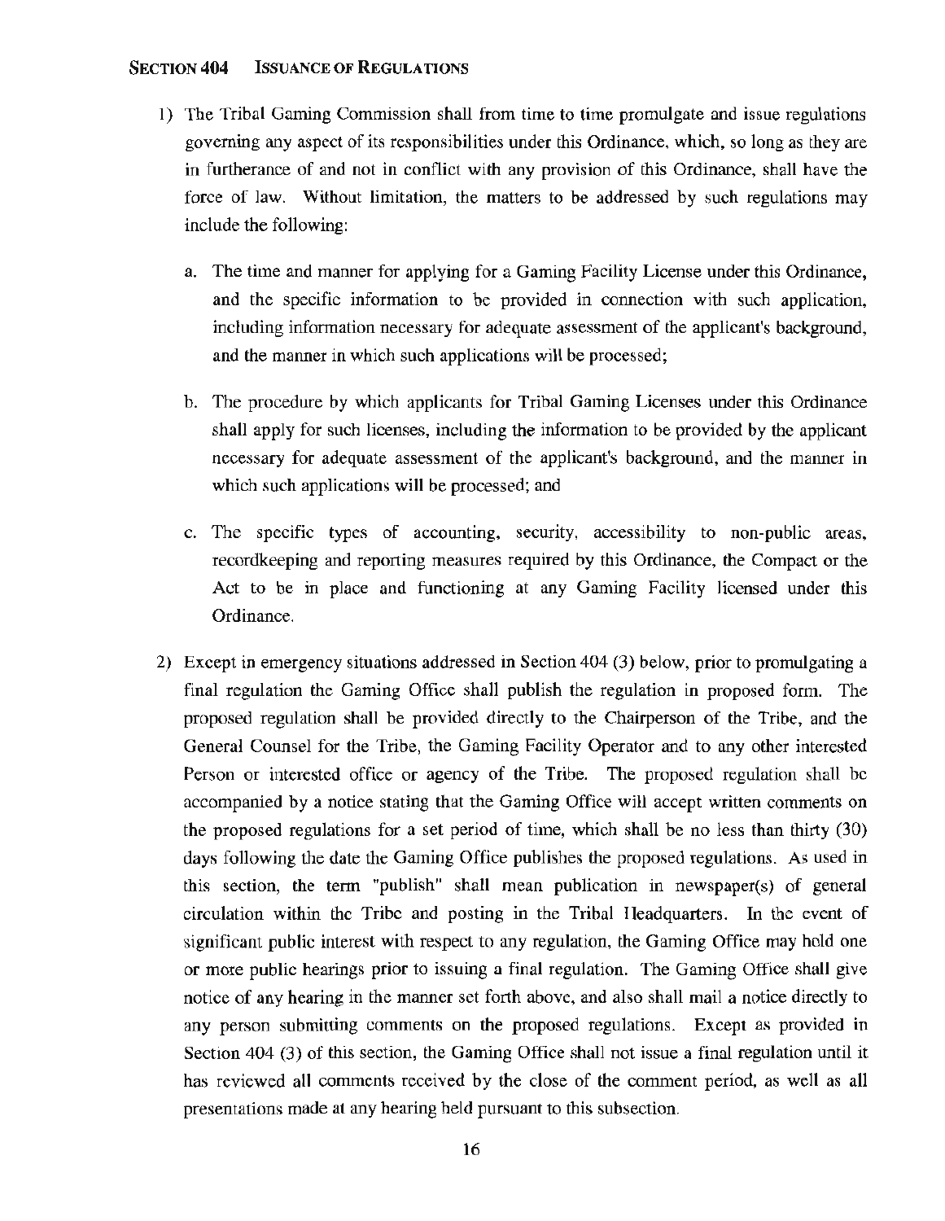## SECTION 404 ISSUANCE OF REGULATIONS

1) The Tribal Gaming Commission shall from time to time promulgate and issue regulations governing any aspect of its responsibilities under this Ordinance, which, so long as they are in furtherance of and not in conflict with any provision of this Ordinance, shall have the force of law. Without limitation, the matters to be addressed by such regulations may include the following:

   a. The time and manner for applying for a Gaming Facility License under this Ordinance, and the specific information to be provided in connection with such application, including information necessary for adequate assessment of the applicant's background, and the manner in which such applications will be processed;

   b. The procedure by which applicants for Tribal Gaming Licenses under this Ordinance shall apply for such licenses, including the information to be provided by the applicant necessary for adequate assessment of the applicant's background, and the manner in which such applications will be processed; and

   c. The specific types of accounting, security, accessibility to non-public areas, recordkeeping and reporting measures required by this Ordinance, the Compact or the Act to be in place and functioning at any Gaming Facility licensed under this Ordinance.

2) Except in emergency situations addressed in Section 404 (3) below, prior to promulgating a final regulation the Gaming Office shall publish the regulation in proposed form. The proposed regulation shall be provided directly to the Chairperson of the Tribe, and the General Counsel for the Tribe, the Gaming Facility Operator and to any other interested Person or interested office or agency of the Tribe. The proposed regulation shall be accompanied by a notice stating that the Gaming Office will accept written comments on the proposed regulations for a set period of time, which shall be no less than thirty (30) days following the date the Gaming Office publishes the proposed regulations. As used in this section, the term "publish" shall mean publication in newspaper(s) of general circulation within the Tribe and posting in the Tribal Headquarters. In the event of significant public interest with respect to any regulation, the Gaming Office may hold one or more public hearings prior to issuing a final regulation. The Gaming Office shall give notice of any hearing in the manner set forth above, and also shall mail a notice directly to any person submitting comments on the proposed regulations. Except as provided in Section 404 (3) of this section, the Gaming Office shall not issue a final regulation until it has reviewed all comments received by the close of the comment period, as well as all presentations made at any hearing held pursuant to this subsection.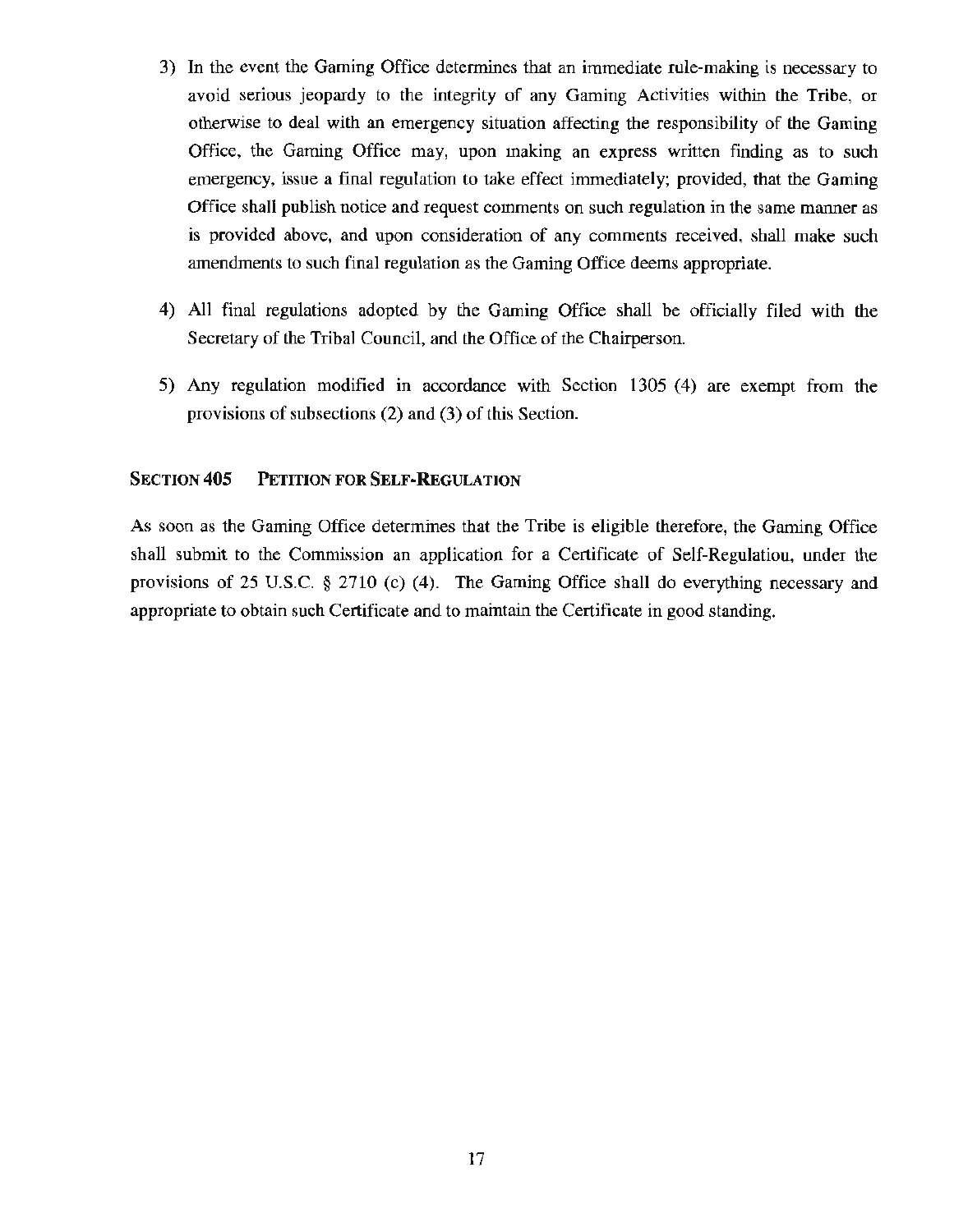3) In the event the Gaming Office determines that an immediate rule-making is necessary to avoid serious jeopardy to the integrity of any Gaming Activities within the Tribe, or otherwise to deal with an emergency situation affecting the responsibility of the Gaming Office, the Gaming Office may, upon making an express written finding as to such emergency, issue a final regulation to take effect immediately; provided, that the Gaming Office shall publish notice and request comments on such regulation in the same manner as is provided above, and upon consideration of any comments received, shall make such amendments to such final regulation as the Gaming Office deems appropriate.

4) All final regulations adopted by the Gaming Office shall be officially filed with the Secretary of the Tribal Council, and the Office of the Chairperson.

5) Any regulation modified in accordance with Section 1305 (4) are exempt from the provisions of subsections (2) and (3) of this Section.

### SECTION 405 PETITION FOR SELF-REGULATION

As soon as the Gaming Office determines that the Tribe is eligible therefore, the Gaming Office shall submit to the Commission an application for a Certificate of Self-Regulatiou, under the provisions of 25 U.S.C. § 2710 (c) (4). The Gaming Office shall do everything necessary and appropriate to obtain such Certificate and to maintain the Certificate in good standing.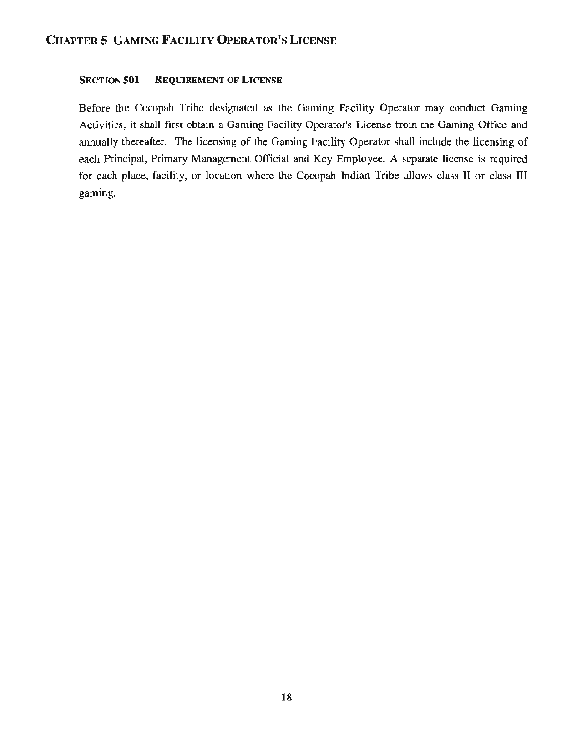# Chapter 5 Gaming Facility Operator's License

## Section 501 Requirement of License

Before the Cocopah Tribe designated as the Gaming Facility Operator may conduct Gaming Activities, it shall first obtain a Gaming Facility Operator's License from the Gaming Office and annually thereafter. The licensing of the Gaming Facility Operator shall include the licensing of each Principal, Primary Management Official and Key Employee. A separate license is required for each place, facility, or location where the Cocopah Indian Tribe allows class II or class III gaming.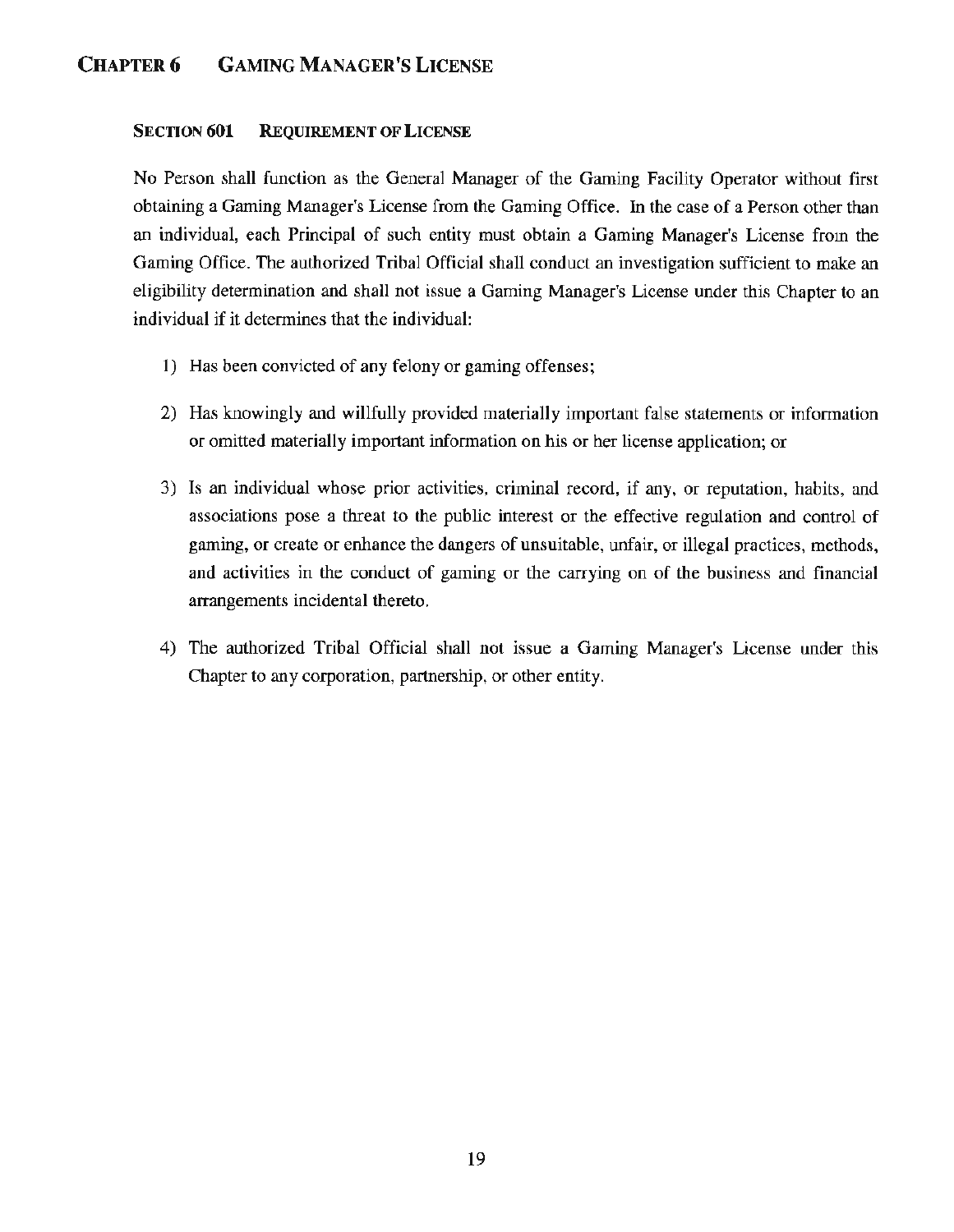# CHAPTER 6 GAMING MANAGER'S LICENSE

### SECTION 601 REQUIREMENT OF LICENSE

No Person shall function as the General Manager of the Gaming Facility Operator without first obtaining a Gaming Manager's License from the Gaming Office. In the case of a Person other than an individual, each Principal of such entity must obtain a Gaming Manager's License from the Gaming Office. The authorized Tribal Official shall conduct an investigation sufficient to make an eligibility determination and shall not issue a Gaming Manager's License under this Chapter to an individual if it determines that the individual:

1) Has been convicted of any felony or gaming offenses;

2) Has knowingly and willfully provided materially important false statements or information or omitted materially important information on his or her license application; or

3) Is an individual whose prior activities, criminal record, if any, or reputation, habits, and associations pose a threat to the public interest or the effective regulation and control of gaming, or create or enhance the dangers of unsuitable, unfair, or illegal practices, methods, and activities in the conduct of gaming or the carrying on of the business and financial arrangements incidental thereto.

4) The authorized Tribal Official shall not issue a Gaming Manager's License under this Chapter to any corporation, partnership, or other entity.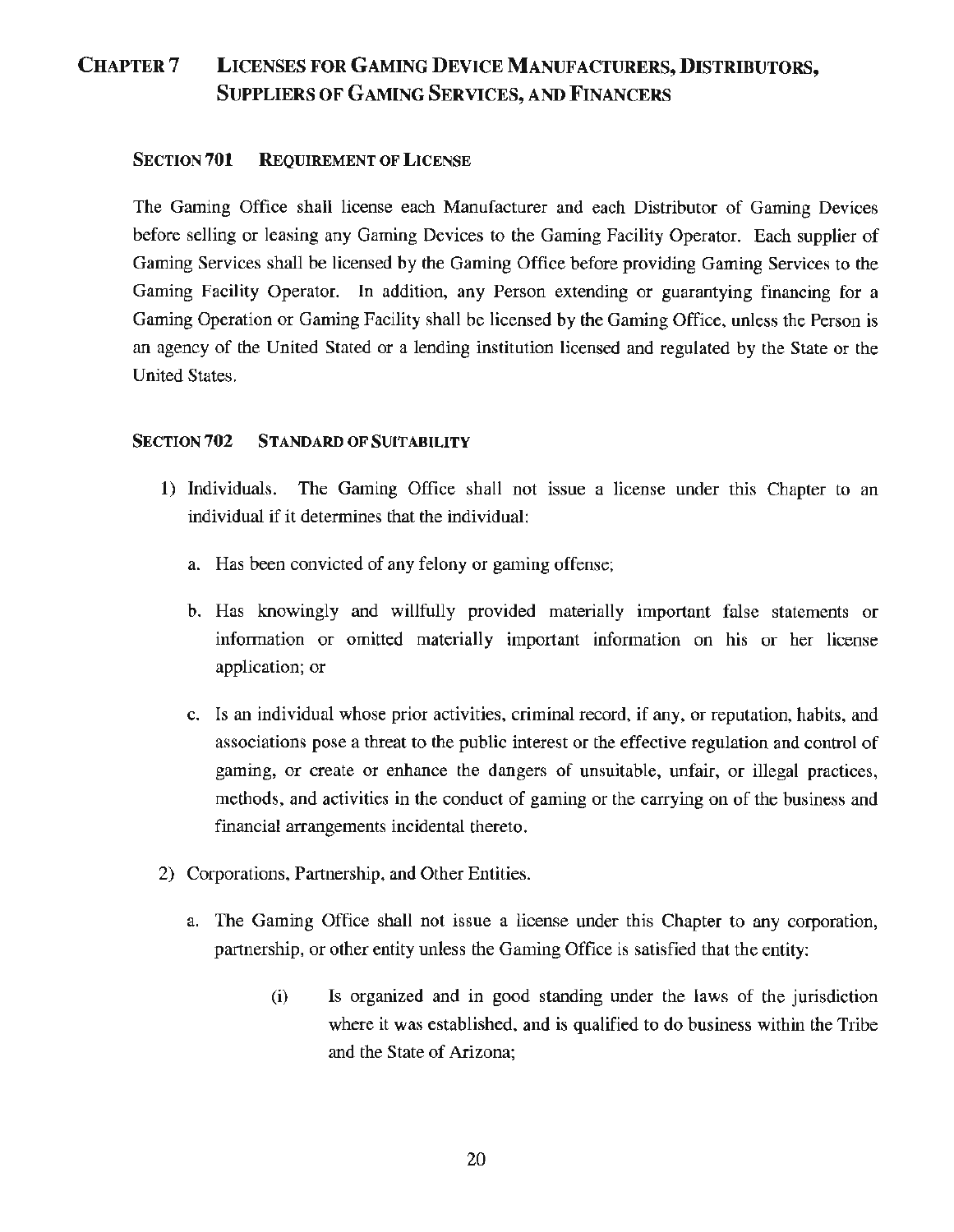# CHAPTER 7 LICENSES FOR GAMING DEVICE MANUFACTURERS, DISTRIBUTORS, SUPPLIERS OF GAMING SERVICES, AND FINANCERS

## SECTION 701 REQUIREMENT OF LICENSE

The Gaming Office shall license each Manufacturer and each Distributor of Gaming Devices before selling or leasing any Gaming Devices to the Gaming Facility Operator. Each supplier of Gaming Services shall be licensed by the Gaming Office before providing Gaming Services to the Gaming Facility Operator. In addition, any Person extending or guarantying financing for a Gaming Operation or Gaming Facility shall be licensed by the Gaming Office, unless the Person is an agency of the United Stated or a lending institution licensed and regulated by the State or the United States.

## SECTION 702 STANDARD OF SUITABILITY

1) Individuals. The Gaming Office shall not issue a license under this Chapter to an individual if it determines that the individual:

   a. Has been convicted of any felony or gaming offense;

   b. Has knowingly and willfully provided materially important false statements or information or omitted materially important information on his or her license application; or

   c. Is an individual whose prior activities, criminal record, if any, or reputation, habits, and associations pose a threat to the public interest or the effective regulation and control of gaming, or create or enhance the dangers of unsuitable, unfair, or illegal practices, methods, and activities in the conduct of gaming or the carrying on of the business and financial arrangements incidental thereto.

2) Corporations, Partnership, and Other Entities.

   a. The Gaming Office shall not issue a license under this Chapter to any corporation, partnership, or other entity unless the Gaming Office is satisfied that the entity:

      (i) Is organized and in good standing under the laws of the jurisdiction where it was established, and is qualified to do business within the Tribe and the State of Arizona;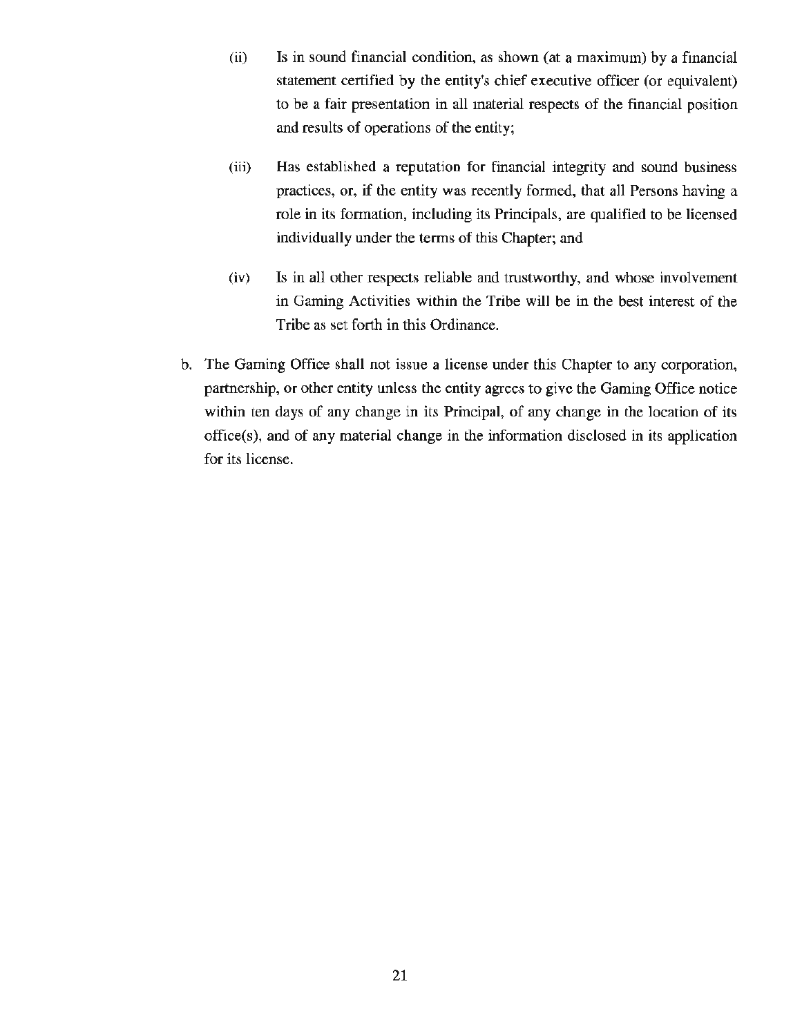(ii) Is in sound financial condition, as shown (at a maximum) by a financial statement certified by the entity's chief executive officer (or equivalent) to be a fair presentation in all material respects of the financial position and results of operations of the entity;

(iii) Has established a reputation for financial integrity and sound business practices, or, if the entity was recently formed, that all Persons having a role in its formation, including its Principals, are qualified to be licensed individually under the terms of this Chapter; and

(iv) Is in all other respects reliable and trustworthy, and whose involvement in Gaming Activities within the Tribe will be in the best interest of the Tribe as set forth in this Ordinance.

b. The Gaming Office shall not issue a license under this Chapter to any corporation, partnership, or other entity unless the entity agrees to give the Gaming Office notice within ten days of any change in its Principal, of any change in the location of its office(s), and of any material change in the information disclosed in its application for its license.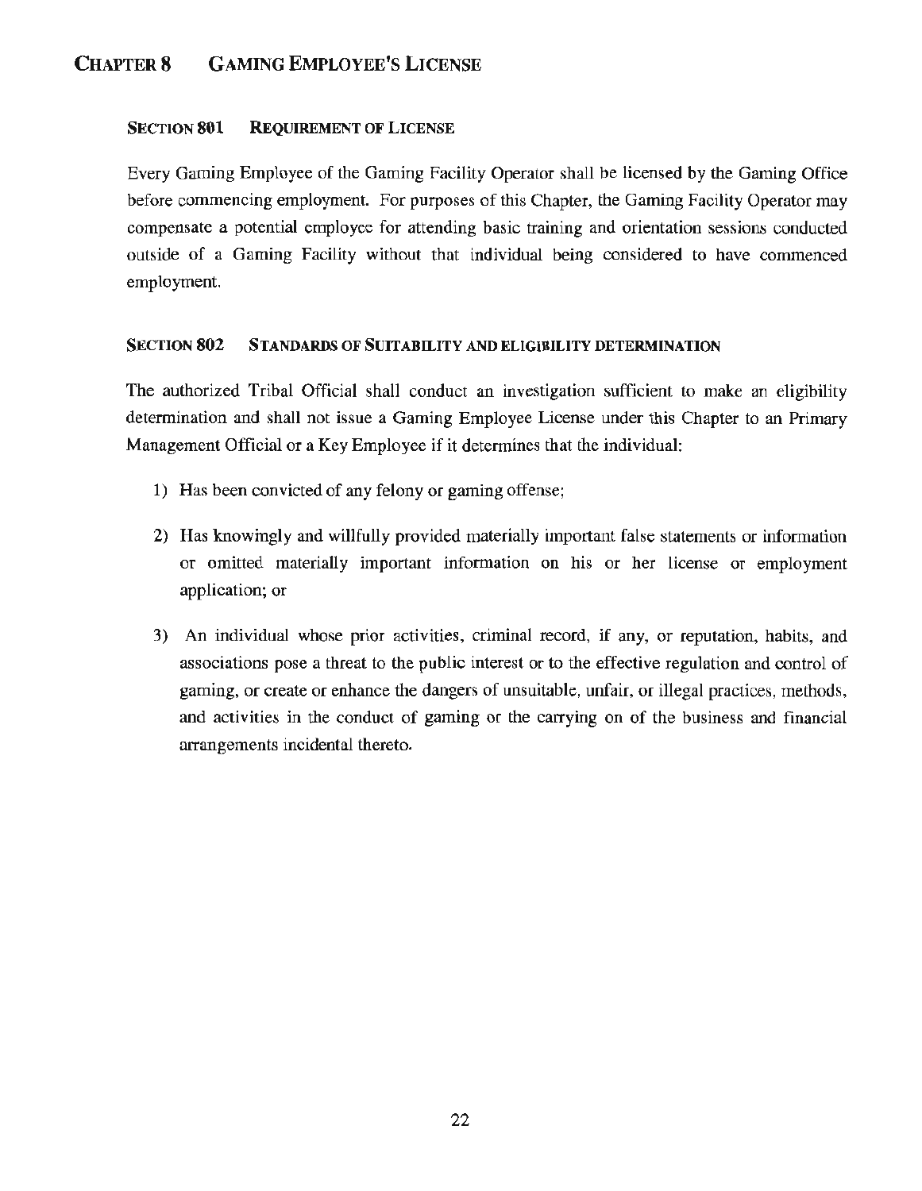# CHAPTER 8 GAMING EMPLOYEE'S LICENSE

## SECTION 801 REQUIREMENT OF LICENSE

Every Gaming Employee of the Gaming Facility Operator shall be licensed by the Gaming Office before commencing employment. For purposes of this Chapter, the Gaming Facility Operator may compensate a potential employee for attending basic training and orientation sessions conducted outside of a Gaming Facility without that individual being considered to have commenced employment.

## SECTION 802 STANDARDS OF SUITABILITY AND ELIGIBILITY DETERMINATION

The authorized Tribal Official shall conduct an investigation sufficient to make an eligibility determination and shall not issue a Gaming Employee License under this Chapter to an Primary Management Official or a Key Employee if it determines that the individual:

1) Has been convicted of any felony or gaming offense;

2) Has knowingly and willfully provided materially important false statements or information or omitted materially important information on his or her license or employment application; or

3) An individual whose prior activities, criminal record, if any, or reputation, habits, and associations pose a threat to the public interest or to the effective regulation and control of gaming, or create or enhance the dangers of unsuitable, unfair, or illegal practices, methods, and activities in the conduct of gaming or the carrying on of the business and financial arrangements incidental thereto.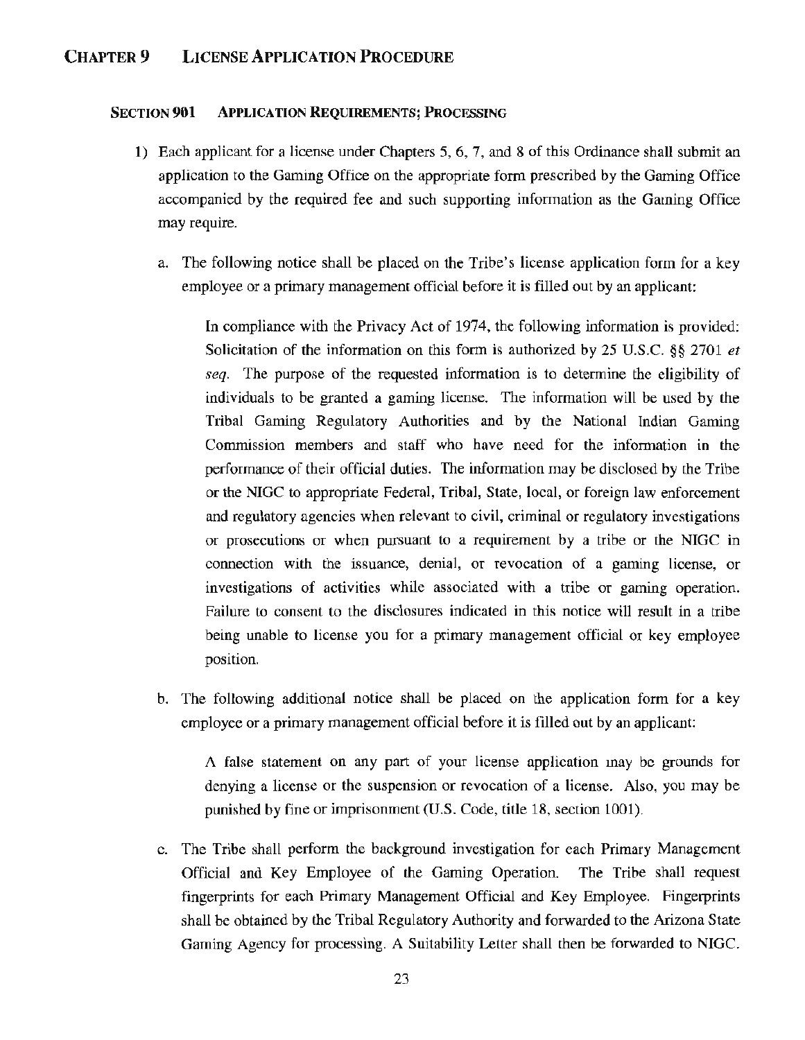# CHAPTER 9 LICENSE APPLICATION PROCEDURE

## SECTION 901 APPLICATION REQUIREMENTS; PROCESSING

1) Each applicant for a license under Chapters 5, 6, 7, and 8 of this Ordinance shall submit an application to the Gaming Office on the appropriate form prescribed by the Gaming Office accompanied by the required fee and such supporting information as the Gaming Office may require.

   a. The following notice shall be placed on the Tribe's license application form for a key employee or a primary management official before it is filled out by an applicant:

      In compliance with the Privacy Act of 1974, the following information is provided: Solicitation of the information on this form is authorized by 25 U.S.C. §§ 2701 *et seq*. The purpose of the requested information is to determine the eligibility of individuals to be granted a gaming license. The information will be used by the Tribal Gaming Regulatory Authorities and by the National Indian Gaming Commission members and staff who have need for the information in the performance of their official duties. The information may be disclosed by the Tribe or the NIGC to appropriate Federal, Tribal, State, local, or foreign law enforcement and regulatory agencies when relevant to civil, criminal or regulatory investigations or prosecutions or when pursuant to a requirement by a tribe or the NIGC in connection with the issuance, denial, or revocation of a gaming license, or investigations of activities while associated with a tribe or gaming operation. Failure to consent to the disclosures indicated in this notice will result in a tribe being unable to license you for a primary management official or key employee position.

   b. The following additional notice shall be placed on the application form for a key employee or a primary management official before it is filled out by an applicant:

      A false statement on any part of your license application may be grounds for denying a license or the suspension or revocation of a license. Also, you may be punished by fine or imprisonment (U.S. Code, title 18, section 1001).

   c. The Tribe shall perform the background investigation for each Primary Management Official and Key Employee of the Gaming Operation. The Tribe shall request fingerprints for each Primary Management Official and Key Employee. Fingerprints shall be obtained by the Tribal Regulatory Authority and forwarded to the Arizona State Gaming Agency for processing. A Suitability Letter shall then be forwarded to NIGC.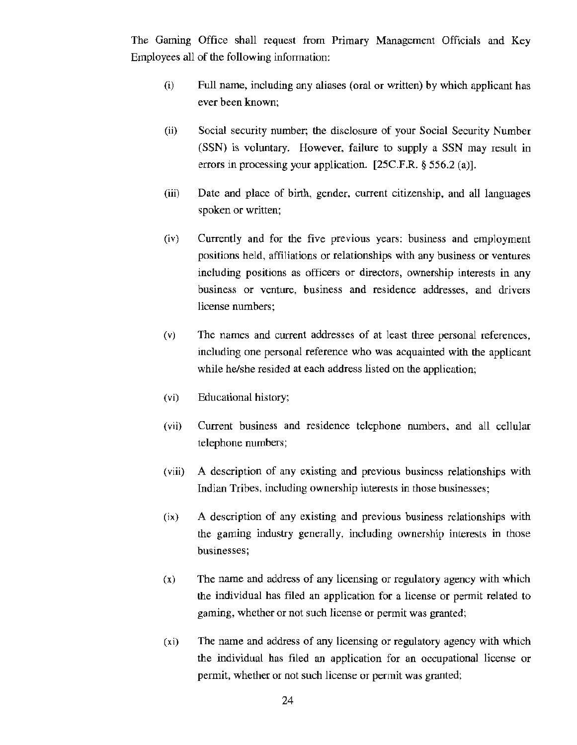The Gaming Office shall request from Primary Management Officials and Key Employees all of the following information:

(i) Full name, including any aliases (oral or written) by which applicant has ever been known;

(ii) Social security number; the disclosure of your Social Security Number (SSN) is voluntary. However, failure to supply a SSN may result in errors in processing your application. [25C.F.R. § 556.2 (a)].

(iii) Date and place of birth, gender, current citizenship, and all languages spoken or written;

(iv) Currently and for the five previous years: business and employment positions held, affiliations or relationships with any business or ventures including positions as officers or directors, ownership interests in any business or venture, business and residence addresses, and drivers license numbers;

(v) The names and current addresses of at least three personal references, including one personal reference who was acquainted with the applicant while he/she resided at each address listed on the application;

(vi) Educational history;

(vii) Current business and residence telephone numbers, and all cellular telephone numbers;

(viii) A description of any existing and previous business relationships with Indian Tribes, including ownership interests in those businesses;

(ix) A description of any existing and previous business relationships with the gaming industry generally, including ownership interests in those businesses;

(x) The name and address of any licensing or regulatory agency with which the individual has filed an application for a license or permit related to gaming, whether or not such license or permit was granted;

(xi) The name and address of any licensing or regulatory agency with which the individual has filed an application for an occupational license or permit, whether or not such license or permit was granted;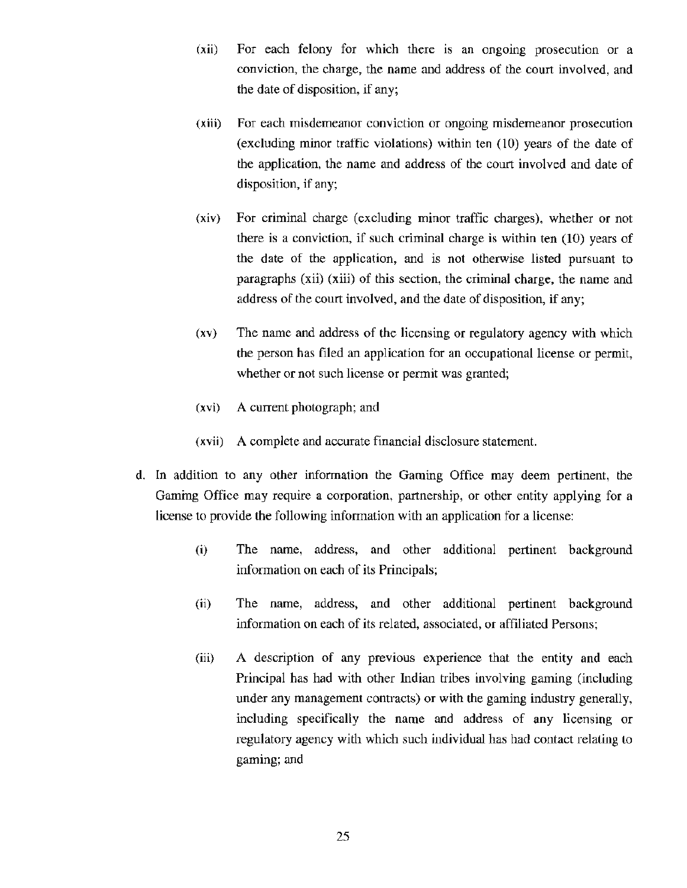(xii) For each felony for which there is an ongoing prosecution or a conviction, the charge, the name and address of the court involved, and the date of disposition, if any;

(xiii) For each misdemeanor conviction or ongoing misdemeanor prosecution (excluding minor traffic violations) within ten (10) years of the date of the application, the name and address of the court involved and date of disposition, if any;

(xiv) For criminal charge (excluding minor traffic charges), whether or not there is a conviction, if such criminal charge is within ten (10) years of the date of the application, and is not otherwise listed pursuant to paragraphs (xii) (xiii) of this section, the criminal charge, the name and address of the court involved, and the date of disposition, if any;

(xv) The name and address of the licensing or regulatory agency with which the person has filed an application for an occupational license or permit, whether or not such license or permit was granted;

(xvi) A current photograph; and

(xvii) A complete and accurate financial disclosure statement.

d. In addition to any other information the Gaming Office may deem pertinent, the Gaming Office may require a corporation, partnership, or other entity applying for a license to provide the following information with an application for a license:

(i) The name, address, and other additional pertinent background information on each of its Principals;

(ii) The name, address, and other additional pertinent background information on each of its related, associated, or affiliated Persons;

(iii) A description of any previous experience that the entity and each Principal has had with other Indian tribes involving gaming (including under any management contracts) or with the gaming industry generally, including specifically the name and address of any licensing or regulatory agency with which such individual has had contact relating to gaming; and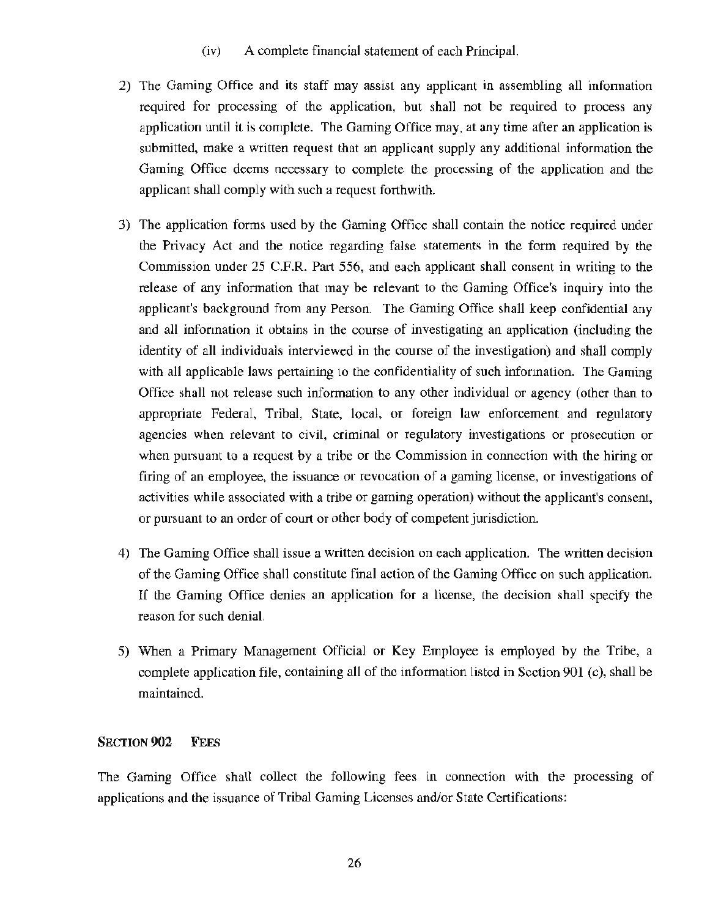(iv) A complete financial statement of each Principal.

2) The Gaming Office and its staff may assist any applicant in assembling all information required for processing of the application, but shall not be required to process any application until it is complete. The Gaming Office may, at any time after an application is submitted, make a written request that an applicant supply any additional information the Gaming Office deems necessary to complete the processing of the application and the applicant shall comply with such a request forthwith.

3) The application forms used by the Gaming Office shall contain the notice required under the Privacy Act and the notice regarding false statements in the form required by the Commission under 25 C.F.R. Part 556, and each applicant shall consent in writing to the release of any information that may be relevant to the Gaming Office's inquiry into the applicant's background from any Person. The Gaming Office shall keep confidential any and all information it obtains in the course of investigating an application (including the identity of all individuals interviewed in the course of the investigation) and shall comply with all applicable laws pertaining to the confidentiality of such information. The Gaming Office shall not release such information to any other individual or agency (other than to appropriate Federal, Tribal, State, local, or foreign law enforcement and regulatory agencies when relevant to civil, criminal or regulatory investigations or prosecution or when pursuant to a request by a tribe or the Commission in connection with the hiring or firing of an employee, the issuance or revocation of a gaming license, or investigations of activities while associated with a tribe or gaming operation) without the applicant's consent, or pursuant to an order of court or other body of competent jurisdiction.

4) The Gaming Office shall issue a written decision on each application. The written decision of the Gaming Office shall constitute final action of the Gaming Office on such application. If the Gaming Office denies an application for a license, the decision shall specify the reason for such denial.

5) When a Primary Management Official or Key Employee is employed by the Tribe, a complete application file, containing all of the information listed in Section 901 (c), shall be maintained.

## SECTION 902 FEES

The Gaming Office shall collect the following fees in connection with the processing of applications and the issuance of Tribal Gaming Licenses and/or State Certifications: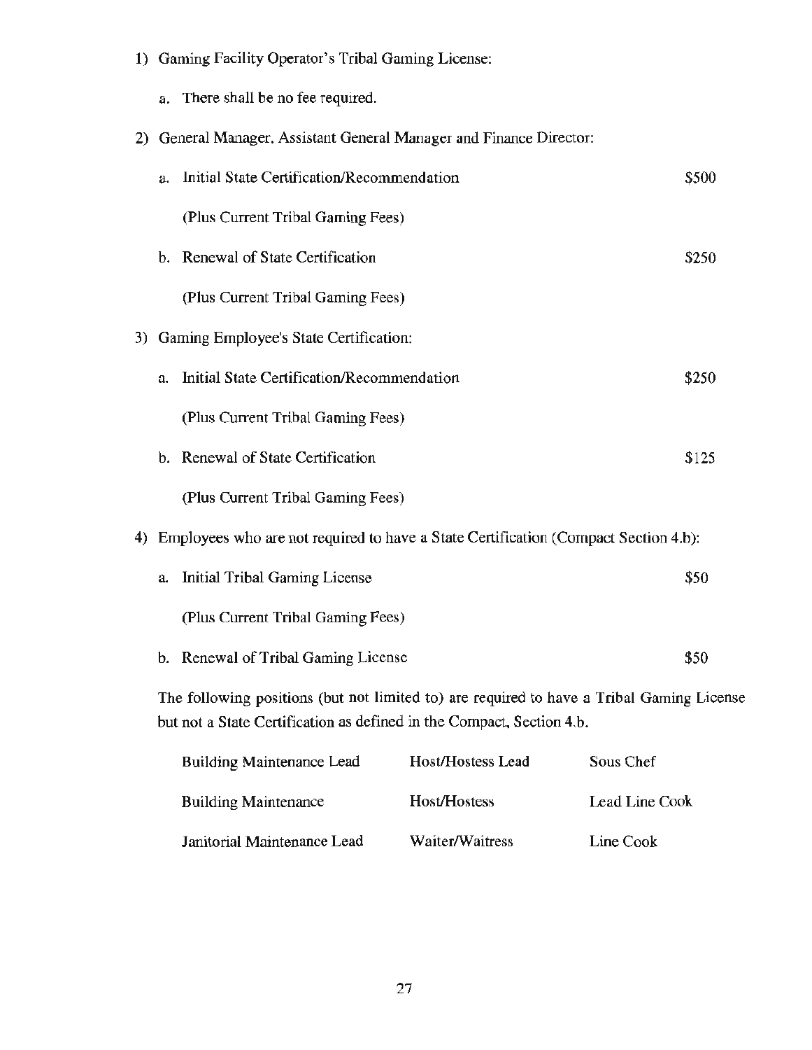1) Gaming Facility Operator's Tribal Gaming License:

   a. There shall be no fee required.

2) General Manager, Assistant General Manager and Finance Director:

   a. Initial State Certification/Recommendation — $500

      (Plus Current Tribal Gaming Fees)

   b. Renewal of State Certification — $250

      (Plus Current Tribal Gaming Fees)

3) Gaming Employee's State Certification:

   a. Initial State Certification/Recommendation — $250

      (Plus Current Tribal Gaming Fees)

   b. Renewal of State Certification — $125

      (Plus Current Tribal Gaming Fees)

4) Employees who are not required to have a State Certification (Compact Section 4.b):

   a. Initial Tribal Gaming License — $50

      (Plus Current Tribal Gaming Fees)

   b. Renewal of Tribal Gaming License — $50

   The following positions (but not limited to) are required to have a Tribal Gaming License but not a State Certification as defined in the Compact, Section 4.b.

| | | |
|---|---|---|
| Building Maintenance Lead | Host/Hostess Lead | Sous Chef |
| Building Maintenance | Host/Hostess | Lead Line Cook |
| Janitorial Maintenance Lead | Waiter/Waitress | Line Cook |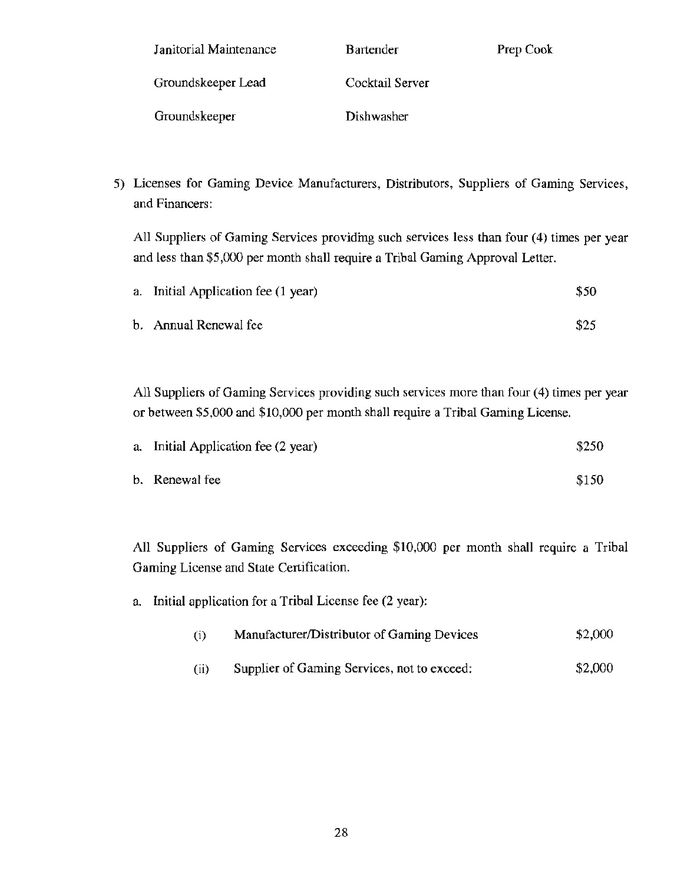| Janitorial Maintenance | Bartender | Prep Cook |
|---|---|---|
| Groundskeeper Lead | Cocktail Server | |
| Groundskeeper | Dishwasher | |

5) Licenses for Gaming Device Manufacturers, Distributors, Suppliers of Gaming Services, and Financers:

   All Suppliers of Gaming Services providing such services less than four (4) times per year and less than $5,000 per month shall require a Tribal Gaming Approval Letter.

   a. Initial Application fee (1 year) $50

   b. Annual Renewal fee $25

   All Suppliers of Gaming Services providing such services more than four (4) times per year or between $5,000 and $10,000 per month shall require a Tribal Gaming License.

   a. Initial Application fee (2 year) $250

   b. Renewal fee $150

   All Suppliers of Gaming Services exceeding $10,000 per month shall require a Tribal Gaming License and State Certification.

   a. Initial application for a Tribal License fee (2 year):

      (i) Manufacturer/Distributor of Gaming Devices $2,000

      (ii) Supplier of Gaming Services, not to exceed: $2,000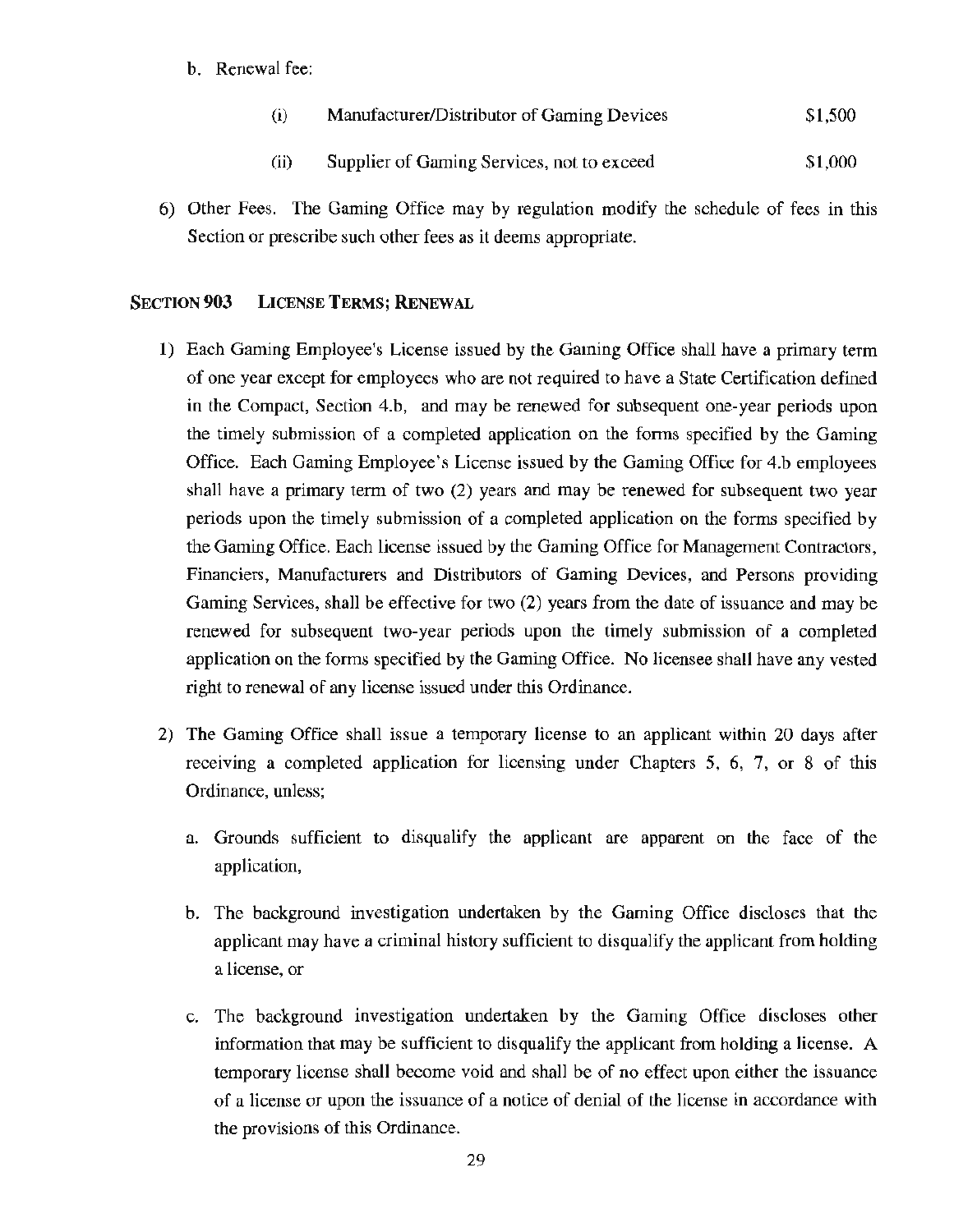b. Renewal fee:

| | | |
|---|---|---|
| (i) | Manufacturer/Distributor of Gaming Devices | $1,500 |
| (ii) | Supplier of Gaming Services, not to exceed | $1,000 |

6) Other Fees. The Gaming Office may by regulation modify the schedule of fees in this Section or prescribe such other fees as it deems appropriate.

## SECTION 903 LICENSE TERMS; RENEWAL

1) Each Gaming Employee's License issued by the Gaming Office shall have a primary term of one year except for employees who are not required to have a State Certification defined in the Compact, Section 4.b, and may be renewed for subsequent one-year periods upon the timely submission of a completed application on the forms specified by the Gaming Office. Each Gaming Employee's License issued by the Gaming Office for 4.b employees shall have a primary term of two (2) years and may be renewed for subsequent two year periods upon the timely submission of a completed application on the forms specified by the Gaming Office. Each license issued by the Gaming Office for Management Contractors, Financiers, Manufacturers and Distributors of Gaming Devices, and Persons providing Gaming Services, shall be effective for two (2) years from the date of issuance and may be renewed for subsequent two-year periods upon the timely submission of a completed application on the forms specified by the Gaming Office. No licensee shall have any vested right to renewal of any license issued under this Ordinance.

2) The Gaming Office shall issue a temporary license to an applicant within 20 days after receiving a completed application for licensing under Chapters 5, 6, 7, or 8 of this Ordinance, unless;

   a. Grounds sufficient to disqualify the applicant are apparent on the face of the application,

   b. The background investigation undertaken by the Gaming Office discloses that the applicant may have a criminal history sufficient to disqualify the applicant from holding a license, or

   c. The background investigation undertaken by the Gaming Office discloses other information that may be sufficient to disqualify the applicant from holding a license. A temporary license shall become void and shall be of no effect upon either the issuance of a license or upon the issuance of a notice of denial of the license in accordance with the provisions of this Ordinance.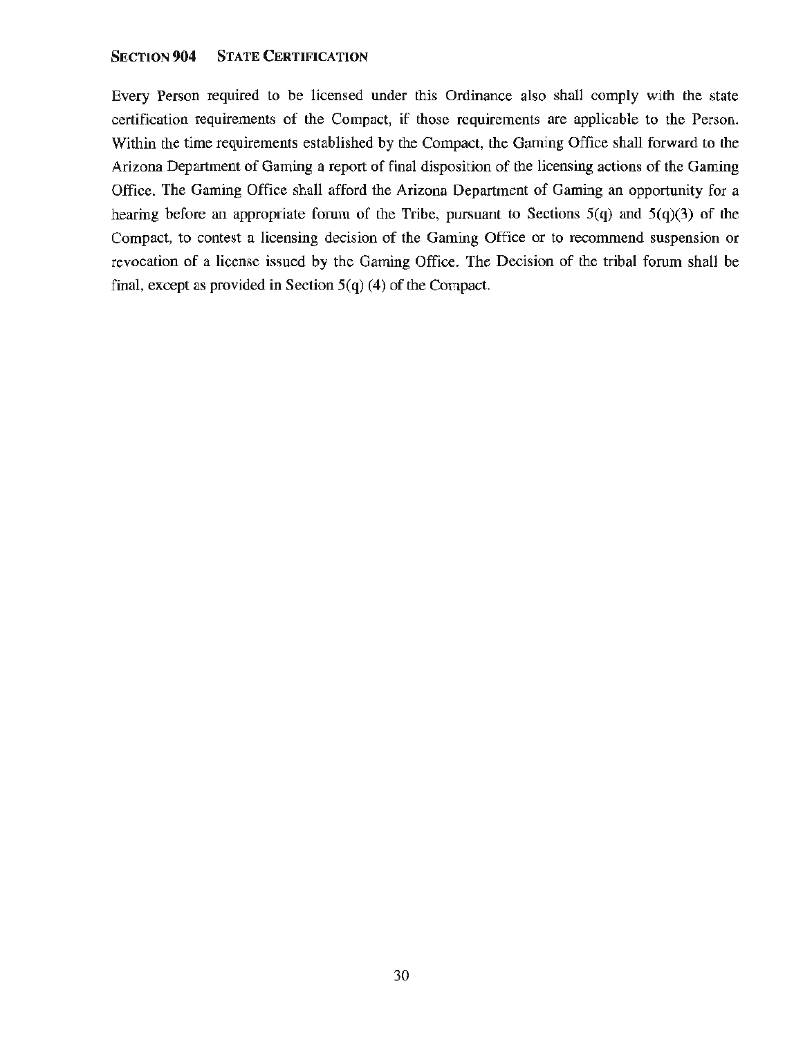### SECTION 904 STATE CERTIFICATION

Every Person required to be licensed under this Ordinance also shall comply with the state certification requirements of the Compact, if those requirements are applicable to the Person. Within the time requirements established by the Compact, the Gaming Office shall forward to the Arizona Department of Gaming a report of final disposition of the licensing actions of the Gaming Office. The Gaming Office shall afford the Arizona Department of Gaming an opportunity for a hearing before an appropriate forum of the Tribe, pursuant to Sections 5(q) and 5(q)(3) of the Compact, to contest a licensing decision of the Gaming Office or to recommend suspension or revocation of a license issued by the Gaming Office. The Decision of the tribal forum shall be final, except as provided in Section 5(q) (4) of the Compact.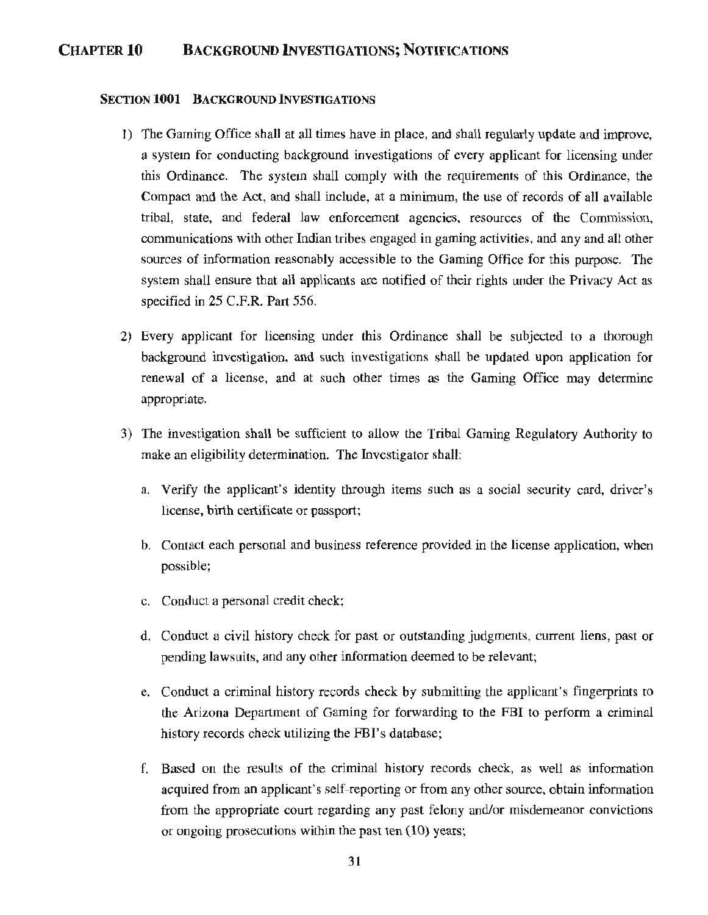# CHAPTER 10 BACKGROUND INVESTIGATIONS; NOTIFICATIONS

## SECTION 1001 BACKGROUND INVESTIGATIONS

1) The Gaming Office shall at all times have in place, and shall regularly update and improve, a system for conducting background investigations of every applicant for licensing under this Ordinance. The system shall comply with the requirements of this Ordinance, the Compact and the Act, and shall include, at a minimum, the use of records of all available tribal, state, and federal law enforcement agencies, resources of the Commission, communications with other Indian tribes engaged in gaming activities, and any and all other sources of information reasonably accessible to the Gaming Office for this purpose. The system shall ensure that all applicants are notified of their rights under the Privacy Act as specified in 25 C.F.R. Part 556.

2) Every applicant for licensing under this Ordinance shall be subjected to a thorough background investigation, and such investigations shall be updated upon application for renewal of a license, and at such other times as the Gaming Office may determine appropriate.

3) The investigation shall be sufficient to allow the Tribal Gaming Regulatory Authority to make an eligibility determination. The Investigator shall:

   a. Verify the applicant's identity through items such as a social security card, driver's license, birth certificate or passport;

   b. Contact each personal and business reference provided in the license application, when possible;

   c. Conduct a personal credit check;

   d. Conduct a civil history check for past or outstanding judgments, current liens, past or pending lawsuits, and any other information deemed to be relevant;

   e. Conduct a criminal history records check by submitting the applicant's fingerprints to the Arizona Department of Gaming for forwarding to the FBI to perform a criminal history records check utilizing the FBI's database;

   f. Based on the results of the criminal history records check, as well as information acquired from an applicant's self-reporting or from any other source, obtain information from the appropriate court regarding any past felony and/or misdemeanor convictions or ongoing prosecutions within the past ten (10) years;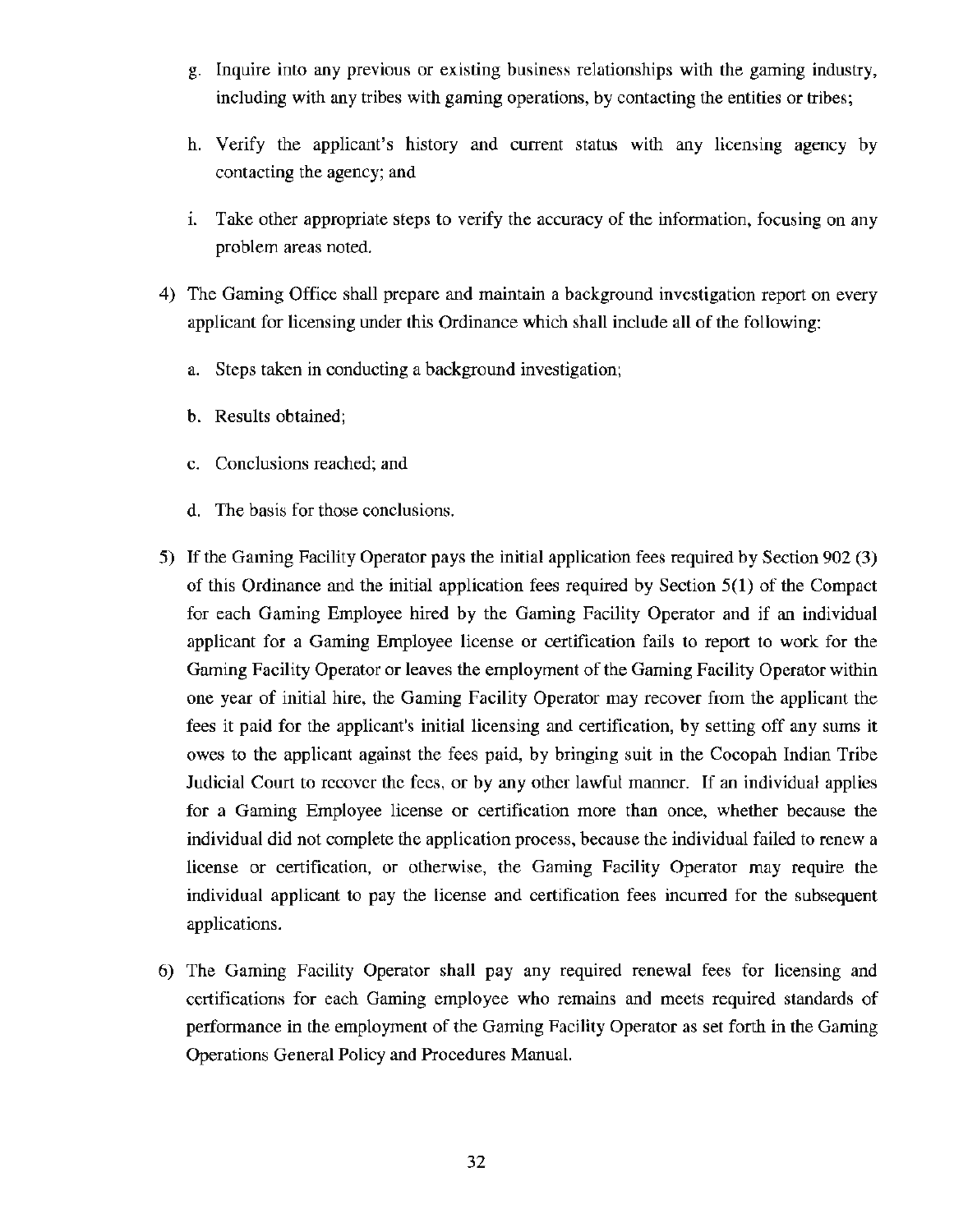g. Inquire into any previous or existing business relationships with the gaming industry, including with any tribes with gaming operations, by contacting the entities or tribes;

h. Verify the applicant's history and current status with any licensing agency by contacting the agency; and

i. Take other appropriate steps to verify the accuracy of the information, focusing on any problem areas noted.

4) The Gaming Office shall prepare and maintain a background investigation report on every applicant for licensing under this Ordinance which shall include all of the following:

   a. Steps taken in conducting a background investigation;

   b. Results obtained;

   c. Conclusions reached; and

   d. The basis for those conclusions.

5) If the Gaming Facility Operator pays the initial application fees required by Section 902 (3) of this Ordinance and the initial application fees required by Section 5(1) of the Compact for each Gaming Employee hired by the Gaming Facility Operator and if an individual applicant for a Gaming Employee license or certification fails to report to work for the Gaming Facility Operator or leaves the employment of the Gaming Facility Operator within one year of initial hire, the Gaming Facility Operator may recover from the applicant the fees it paid for the applicant's initial licensing and certification, by setting off any sums it owes to the applicant against the fees paid, by bringing suit in the Cocopah Indian Tribe Judicial Court to recover the fees, or by any other lawful manner. If an individual applies for a Gaming Employee license or certification more than once, whether because the individual did not complete the application process, because the individual failed to renew a license or certification, or otherwise, the Gaming Facility Operator may require the individual applicant to pay the license and certification fees incurred for the subsequent applications.

6) The Gaming Facility Operator shall pay any required renewal fees for licensing and certifications for each Gaming employee who remains and meets required standards of performance in the employment of the Gaming Facility Operator as set forth in the Gaming Operations General Policy and Procedures Manual.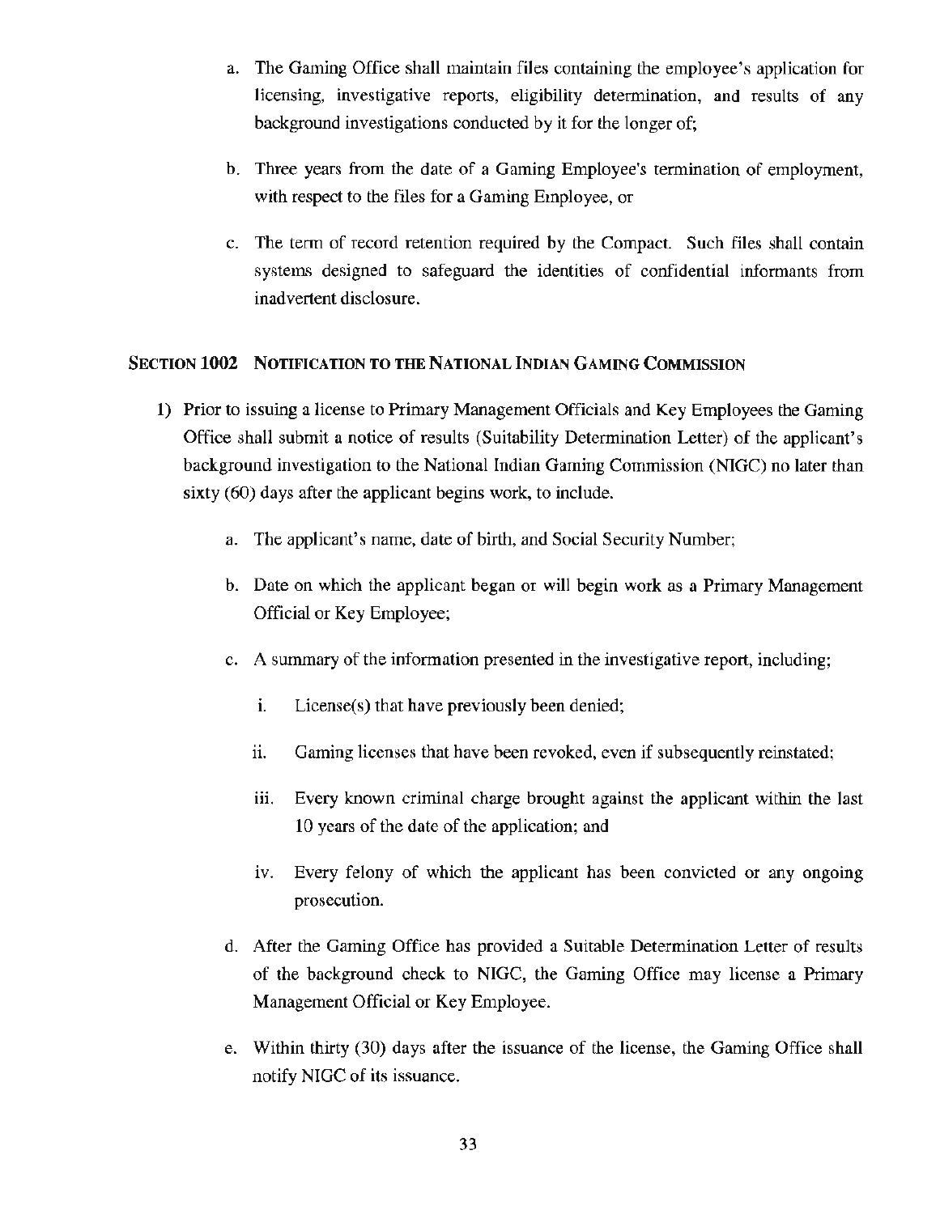a. The Gaming Office shall maintain files containing the employee's application for licensing, investigative reports, eligibility determination, and results of any background investigations conducted by it for the longer of;

b. Three years from the date of a Gaming Employee's termination of employment, with respect to the files for a Gaming Employee, or

c. The term of record retention required by the Compact. Such files shall contain systems designed to safeguard the identities of confidential informants from inadvertent disclosure.

## SECTION 1002 NOTIFICATION TO THE NATIONAL INDIAN GAMING COMMISSION

1) Prior to issuing a license to Primary Management Officials and Key Employees the Gaming Office shall submit a notice of results (Suitability Determination Letter) of the applicant's background investigation to the National Indian Gaming Commission (NIGC) no later than sixty (60) days after the applicant begins work, to include.

   a. The applicant's name, date of birth, and Social Security Number;

   b. Date on which the applicant began or will begin work as a Primary Management Official or Key Employee;

   c. A summary of the information presented in the investigative report, including;

      i. License(s) that have previously been denied;

      ii. Gaming licenses that have been revoked, even if subsequently reinstated;

      iii. Every known criminal charge brought against the applicant within the last 10 years of the date of the application; and

      iv. Every felony of which the applicant has been convicted or any ongoing prosecution.

   d. After the Gaming Office has provided a Suitable Determination Letter of results of the background check to NIGC, the Gaming Office may license a Primary Management Official or Key Employee.

   e. Within thirty (30) days after the issuance of the license, the Gaming Office shall notify NIGC of its issuance.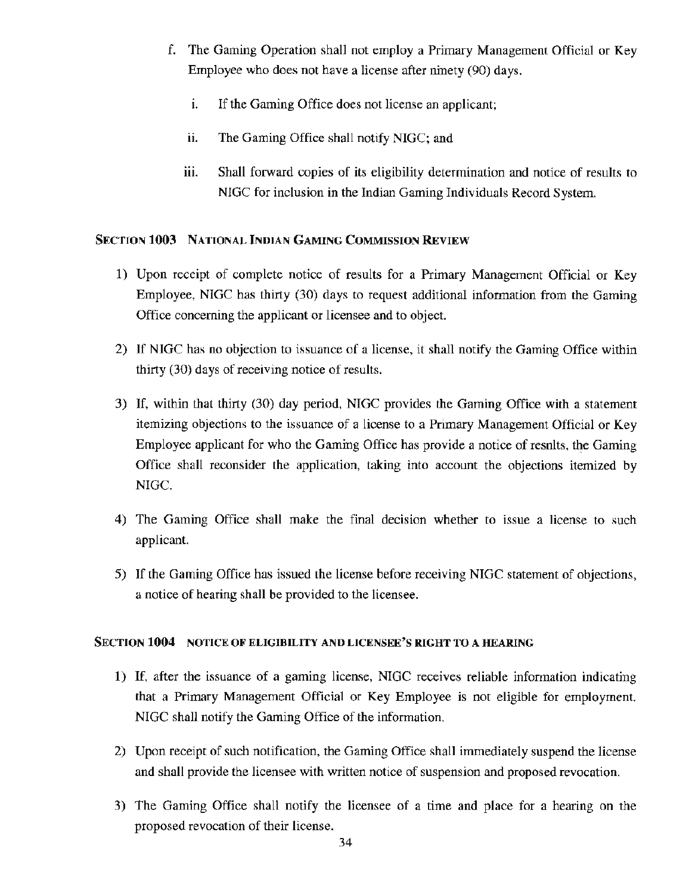f. The Gaming Operation shall not employ a Primary Management Official or Key Employee who does not have a license after ninety (90) days.

   i. If the Gaming Office does not license an applicant;

   ii. The Gaming Office shall notify NIGC; and

   iii. Shall forward copies of its eligibility determination and notice of results to NIGC for inclusion in the Indian Gaming Individuals Record System.

### SECTION 1003 NATIONAL INDIAN GAMING COMMISSION REVIEW

1) Upon receipt of complete notice of results for a Primary Management Official or Key Employee, NIGC has thirty (30) days to request additional information from the Gaming Office concerning the applicant or licensee and to object.

2) If NIGC has no objection to issuance of a license, it shall notify the Gaming Office within thirty (30) days of receiving notice of results.

3) If, within that thirty (30) day period, NIGC provides the Gaming Office with a statement itemizing objections to the issuance of a license to a Primary Management Official or Key Employee applicant for who the Gaming Office has provide a notice of resnlts, the Gaming Office shall reconsider the application, taking into account the objections itemized by NIGC.

4) The Gaming Office shall make the final decision whether to issue a license to such applicant.

5) If the Gaming Office has issued the license before receiving NIGC statement of objections, a notice of hearing shall be provided to the licensee.

### SECTION 1004 NOTICE OF ELIGIBILITY AND LICENSEE'S RIGHT TO A HEARING

1) If, after the issuance of a gaming license, NIGC receives reliable information indicating that a Primary Management Official or Key Employee is not eligible for employment. NIGC shall notify the Gaming Office of the information.

2) Upon receipt of such notification, the Gaming Office shall immediately suspend the license and shall provide the licensee with written notice of suspension and proposed revocation.

3) The Gaming Office shall notify the licensee of a time and place for a hearing on the proposed revocation of their license.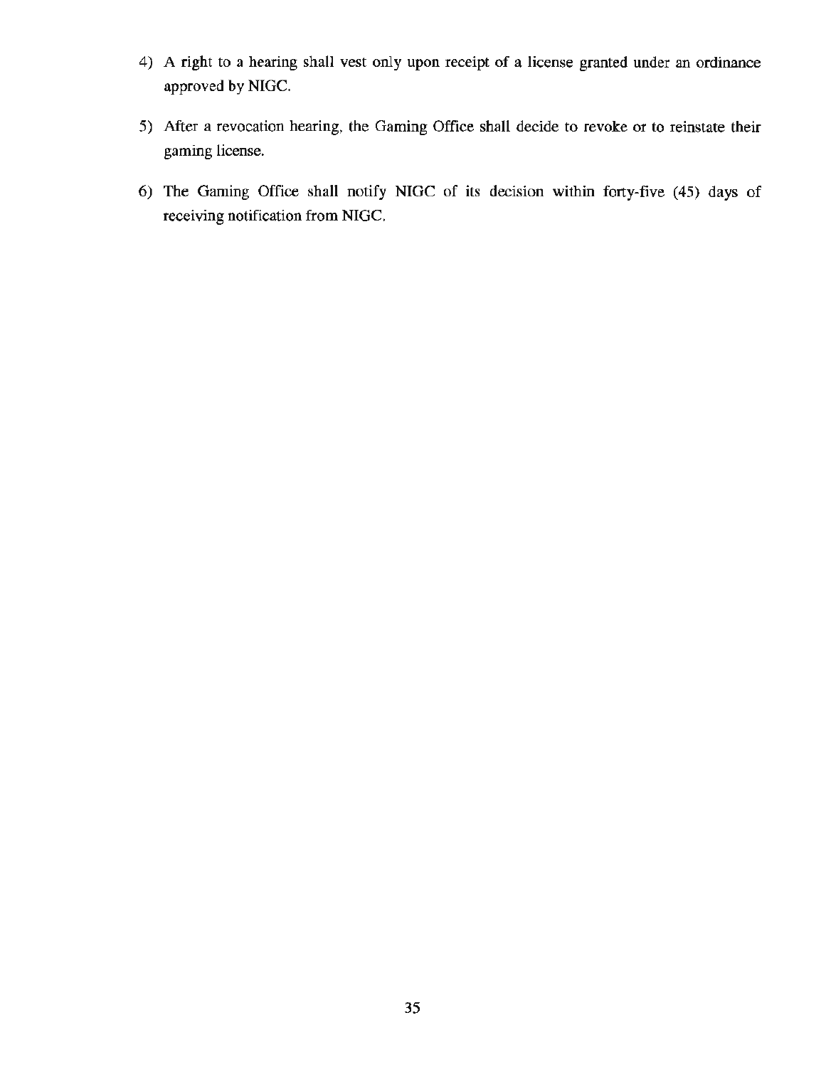4) A right to a hearing shall vest only upon receipt of a license granted under an ordinance approved by NIGC.

5) After a revocation hearing, the Gaming Office shall decide to revoke or to reinstate their gaming license.

6) The Gaming Office shall notify NIGC of its decision within forty-five (45) days of receiving notification from NIGC.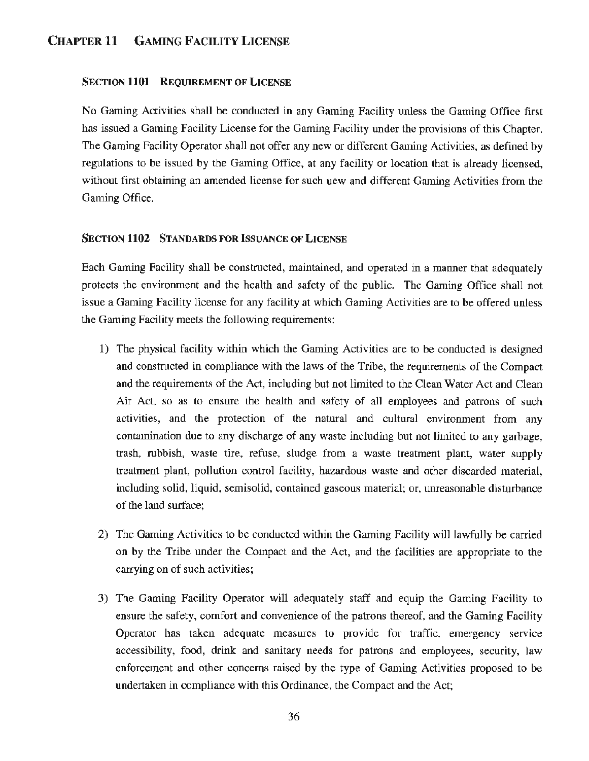## CHAPTER 11 GAMING FACILITY LICENSE

### SECTION 1101 REQUIREMENT OF LICENSE

No Gaming Activities shall be conducted in any Gaming Facility unless the Gaming Office first has issued a Gaming Facility License for the Gaming Facility under the provisions of this Chapter. The Gaming Facility Operator shall not offer any new or different Gaming Activities, as defined by regulations to be issued by the Gaming Office, at any facility or location that is already licensed, without first obtaining an amended license for such uew and different Gaming Activities from the Gaming Office.

### SECTION 1102 STANDARDS FOR ISSUANCE OF LICENSE

Each Gaming Facility shall be constructed, maintained, and operated in a manner that adequately protects the environment and the health and safety of the public. The Gaming Office shall not issue a Gaming Facility license for any facility at which Gaming Activities are to be offered unless the Gaming Facility meets the following requirements:

1) The physical facility within which the Gaming Activities are to be conducted is designed and constructed in compliance with the laws of the Tribe, the requirements of the Compact and the requirements of the Act, including but not limited to the Clean Water Act and Clean Air Act, so as to ensure the health and safety of all employees and patrons of such activities, and the protection of the natural and cultural environment from any contamination due to any discharge of any waste including but not limited to any garbage, trash, rubbish, waste tire, refuse, sludge from a waste treatment plant, water supply treatment plant, pollution control facility, hazardous waste and other discarded material, including solid, liquid, semisolid, contained gaseous material; or, unreasonable disturbance of the land surface;

2) The Gaming Activities to be conducted within the Gaming Facility will lawfully be carried on by the Tribe under the Compact and the Act, and the facilities are appropriate to the carrying on of such activities;

3) The Gaming Facility Operator will adequately staff and equip the Gaming Facility to ensure the safety, comfort and convenience of the patrons thereof, and the Gaming Facility Operator has taken adequate measures to provide for traffic, emergency service accessibility, food, drink and sanitary needs for patrons and employees, security, law enforcement and other concerns raised by the type of Gaming Activities proposed to be undertaken in compliance with this Ordinance, the Compact and the Act;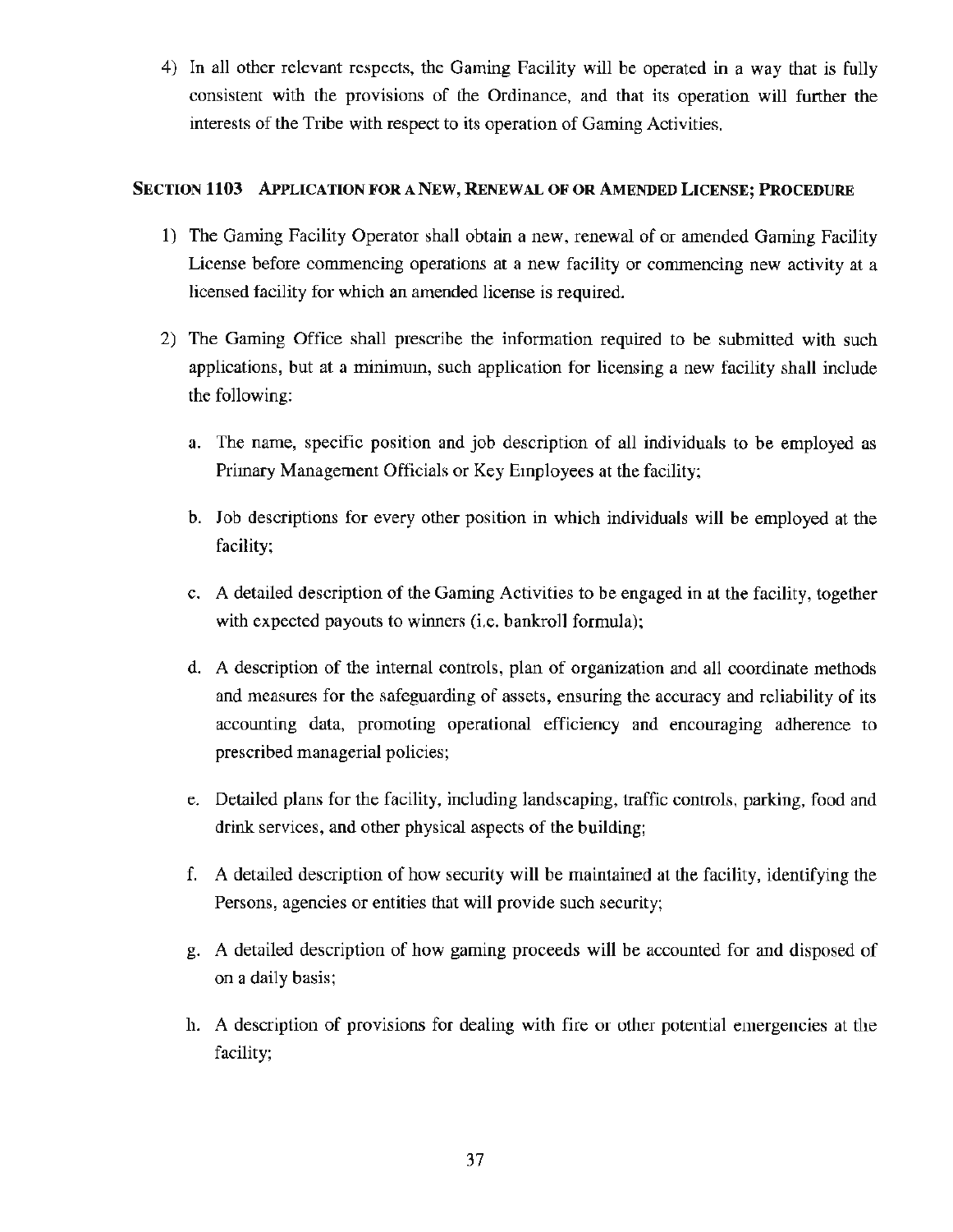4) In all other relevant respects, the Gaming Facility will be operated in a way that is fully consistent with the provisions of the Ordinance, and that its operation will further the interests of the Tribe with respect to its operation of Gaming Activities.

### SECTION 1103 APPLICATION FOR A NEW, RENEWAL OF OR AMENDED LICENSE; PROCEDURE

1) The Gaming Facility Operator shall obtain a new, renewal of or amended Gaming Facility License before commencing operations at a new facility or commencing new activity at a licensed facility for which an amended license is required.

2) The Gaming Office shall prescribe the information required to be submitted with such applications, but at a minimum, such application for licensing a new facility shall include the following:

   a. The name, specific position and job description of all individuals to be employed as Primary Management Officials or Key Employees at the facility;

   b. Job descriptions for every other position in which individuals will be employed at the facility;

   c. A detailed description of the Gaming Activities to be engaged in at the facility, together with expected payouts to winners (i.e. bankroll formula);

   d. A description of the internal controls, plan of organization and all coordinate methods and measures for the safeguarding of assets, ensuring the accuracy and reliability of its accounting data, promoting operational efficiency and encouraging adherence to prescribed managerial policies;

   e. Detailed plans for the facility, including landscaping, traffic controls, parking, food and drink services, and other physical aspects of the building;

   f. A detailed description of how security will be maintained at the facility, identifying the Persons, agencies or entities that will provide such security;

   g. A detailed description of how gaming proceeds will be accounted for and disposed of on a daily basis;

   h. A description of provisions for dealing with fire or other potential emergencies at the facility;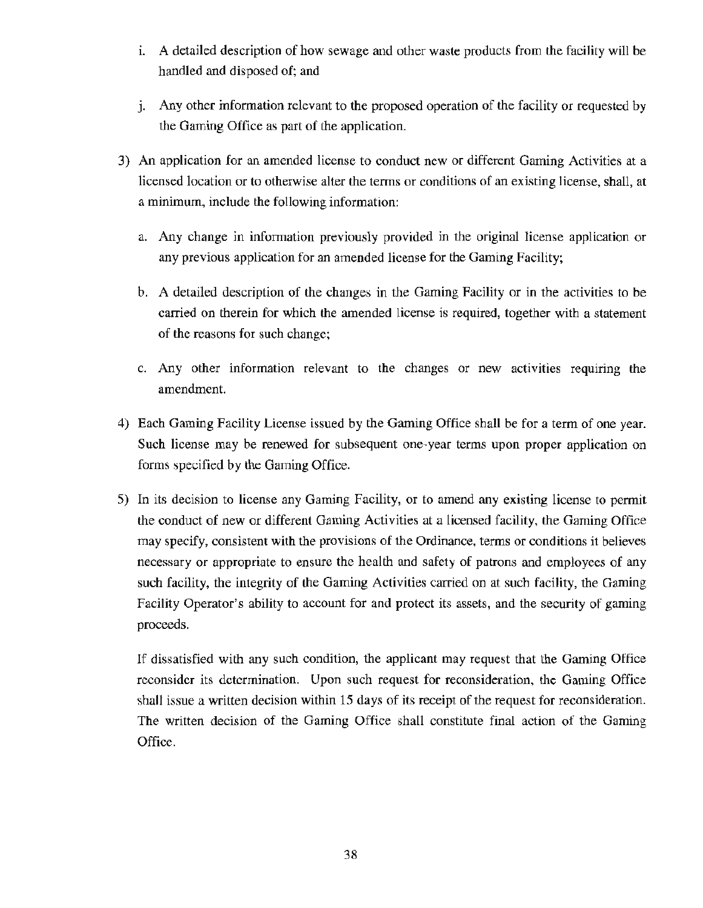i. A detailed description of how sewage and other waste products from the facility will be handled and disposed of; and

j. Any other information relevant to the proposed operation of the facility or requested by the Gaming Office as part of the application.

3) An application for an amended license to conduct new or different Gaming Activities at a licensed location or to otherwise alter the terms or conditions of an existing license, shall, at a minimum, include the following information:

   a. Any change in information previously provided in the original license application or any previous application for an amended license for the Gaming Facility;

   b. A detailed description of the changes in the Gaming Facility or in the activities to be carried on therein for which the amended license is required, together with a statement of the reasons for such change;

   c. Any other information relevant to the changes or new activities requiring the amendment.

4) Each Gaming Facility License issued by the Gaming Office shall be for a term of one year. Such license may be renewed for subsequent one-year terms upon proper application on forms specified by the Gaming Office.

5) In its decision to license any Gaming Facility, or to amend any existing license to permit the conduct of new or different Gaming Activities at a licensed facility, the Gaming Office may specify, consistent with the provisions of the Ordinance, terms or conditions it believes necessary or appropriate to ensure the health and safety of patrons and employees of any such facility, the integrity of the Gaming Activities carried on at such facility, the Gaming Facility Operator's ability to account for and protect its assets, and the security of gaming proceeds.

   If dissatisfied with any such condition, the applicant may request that the Gaming Office reconsider its determination. Upon such request for reconsideration, the Gaming Office shall issue a written decision within 15 days of its receipt of the request for reconsideration. The written decision of the Gaming Office shall constitute final action of the Gaming Office.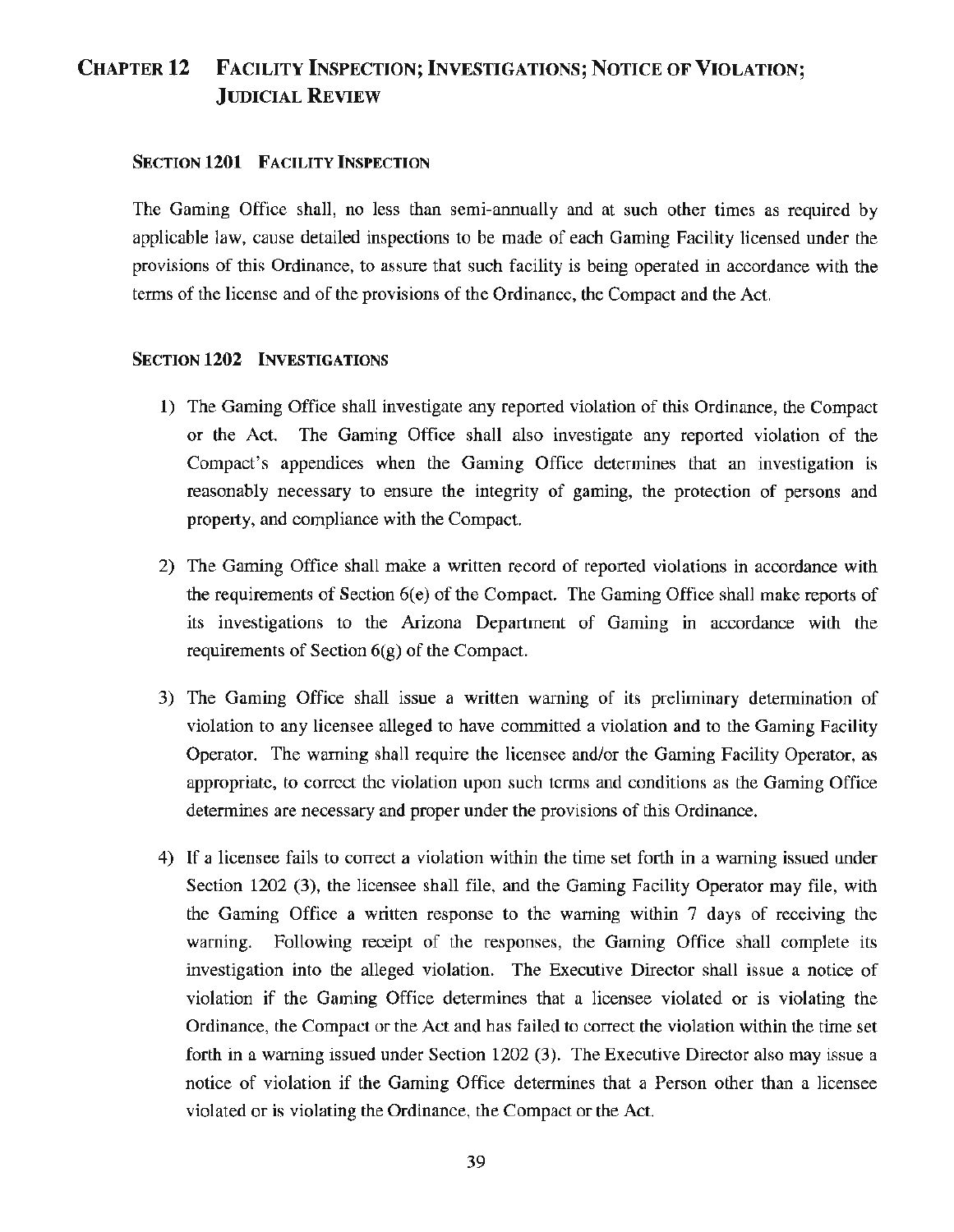# CHAPTER 12 FACILITY INSPECTION; INVESTIGATIONS; NOTICE OF VIOLATION; JUDICIAL REVIEW

## SECTION 1201 FACILITY INSPECTION

The Gaming Office shall, no less than semi-annually and at such other times as required by applicable law, cause detailed inspections to be made of each Gaming Facility licensed under the provisions of this Ordinance, to assure that such facility is being operated in accordance with the terms of the license and of the provisions of the Ordinance, the Compact and the Act.

## SECTION 1202 INVESTIGATIONS

1) The Gaming Office shall investigate any reported violation of this Ordinance, the Compact or the Act. The Gaming Office shall also investigate any reported violation of the Compact's appendices when the Gaming Office determines that an investigation is reasonably necessary to ensure the integrity of gaming, the protection of persons and property, and compliance with the Compact.

2) The Gaming Office shall make a written record of reported violations in accordance with the requirements of Section 6(e) of the Compact. The Gaming Office shall make reports of its investigations to the Arizona Department of Gaming in accordance with the requirements of Section 6(g) of the Compact.

3) The Gaming Office shall issue a written warning of its preliminary determination of violation to any licensee alleged to have committed a violation and to the Gaming Facility Operator. The warning shall require the licensee and/or the Gaming Facility Operator, as appropriate, to correct the violation upon such terms and conditions as the Gaming Office determines are necessary and proper under the provisions of this Ordinance.

4) If a licensee fails to correct a violation within the time set forth in a warning issued under Section 1202 (3), the licensee shall file, and the Gaming Facility Operator may file, with the Gaming Office a written response to the warning within 7 days of receiving the warning. Following receipt of the responses, the Gaming Office shall complete its investigation into the alleged violation. The Executive Director shall issue a notice of violation if the Gaming Office determines that a licensee violated or is violating the Ordinance, the Compact or the Act and has failed to correct the violation within the time set forth in a warning issued under Section 1202 (3). The Executive Director also may issue a notice of violation if the Gaming Office determines that a Person other than a licensee violated or is violating the Ordinance, the Compact or the Act.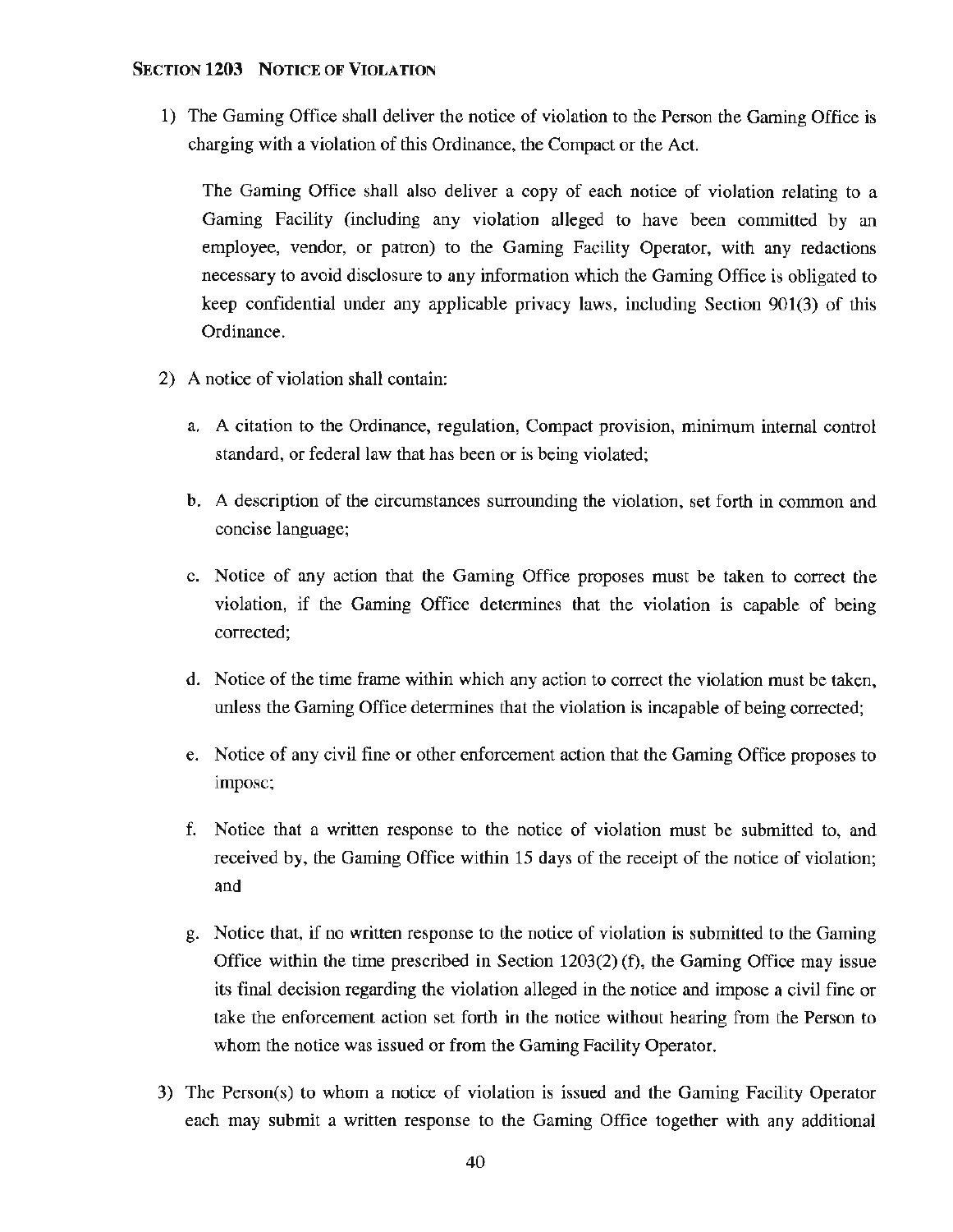**SECTION 1203 NOTICE OF VIOLATION**

1) The Gaming Office shall deliver the notice of violation to the Person the Gaming Office is charging with a violation of this Ordinance, the Compact or the Act.

   The Gaming Office shall also deliver a copy of each notice of violation relating to a Gaming Facility (including any violation alleged to have been committed by an employee, vendor, or patron) to the Gaming Facility Operator, with any redactions necessary to avoid disclosure to any information which the Gaming Office is obligated to keep confidential under any applicable privacy laws, including Section 901(3) of this Ordinance.

2) A notice of violation shall contain:

   a. A citation to the Ordinance, regulation, Compact provision, minimum internal control standard, or federal law that has been or is being violated;

   b. A description of the circumstances surrounding the violation, set forth in common and concise language;

   c. Notice of any action that the Gaming Office proposes must be taken to correct the violation, if the Gaming Office determines that the violation is capable of being corrected;

   d. Notice of the time frame within which any action to correct the violation must be taken, unless the Gaming Office determines that the violation is incapable of being corrected;

   e. Notice of any civil fine or other enforcement action that the Gaming Office proposes to impose;

   f. Notice that a written response to the notice of violation must be submitted to, and received by, the Gaming Office within 15 days of the receipt of the notice of violation; and

   g. Notice that, if no written response to the notice of violation is submitted to the Gaming Office within the time prescribed in Section 1203(2) (f), the Gaming Office may issue its final decision regarding the violation alleged in the notice and impose a civil fine or take the enforcement action set forth in the notice without hearing from the Person to whom the notice was issued or from the Gaming Facility Operator.

3) The Person(s) to whom a notice of violation is issued and the Gaming Facility Operator each may submit a written response to the Gaming Office together with any additional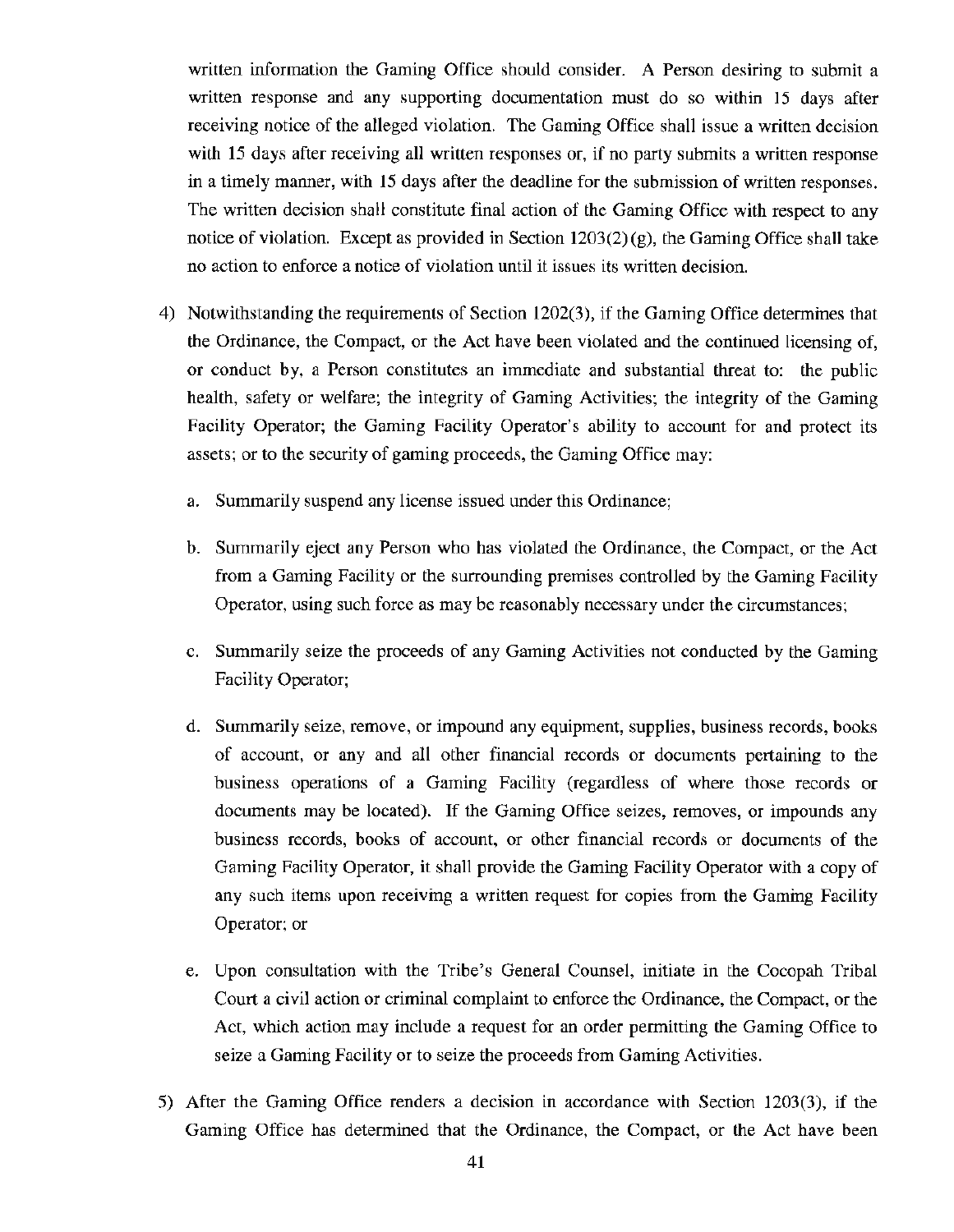written information the Gaming Office should consider. A Person desiring to submit a written response and any supporting documentation must do so within 15 days after receiving notice of the alleged violation. The Gaming Office shall issue a written decision with 15 days after receiving all written responses or, if no party submits a written response in a timely manner, with 15 days after the deadline for the submission of written responses. The written decision shall constitute final action of the Gaming Office with respect to any notice of violation. Except as provided in Section 1203(2)(g), the Gaming Office shall take no action to enforce a notice of violation until it issues its written decision.

4) Notwithstanding the requirements of Section 1202(3), if the Gaming Office determines that the Ordinance, the Compact, or the Act have been violated and the continued licensing of, or conduct by, a Person constitutes an immediate and substantial threat to: the public health, safety or welfare; the integrity of Gaming Activities; the integrity of the Gaming Facility Operator; the Gaming Facility Operator's ability to account for and protect its assets; or to the security of gaming proceeds, the Gaming Office may:

   a. Summarily suspend any license issued under this Ordinance;

   b. Summarily eject any Person who has violated the Ordinance, the Compact, or the Act from a Gaming Facility or the surrounding premises controlled by the Gaming Facility Operator, using such force as may be reasonably necessary under the circumstances;

   c. Summarily seize the proceeds of any Gaming Activities not conducted by the Gaming Facility Operator;

   d. Summarily seize, remove, or impound any equipment, supplies, business records, books of account, or any and all other financial records or documents pertaining to the business operations of a Gaming Facility (regardless of where those records or documents may be located). If the Gaming Office seizes, removes, or impounds any business records, books of account, or other financial records or documents of the Gaming Facility Operator, it shall provide the Gaming Facility Operator with a copy of any such items upon receiving a written request for copies from the Gaming Facility Operator; or

   e. Upon consultation with the Tribe's General Counsel, initiate in the Cocopah Tribal Court a civil action or criminal complaint to enforce the Ordinance, the Compact, or the Act, which action may include a request for an order permitting the Gaming Office to seize a Gaming Facility or to seize the proceeds from Gaming Activities.

5) After the Gaming Office renders a decision in accordance with Section 1203(3), if the Gaming Office has determined that the Ordinance, the Compact, or the Act have been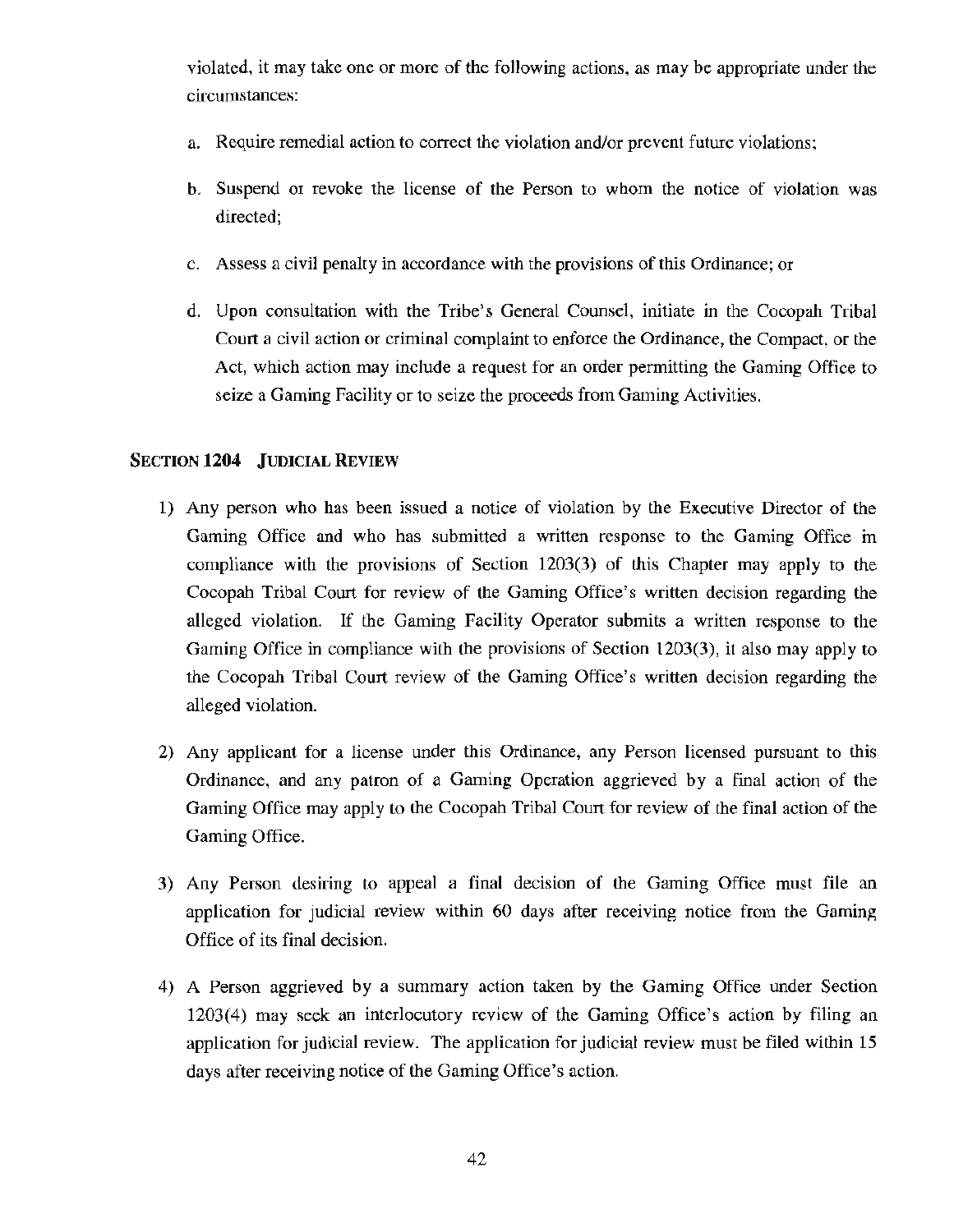violated, it may take one or more of the following actions, as may be appropriate under the circumstances:

a. Require remedial action to correct the violation and/or prevent future violations;

b. Suspend or revoke the license of the Person to whom the notice of violation was directed;

c. Assess a civil penalty in accordance with the provisions of this Ordinance; or

d. Upon consultation with the Tribe's General Counsel, initiate in the Cocopah Tribal Court a civil action or criminal complaint to enforce the Ordinance, the Compact, or the Act, which action may include a request for an order permitting the Gaming Office to seize a Gaming Facility or to seize the proceeds from Gaming Activities.

### SECTION 1204 JUDICIAL REVIEW

1) Any person who has been issued a notice of violation by the Executive Director of the Gaming Office and who has submitted a written response to the Gaming Office in compliance with the provisions of Section 1203(3) of this Chapter may apply to the Cocopah Tribal Court for review of the Gaming Office's written decision regarding the alleged violation. If the Gaming Facility Operator submits a written response to the Gaming Office in compliance with the provisions of Section 1203(3), it also may apply to the Cocopah Tribal Court review of the Gaming Office's written decision regarding the alleged violation.

2) Any applicant for a license under this Ordinance, any Person licensed pursuant to this Ordinance, and any patron of a Gaming Operation aggrieved by a final action of the Gaming Office may apply to the Cocopah Tribal Court for review of the final action of the Gaming Office.

3) Any Person desiring to appeal a final decision of the Gaming Office must file an application for judicial review within 60 days after receiving notice from the Gaming Office of its final decision.

4) A Person aggrieved by a summary action taken by the Gaming Office under Section 1203(4) may seek an interlocutory review of the Gaming Office's action by filing an application for judicial review. The application for judicial review must be filed within 15 days after receiving notice of the Gaming Office's action.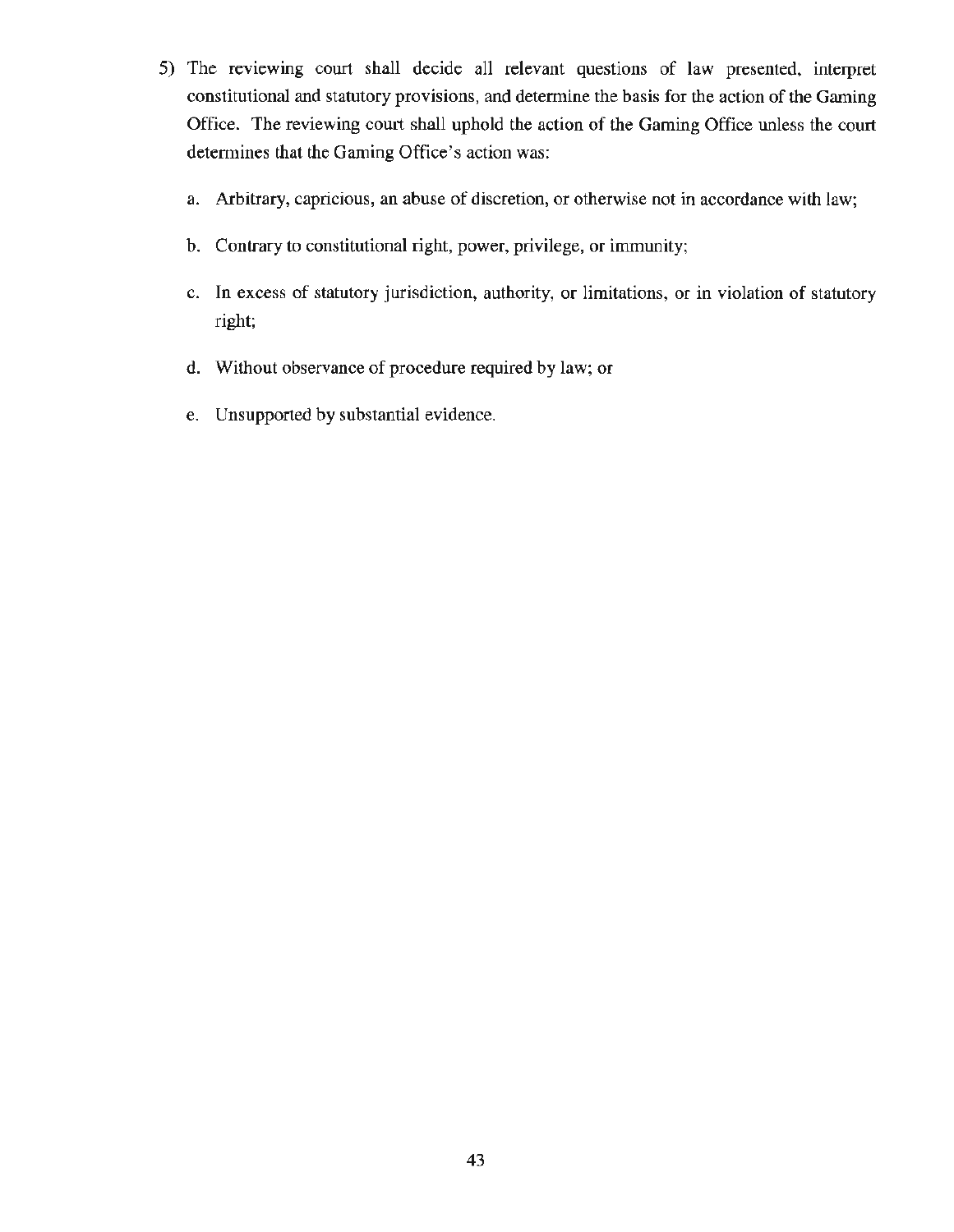5) The reviewing court shall decide all relevant questions of law presented, interpret constitutional and statutory provisions, and determine the basis for the action of the Gaming Office. The reviewing court shall uphold the action of the Gaming Office unless the court determines that the Gaming Office's action was:

   a. Arbitrary, capricious, an abuse of discretion, or otherwise not in accordance with law;

   b. Contrary to constitutional right, power, privilege, or immunity;

   c. In excess of statutory jurisdiction, authority, or limitations, or in violation of statutory right;

   d. Without observance of procedure required by law; or

   e. Unsupported by substantial evidence.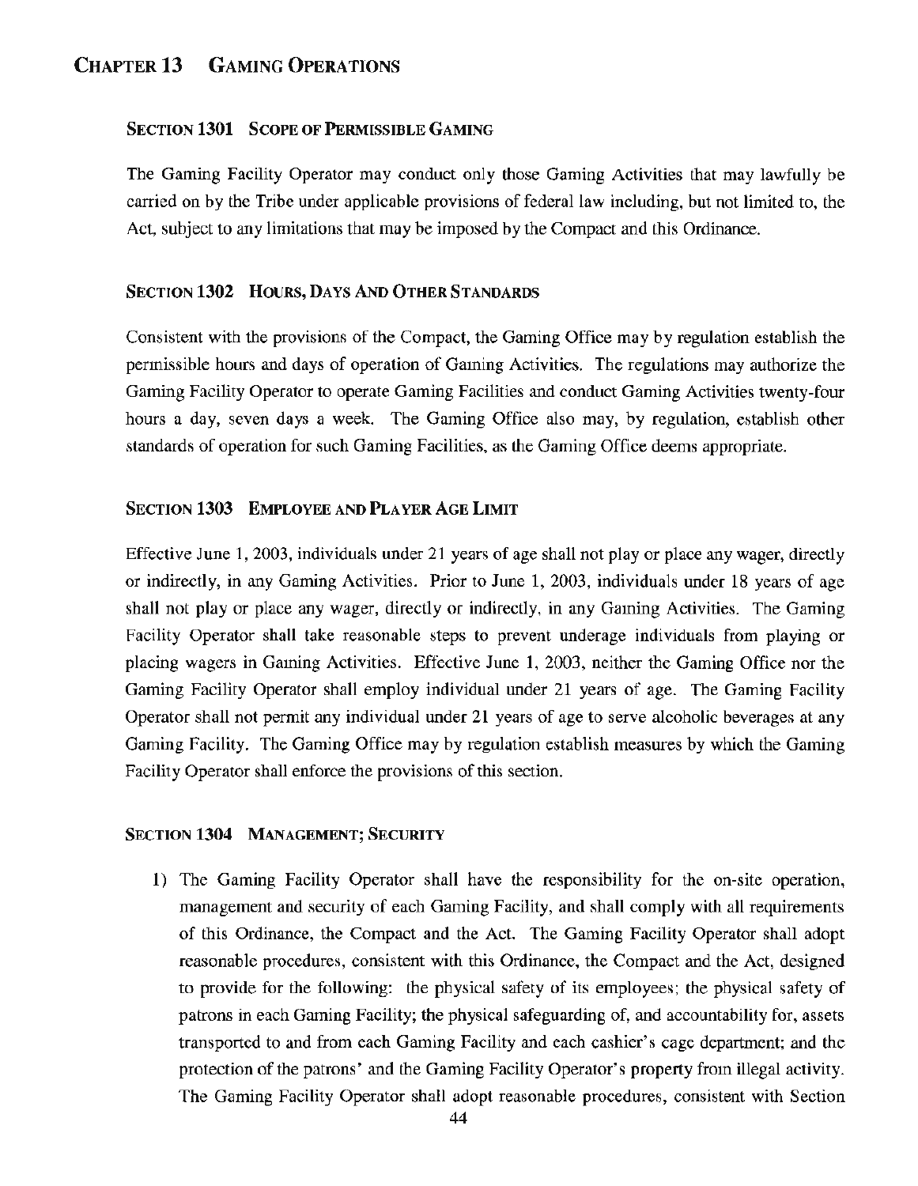# CHAPTER 13 GAMING OPERATIONS

### SECTION 1301 SCOPE OF PERMISSIBLE GAMING

The Gaming Facility Operator may conduct only those Gaming Activities that may lawfully be carried on by the Tribe under applicable provisions of federal law including, but not limited to, the Act, subject to any limitations that may be imposed by the Compact and this Ordinance.

### SECTION 1302 HOURS, DAYS AND OTHER STANDARDS

Consistent with the provisions of the Compact, the Gaming Office may by regulation establish the permissible hours and days of operation of Gaming Activities. The regulations may authorize the Gaming Facility Operator to operate Gaming Facilities and conduct Gaming Activities twenty-four hours a day, seven days a week. The Gaming Office also may, by regulation, establish other standards of operation for such Gaming Facilities, as the Gaming Office deems appropriate.

### SECTION 1303 EMPLOYEE AND PLAYER AGE LIMIT

Effective June 1, 2003, individuals under 21 years of age shall not play or place any wager, directly or indirectly, in any Gaming Activities. Prior to June 1, 2003, individuals under 18 years of age shall not play or place any wager, directly or indirectly, in any Gaming Activities. The Gaming Facility Operator shall take reasonable steps to prevent underage individuals from playing or placing wagers in Gaming Activities. Effective June 1, 2003, neither the Gaming Office nor the Gaming Facility Operator shall employ individual under 21 years of age. The Gaming Facility Operator shall not permit any individual under 21 years of age to serve alcoholic beverages at any Gaming Facility. The Gaming Office may by regulation establish measures by which the Gaming Facility Operator shall enforce the provisions of this section.

### SECTION 1304 MANAGEMENT; SECURITY

1) The Gaming Facility Operator shall have the responsibility for the on-site operation, management and security of each Gaming Facility, and shall comply with all requirements of this Ordinance, the Compact and the Act. The Gaming Facility Operator shall adopt reasonable procedures, consistent with this Ordinance, the Compact and the Act, designed to provide for the following: the physical safety of its employees; the physical safety of patrons in each Gaming Facility; the physical safeguarding of, and accountability for, assets transported to and from each Gaming Facility and each cashier's cage department; and the protection of the patrons' and the Gaming Facility Operator's property from illegal activity. The Gaming Facility Operator shall adopt reasonable procedures, consistent with Section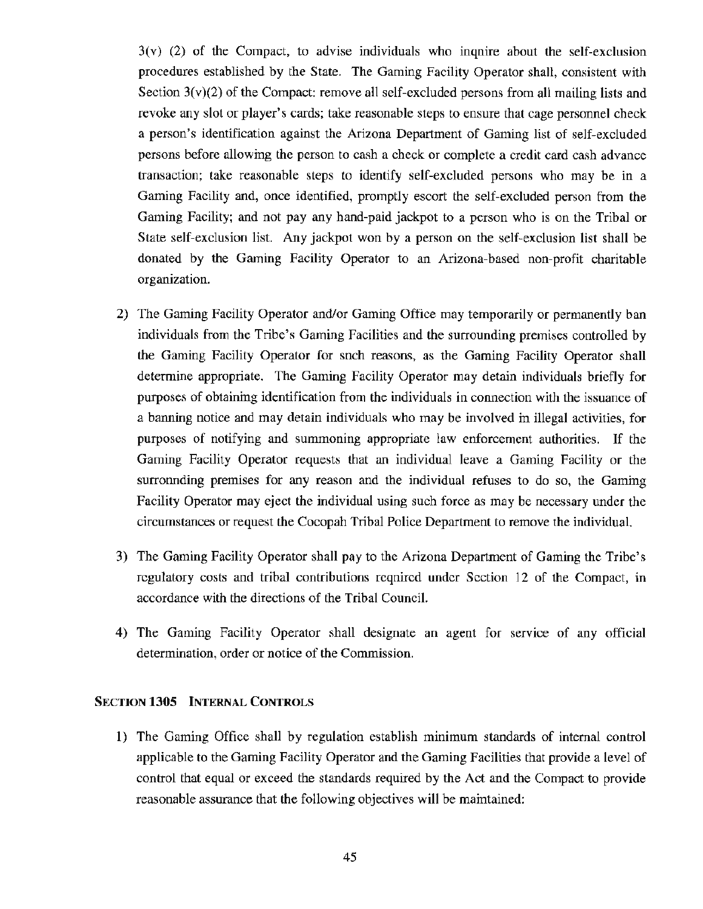3(v) (2) of the Compact, to advise individuals who inqnire about the self-exclusion procedures established by the State. The Gaming Facility Operator shall, consistent with Section 3(v)(2) of the Compact: remove all self-excluded persons from all mailing lists and revoke any slot or player's cards; take reasonable steps to ensure that cage personnel check a person's identification against the Arizona Department of Gaming list of self-excluded persons before allowing the person to cash a check or complete a credit card cash advance transaction; take reasonable steps to identify self-excluded persons who may be in a Gaming Facility and, once identified, promptly escort the self-excluded person from the Gaming Facility; and not pay any hand-paid jackpot to a person who is on the Tribal or State self-exclusion list. Any jackpot won by a person on the self-exclusion list shall be donated by the Gaming Facility Operator to an Arizona-based non-profit charitable organization.

2) The Gaming Facility Operator and/or Gaming Office may temporarily or permanently ban individuals from the Tribe's Gaming Facilities and the surrounding premises controlled by the Gaming Facility Operator for snch reasons, as the Gaming Facility Operator shall determine appropriate. The Gaming Facility Operator may detain individuals briefly for purposes of obtaining identification from the individuals in connection with the issuance of a banning notice and may detain individuals who may be involved in illegal activities, for purposes of notifying and summoning appropriate law enforcement authorities. If the Gaming Facility Operator requests that an individual leave a Gaming Facility or the surronnding premises for any reason and the individual refuses to do so, the Gaming Facility Operator may eject the individual using such force as may be necessary under the circumstances or request the Cocopah Tribal Police Department to remove the individual.

3) The Gaming Facility Operator shall pay to the Arizona Department of Gaming the Tribe's regulatory costs and tribal contributions required under Section 12 of the Compact, in accordance with the directions of the Tribal Council.

4) The Gaming Facility Operator shall designate an agent for service of any official determination, order or notice of the Commission.

### SECTION 1305 INTERNAL CONTROLS

1) The Gaming Office shall by regulation establish minimum standards of internal control applicable to the Gaming Facility Operator and the Gaming Facilities that provide a level of control that equal or exceed the standards required by the Act and the Compact to provide reasonable assurance that the following objectives will be maintained: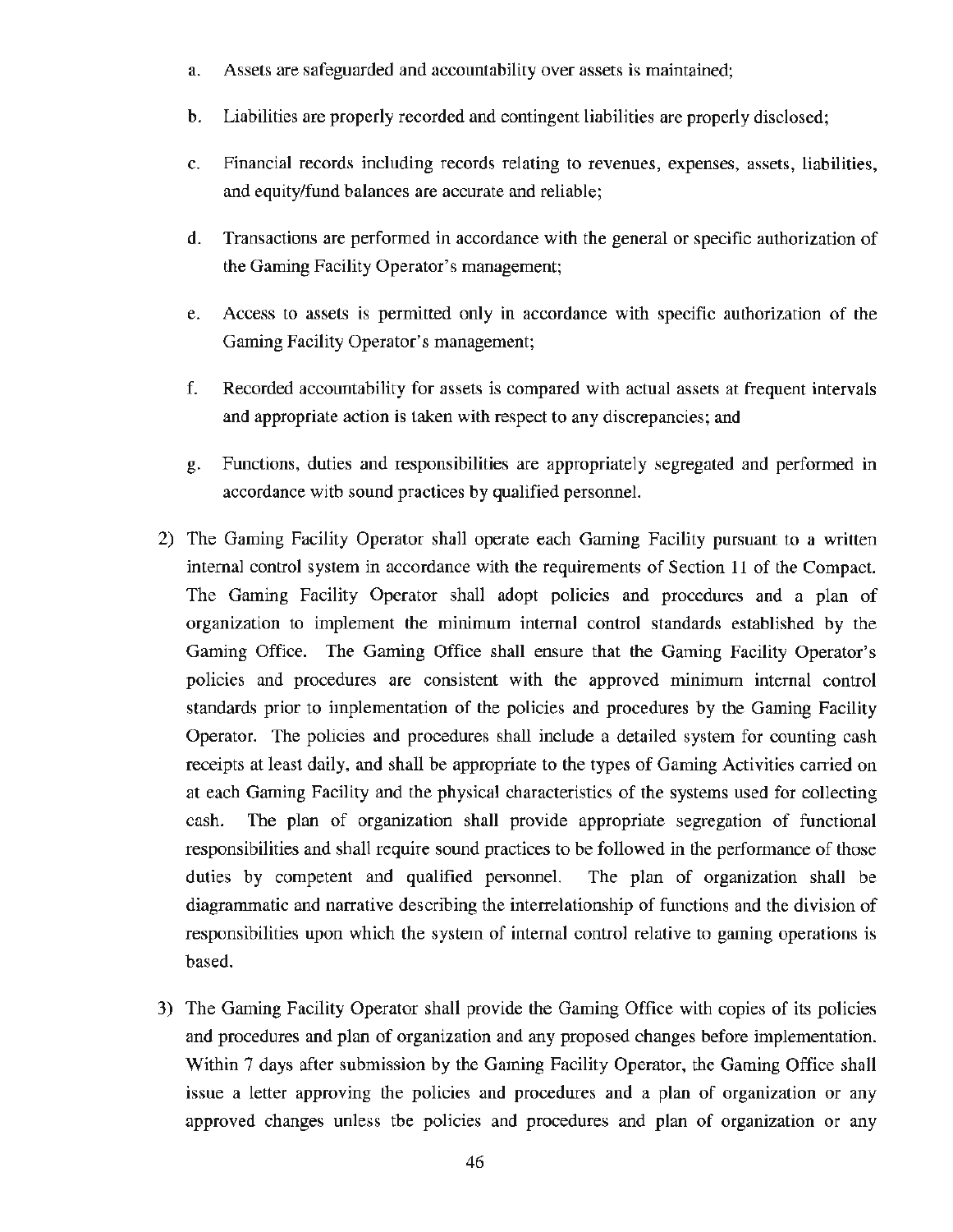a. Assets are safeguarded and accountability over assets is maintained;

b. Liabilities are properly recorded and contingent liabilities are properly disclosed;

c. Financial records including records relating to revenues, expenses, assets, liabilities, and equity/fund balances are accurate and reliable;

d. Transactions are performed in accordance with the general or specific authorization of the Gaming Facility Operator's management;

e. Access to assets is permitted only in accordance with specific authorization of the Gaming Facility Operator's management;

f. Recorded accountability for assets is compared with actual assets at frequent intervals and appropriate action is taken with respect to any discrepancies; and

g. Functions, duties and responsibilities are appropriately segregated and performed in accordance witb sound practices by qualified personnel.

2) The Gaming Facility Operator shall operate each Gaming Facility pursuant to a written internal control system in accordance with the requirements of Section 11 of the Compact. The Gaming Facility Operator shall adopt policies and procedures and a plan of organization to implement the minimum internal control standards established by the Gaming Office. The Gaming Office shall ensure that the Gaming Facility Operator's policies and procedures are consistent with the approved minimum internal control standards prior to implementation of the policies and procedures by the Gaming Facility Operator. The policies and procedures shall include a detailed system for counting cash receipts at least daily, and shall be appropriate to the types of Gaming Activities carried on at each Gaming Facility and the physical characteristics of the systems used for collecting cash. The plan of organization shall provide appropriate segregation of functional responsibilities and shall require sound practices to be followed in the performance of those duties by competent and qualified personnel. The plan of organization shall be diagrammatic and narrative describing the interrelationship of functions and the division of responsibilities upon which the system of internal control relative to gaming operations is based.

3) The Gaming Facility Operator shall provide the Gaming Office with copies of its policies and procedures and plan of organization and any proposed changes before implementation. Within 7 days after submission by the Gaming Facility Operator, the Gaming Office shall issue a letter approving the policies and procedures and a plan of organization or any approved changes unless tbe policies and procedures and plan of organization or any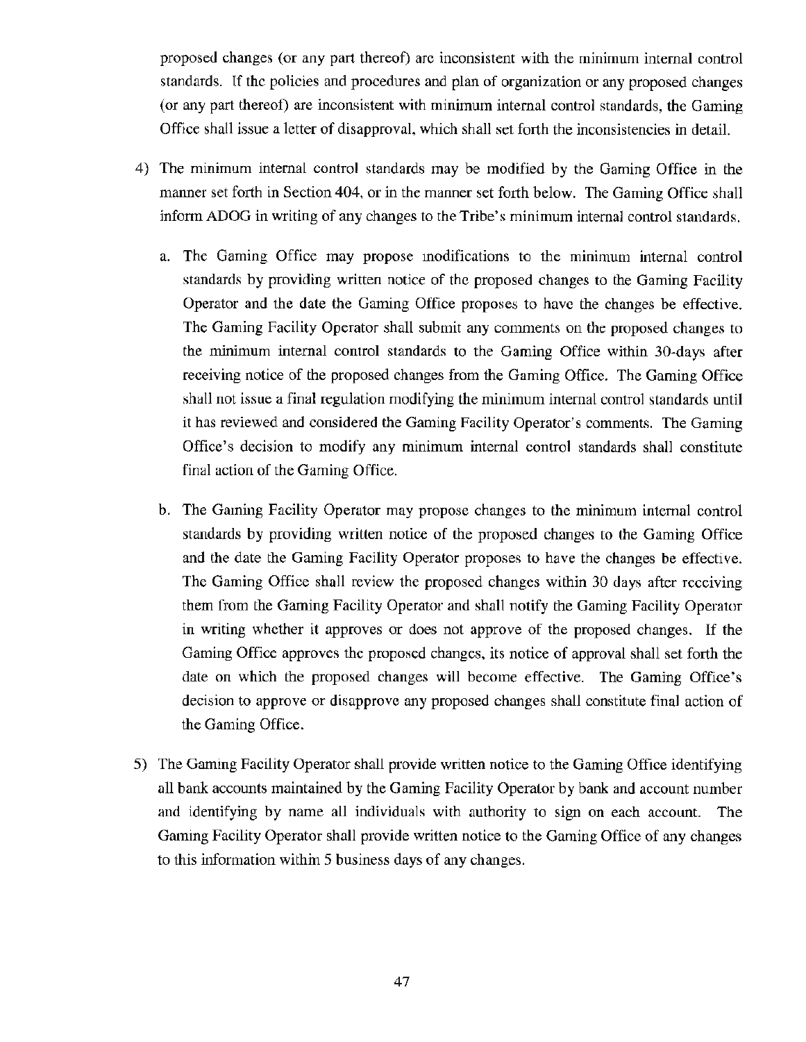proposed changes (or any part thereof) are inconsistent with the minimum internal control standards. If the policies and procedures and plan of organization or any proposed changes (or any part thereof) are inconsistent with minimum internal control standards, the Gaming Office shall issue a letter of disapproval, which shall set forth the inconsistencies in detail.

4) The minimum internal control standards may be modified by the Gaming Office in the manner set forth in Section 404, or in the manner set forth below. The Gaming Office shall inform ADOG in writing of any changes to the Tribe's minimum internal control standards.

   a. The Gaming Office may propose modifications to the minimum internal control standards by providing written notice of the proposed changes to the Gaming Facility Operator and the date the Gaming Office proposes to have the changes be effective. The Gaming Facility Operator shall submit any comments on the proposed changes to the minimum internal control standards to the Gaming Office within 30-days after receiving notice of the proposed changes from the Gaming Office. The Gaming Office shall not issue a final regulation modifying the minimum internal control standards until it has reviewed and considered the Gaming Facility Operator's comments. The Gaming Office's decision to modify any minimum internal control standards shall constitute final action of the Gaming Office.

   b. The Gaming Facility Operator may propose changes to the minimum internal control standards by providing written notice of the proposed changes to the Gaming Office and the date the Gaming Facility Operator proposes to have the changes be effective. The Gaming Office shall review the proposed changes within 30 days after receiving them from the Gaming Facility Operator and shall notify the Gaming Facility Operator in writing whether it approves or does not approve of the proposed changes. If the Gaming Office approves the proposed changes, its notice of approval shall set forth the date on which the proposed changes will become effective. The Gaming Office's decision to approve or disapprove any proposed changes shall constitute final action of the Gaming Office.

5) The Gaming Facility Operator shall provide written notice to the Gaming Office identifying all bank accounts maintained by the Gaming Facility Operator by bank and account number and identifying by name all individuals with authority to sign on each account. The Gaming Facility Operator shall provide written notice to the Gaming Office of any changes to this information within 5 business days of any changes.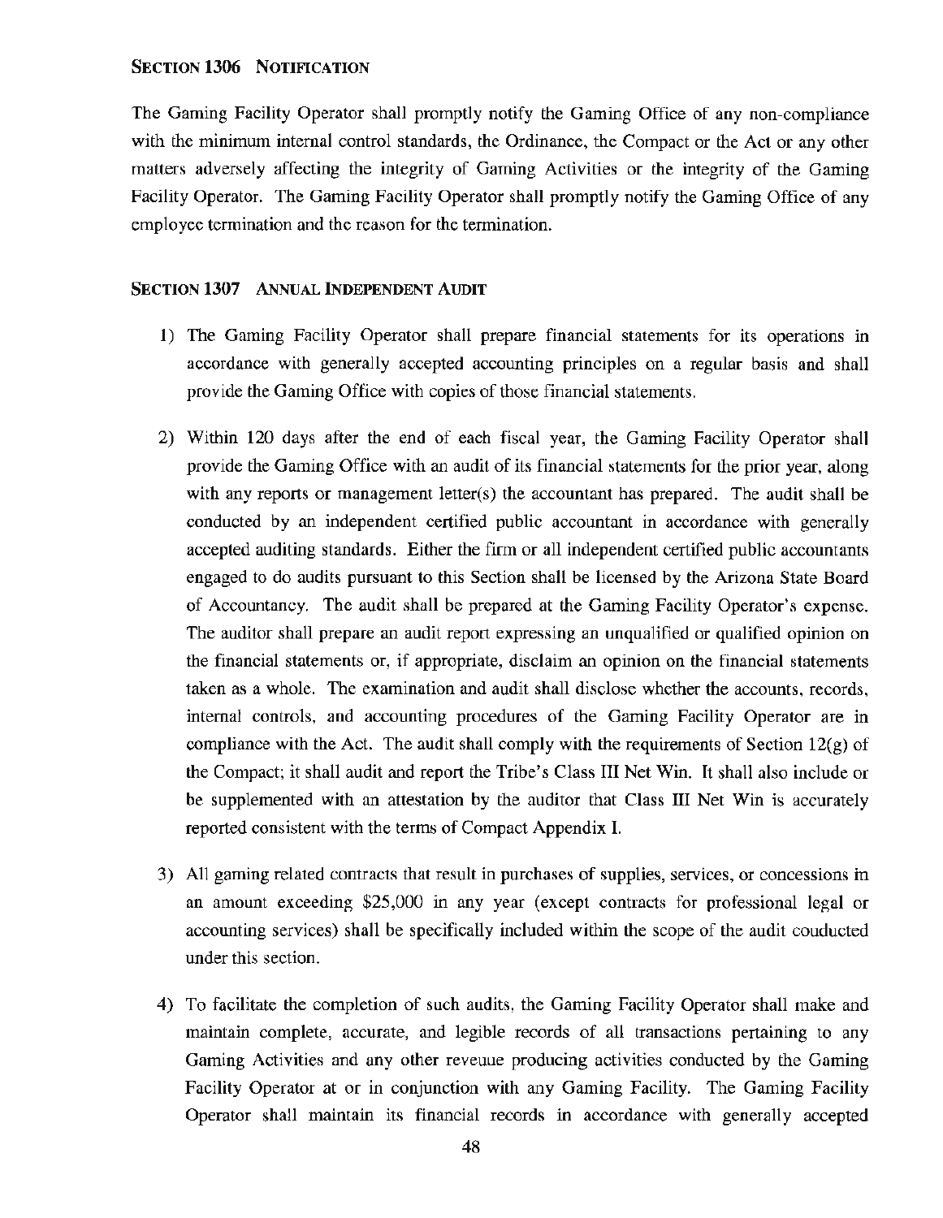### SECTION 1306 NOTIFICATION

The Gaming Facility Operator shall promptly notify the Gaming Office of any non-compliance with the minimum internal control standards, the Ordinance, the Compact or the Act or any other matters adversely affecting the integrity of Gaming Activities or the integrity of the Gaming Facility Operator. The Gaming Facility Operator shall promptly notify the Gaming Office of any employee termination and the reason for the termination.

### SECTION 1307 ANNUAL INDEPENDENT AUDIT

1) The Gaming Facility Operator shall prepare financial statements for its operations in accordance with generally accepted accounting principles on a regular basis and shall provide the Gaming Office with copies of those financial statements.

2) Within 120 days after the end of each fiscal year, the Gaming Facility Operator shall provide the Gaming Office with an audit of its financial statements for the prior year, along with any reports or management letter(s) the accountant has prepared. The audit shall be conducted by an independent certified public accountant in accordance with generally accepted auditing standards. Either the firm or all independent certified public accountants engaged to do audits pursuant to this Section shall be licensed by the Arizona State Board of Accountancy. The audit shall be prepared at the Gaming Facility Operator's expense. The auditor shall prepare an audit report expressing an unqualified or qualified opinion on the financial statements or, if appropriate, disclaim an opinion on the financial statements taken as a whole. The examination and audit shall disclose whether the accounts, records, internal controls, and accounting procedures of the Gaming Facility Operator are in compliance with the Act. The audit shall comply with the requirements of Section 12(g) of the Compact; it shall audit and report the Tribe's Class III Net Win. It shall also include or be supplemented with an attestation by the auditor that Class III Net Win is accurately reported consistent with the terms of Compact Appendix I.

3) All gaming related contracts that result in purchases of supplies, services, or concessions in an amount exceeding $25,000 in any year (except contracts for professional legal or accounting services) shall be specifically included within the scope of the audit couducted under this section.

4) To facilitate the completion of such audits, the Gaming Facility Operator shall make and maintain complete, accurate, and legible records of all transactions pertaining to any Gaming Activities and any other reveuue producing activities conducted by the Gaming Facility Operator at or in conjunction with any Gaming Facility. The Gaming Facility Operator shall maintain its financial records in accordance with generally accepted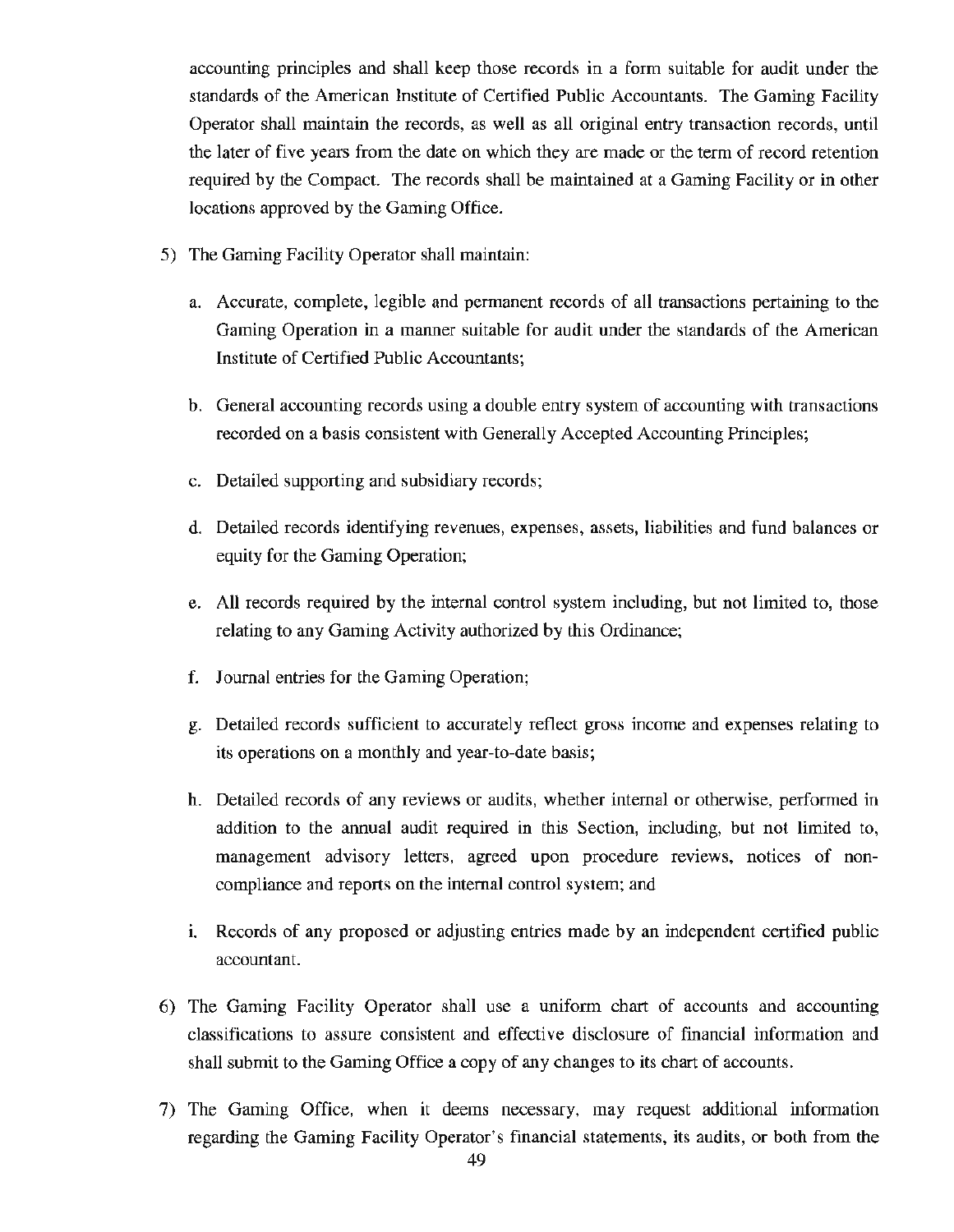accounting principles and shall keep those records in a form suitable for audit under the standards of the American Institute of Certified Public Accountants. The Gaming Facility Operator shall maintain the records, as well as all original entry transaction records, until the later of five years from the date on which they are made or the term of record retention required by the Compact. The records shall be maintained at a Gaming Facility or in other locations approved by the Gaming Office.

5) The Gaming Facility Operator shall maintain:

   a. Accurate, complete, legible and permanent records of all transactions pertaining to the Gaming Operation in a manner suitable for audit under the standards of the American Institute of Certified Public Accountants;

   b. General accounting records using a double entry system of accounting with transactions recorded on a basis consistent with Generally Accepted Accounting Principles;

   c. Detailed supporting and subsidiary records;

   d. Detailed records identifying revenues, expenses, assets, liabilities and fund balances or equity for the Gaming Operation;

   e. All records required by the internal control system including, but not limited to, those relating to any Gaming Activity authorized by this Ordinance;

   f. Journal entries for the Gaming Operation;

   g. Detailed records sufficient to accurately reflect gross income and expenses relating to its operations on a monthly and year-to-date basis;

   h. Detailed records of any reviews or audits, whether internal or otherwise, performed in addition to the annual audit required in this Section, including, but not limited to, management advisory letters, agreed upon procedure reviews, notices of non-compliance and reports on the internal control system; and

   i. Records of any proposed or adjusting entries made by an independent certified public accountant.

6) The Gaming Facility Operator shall use a uniform chart of accounts and accounting classifications to assure consistent and effective disclosure of financial information and shall submit to the Gaming Office a copy of any changes to its chart of accounts.

7) The Gaming Office, when it deems necessary, may request additional information regarding the Gaming Facility Operator's financial statements, its audits, or both from the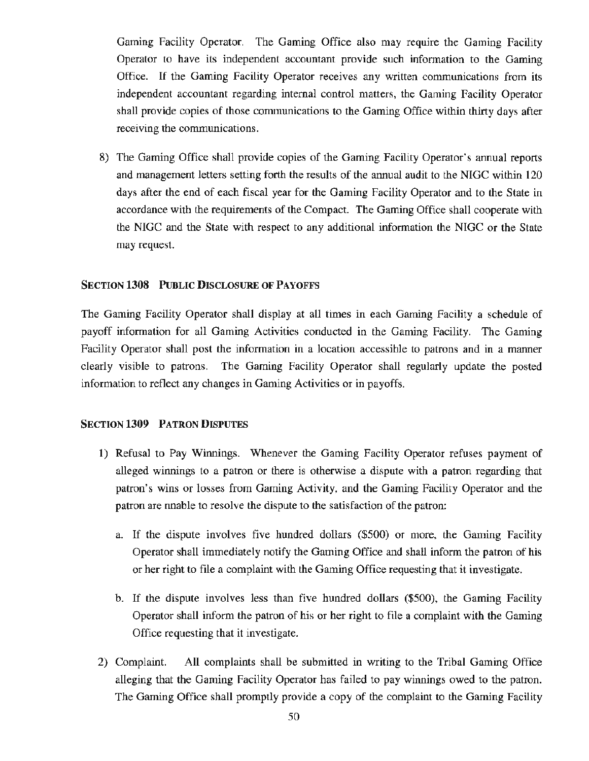Gaming Facility Operator. The Gaming Office also may require the Gaming Facility Operator to have its independent accountant provide such information to the Gaming Office. If the Gaming Facility Operator receives any written communications from its independent accountant regarding internal control matters, the Gaming Facility Operator shall provide copies of those communications to the Gaming Office within thirty days after receiving the communications.

8) The Gaming Office shall provide copies of the Gaming Facility Operator's annual reports and management letters setting forth the results of the annual audit to the NIGC within 120 days after the end of each fiscal year for the Gaming Facility Operator and to the State in accordance with the requirements of the Compact. The Gaming Office shall cooperate with the NIGC and the State with respect to any additional information the NIGC or the State may request.

### SECTION 1308 PUBLIC DISCLOSURE OF PAYOFFS

The Gaming Facility Operator shall display at all times in each Gaming Facility a schedule of payoff information for all Gaming Activities conducted in the Gaming Facility. The Gaming Facility Operator shall post the information in a location accessible to patrons and in a manner clearly visible to patrons. The Gaming Facility Operator shall regularly update the posted information to reflect any changes in Gaming Activities or in payoffs.

### SECTION 1309 PATRON DISPUTES

1) Refusal to Pay Winnings. Whenever the Gaming Facility Operator refuses payment of alleged winnings to a patron or there is otherwise a dispute with a patron regarding that patron's wins or losses from Gaming Activity, and the Gaming Facility Operator and the patron are unable to resolve the dispute to the satisfaction of the patron:

   a. If the dispute involves five hundred dollars ($500) or more, the Gaming Facility Operator shall immediately notify the Gaming Office and shall inform the patron of his or her right to file a complaint with the Gaming Office requesting that it investigate.

   b. If the dispute involves less than five hundred dollars ($500), the Gaming Facility Operator shall inform the patron of his or her right to file a complaint with the Gaming Office requesting that it investigate.

2) Complaint. All complaints shall be submitted in writing to the Tribal Gaming Office alleging that the Gaming Facility Operator has failed to pay winnings owed to the patron. The Gaming Office shall promptly provide a copy of the complaint to the Gaming Facility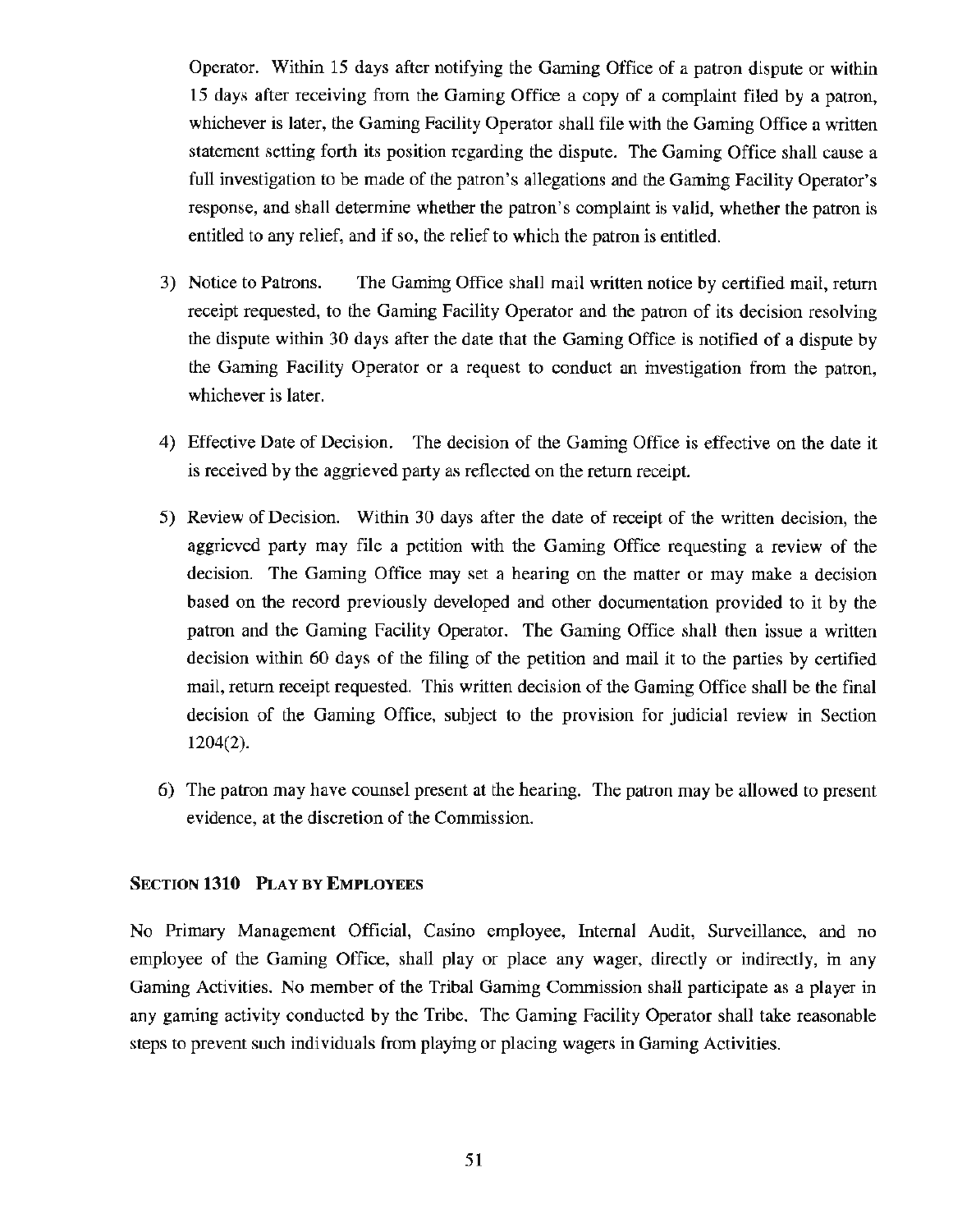Operator. Within 15 days after notifying the Gaming Office of a patron dispute or within 15 days after receiving from the Gaming Office a copy of a complaint filed by a patron, whichever is later, the Gaming Facility Operator shall file with the Gaming Office a written statement setting forth its position regarding the dispute. The Gaming Office shall cause a full investigation to be made of the patron's allegations and the Gaming Facility Operator's response, and shall determine whether the patron's complaint is valid, whether the patron is entitled to any relief, and if so, the relief to which the patron is entitled.

3) Notice to Patrons. The Gaming Office shall mail written notice by certified mail, return receipt requested, to the Gaming Facility Operator and the patron of its decision resolving the dispute within 30 days after the date that the Gaming Office is notified of a dispute by the Gaming Facility Operator or a request to conduct an investigation from the patron, whichever is later.

4) Effective Date of Decision. The decision of the Gaming Office is effective on the date it is received by the aggrieved party as reflected on the return receipt.

5) Review of Decision. Within 30 days after the date of receipt of the written decision, the aggrieved party may file a petition with the Gaming Office requesting a review of the decision. The Gaming Office may set a hearing on the matter or may make a decision based on the record previously developed and other documentation provided to it by the patron and the Gaming Facility Operator. The Gaming Office shall then issue a written decision within 60 days of the filing of the petition and mail it to the parties by certified mail, return receipt requested. This written decision of the Gaming Office shall be the final decision of the Gaming Office, subject to the provision for judicial review in Section 1204(2).

6) The patron may have counsel present at the hearing. The patron may be allowed to present evidence, at the discretion of the Commission.

### SECTION 1310 PLAY BY EMPLOYEES

No Primary Management Official, Casino employee, Internal Audit, Surveillance, and no employee of the Gaming Office, shall play or place any wager, directly or indirectly, in any Gaming Activities. No member of the Tribal Gaming Commission shall participate as a player in any gaming activity conducted by the Tribe. The Gaming Facility Operator shall take reasonable steps to prevent such individuals from playing or placing wagers in Gaming Activities.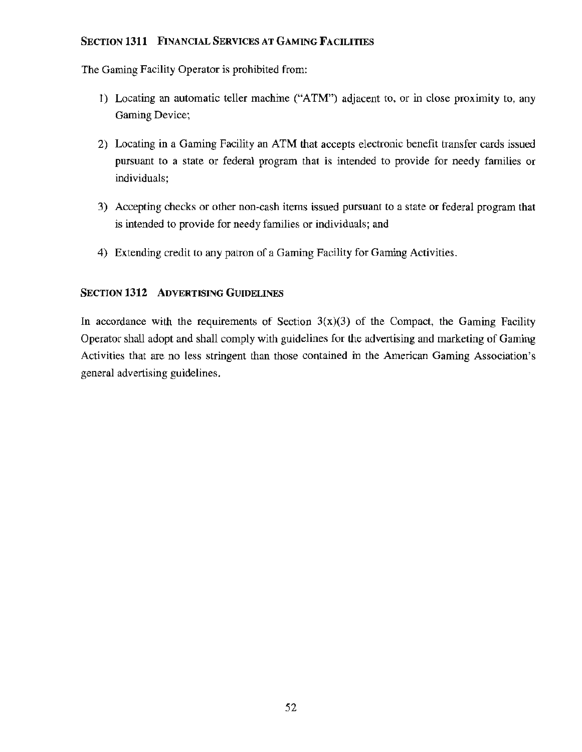### SECTION 1311 FINANCIAL SERVICES AT GAMING FACILITIES

The Gaming Facility Operator is prohibited from:

1) Locating an automatic teller machine ("ATM") adjacent to, or in close proximity to, any Gaming Device;

2) Locating in a Gaming Facility an ATM that accepts electronic benefit transfer cards issued pursuant to a state or federal program that is intended to provide for needy families or individuals;

3) Accepting checks or other non-cash items issued pursuant to a state or federal program that is intended to provide for needy families or individuals; and

4) Extending credit to any patron of a Gaming Facility for Gaming Activities.

### SECTION 1312 ADVERTISING GUIDELINES

In accordance with the requirements of Section 3(x)(3) of the Compact, the Gaming Facility Operator shall adopt and shall comply with guidelines for the advertising and marketing of Gaming Activities that are no less stringent than those contained in the American Gaming Association's general advertising guidelines.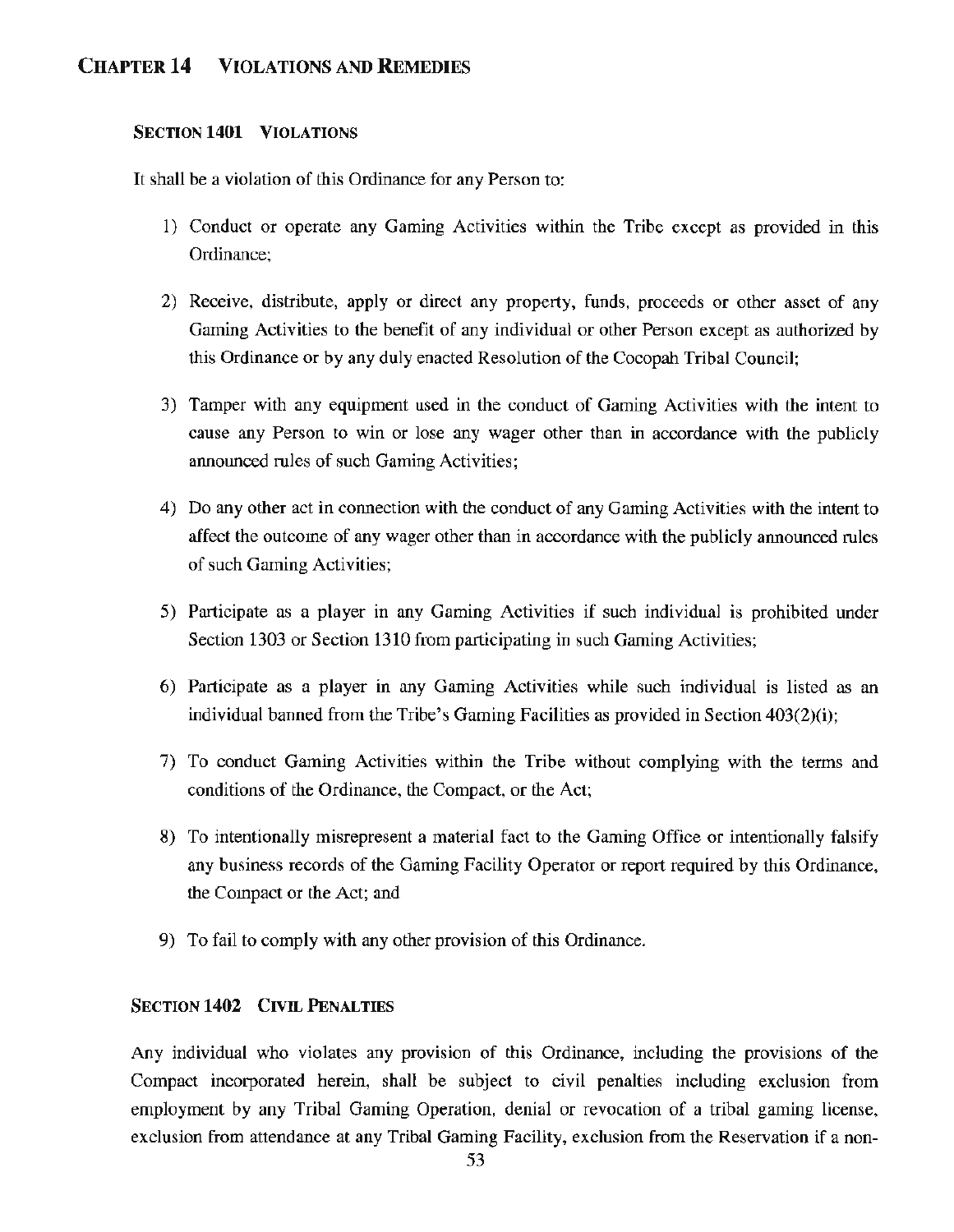## Chapter 14 Violations and Remedies

### Section 1401 Violations

It shall be a violation of this Ordinance for any Person to:

1) Conduct or operate any Gaming Activities within the Tribe except as provided in this Ordinance;

2) Receive, distribute, apply or direct any property, funds, proceeds or other asset of any Gaming Activities to the benefit of any individual or other Person except as authorized by this Ordinance or by any duly enacted Resolution of the Cocopah Tribal Council;

3) Tamper with any equipment used in the conduct of Gaming Activities with the intent to cause any Person to win or lose any wager other than in accordance with the publicly announced rules of such Gaming Activities;

4) Do any other act in connection with the conduct of any Gaming Activities with the intent to affect the outcome of any wager other than in accordance with the publicly announced rules of such Gaming Activities;

5) Participate as a player in any Gaming Activities if such individual is prohibited under Section 1303 or Section 1310 from participating in such Gaming Activities;

6) Participate as a player in any Gaming Activities while such individual is listed as an individual banned from the Tribe's Gaming Facilities as provided in Section 403(2)(i);

7) To conduct Gaming Activities within the Tribe without complying with the terms and conditions of the Ordinance, the Compact, or the Act;

8) To intentionally misrepresent a material fact to the Gaming Office or intentionally falsify any business records of the Gaming Facility Operator or report required by this Ordinance, the Compact or the Act; and

9) To fail to comply with any other provision of this Ordinance.

### Section 1402 Civil Penalties

Any individual who violates any provision of this Ordinance, including the provisions of the Compact incorporated herein, shall be subject to civil penalties including exclusion from employment by any Tribal Gaming Operation, denial or revocation of a tribal gaming license, exclusion from attendance at any Tribal Gaming Facility, exclusion from the Reservation if a non-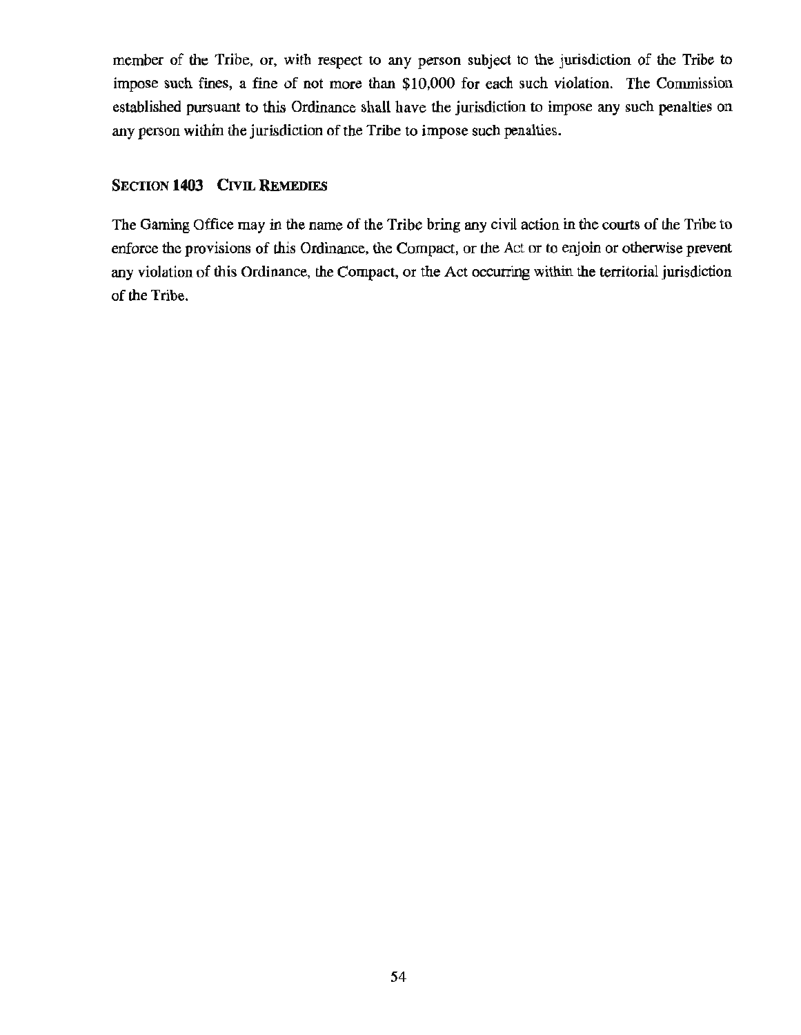member of the Tribe, or, with respect to any person subject to the jurisdiction of the Tribe to impose such fines, a fine of not more than $10,000 for each such violation. The Commission established pursuant to this Ordinance shall have the jurisdiction to impose any such penalties on any person within the jurisdiction of the Tribe to impose such penalties.

### SECTION 1403 CIVIL REMEDIES

The Gaming Office may in the name of the Tribe bring any civil action in the courts of the Tribe to enforce the provisions of this Ordinance, the Compact, or the Act or to enjoin or otherwise prevent any violation of this Ordinance, the Compact, or the Act occurring within the territorial jurisdiction of the Tribe.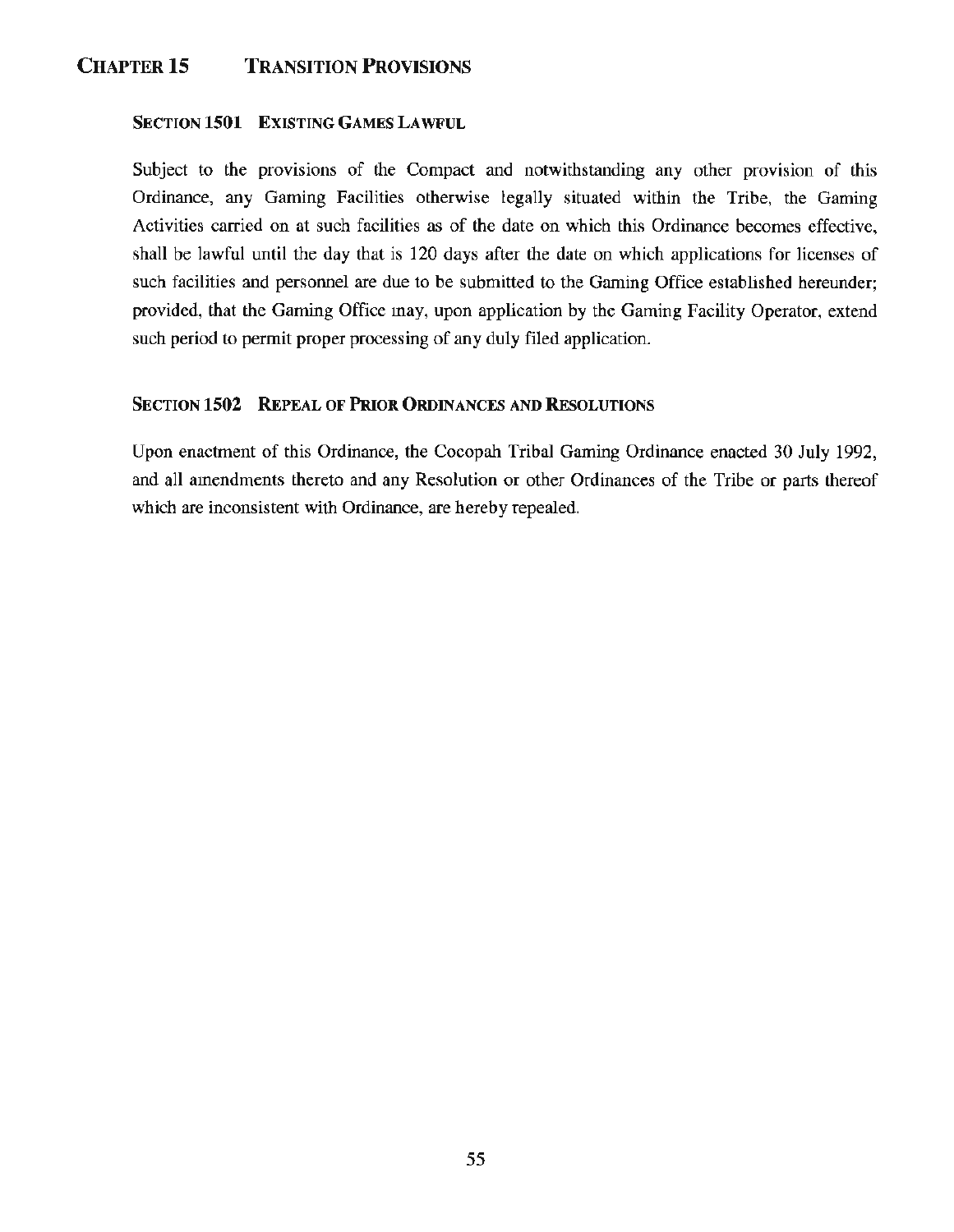## CHAPTER 15 TRANSITION PROVISIONS

### SECTION 1501 EXISTING GAMES LAWFUL

Subject to the provisions of the Compact and notwithstanding any other provision of this Ordinance, any Gaming Facilities otherwise legally situated within the Tribe, the Gaming Activities carried on at such facilities as of the date on which this Ordinance becomes effective, shall be lawful until the day that is 120 days after the date on which applications for licenses of such facilities and personnel are due to be submitted to the Gaming Office established hereunder; provided, that the Gaming Office may, upon application by the Gaming Facility Operator, extend such period to permit proper processing of any duly filed application.

### SECTION 1502 REPEAL OF PRIOR ORDINANCES AND RESOLUTIONS

Upon enactment of this Ordinance, the Cocopah Tribal Gaming Ordinance enacted 30 July 1992, and all amendments thereto and any Resolution or other Ordinances of the Tribe or parts thereof which are inconsistent with Ordinance, are hereby repealed.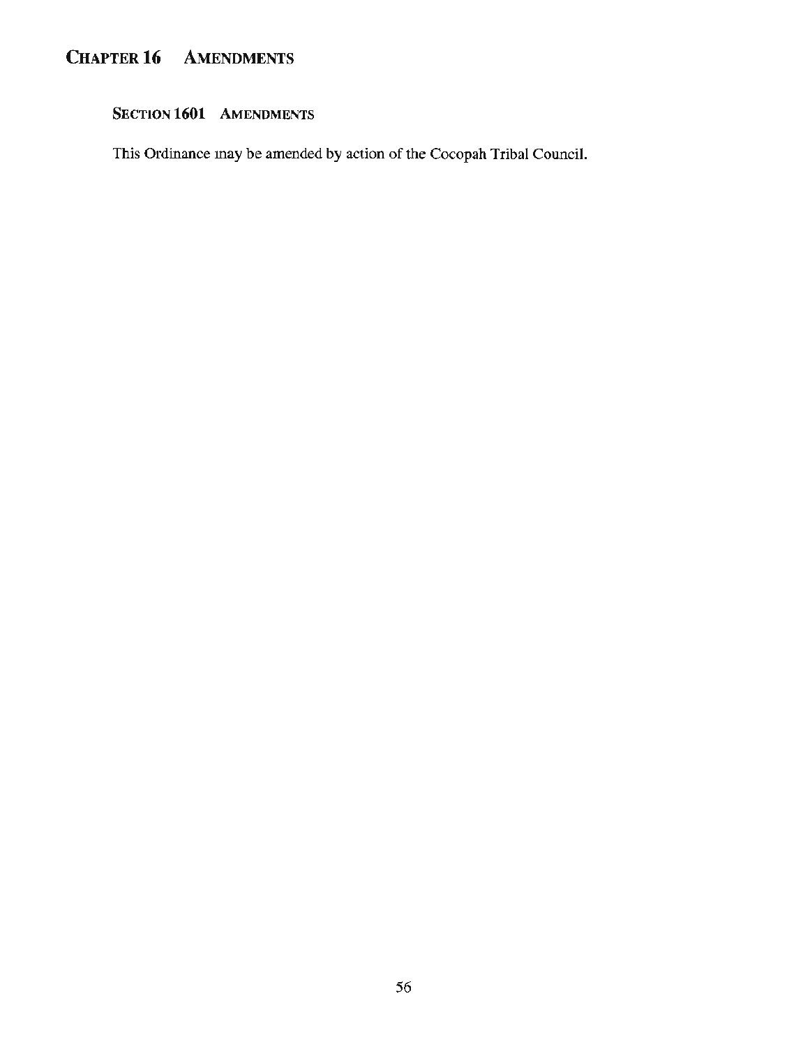# CHAPTER 16 AMENDMENTS

## SECTION 1601 AMENDMENTS

This Ordinance may be amended by action of the Cocopah Tribal Council.